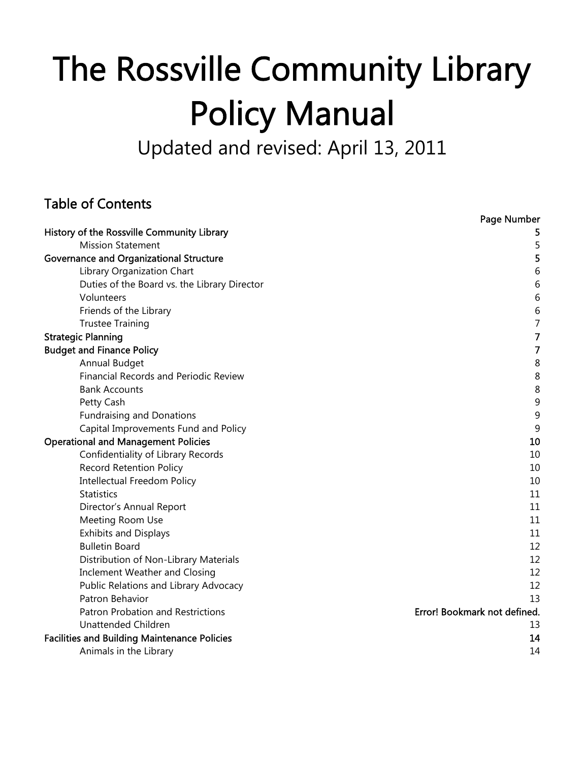# The Rossville Community Library Policy Manual

Updated and revised: April 13, 2011

## Table of Contents

| | Page Number |
|---|---|
| **History of the Rossville Community Library** | **5** |
| Mission Statement | 5 |
| **Governance and Organizational Structure** | **5** |
| Library Organization Chart | 6 |
| Duties of the Board vs. the Library Director | 6 |
| Volunteers | 6 |
| Friends of the Library | 6 |
| Trustee Training | 7 |
| **Strategic Planning** | **7** |
| **Budget and Finance Policy** | **7** |
| Annual Budget | 8 |
| Financial Records and Periodic Review | 8 |
| Bank Accounts | 8 |
| Petty Cash | 9 |
| Fundraising and Donations | 9 |
| Capital Improvements Fund and Policy | 9 |
| **Operational and Management Policies** | **10** |
| Confidentiality of Library Records | 10 |
| Record Retention Policy | 10 |
| Intellectual Freedom Policy | 10 |
| Statistics | 11 |
| Director's Annual Report | 11 |
| Meeting Room Use | 11 |
| Exhibits and Displays | 11 |
| Bulletin Board | 12 |
| Distribution of Non-Library Materials | 12 |
| Inclement Weather and Closing | 12 |
| Public Relations and Library Advocacy | 12 |
| Patron Behavior | 13 |
| Patron Probation and Restrictions | **Error! Bookmark not defined.** |
| Unattended Children | 13 |
| **Facilities and Building Maintenance Policies** | **14** |
| Animals in the Library | 14 |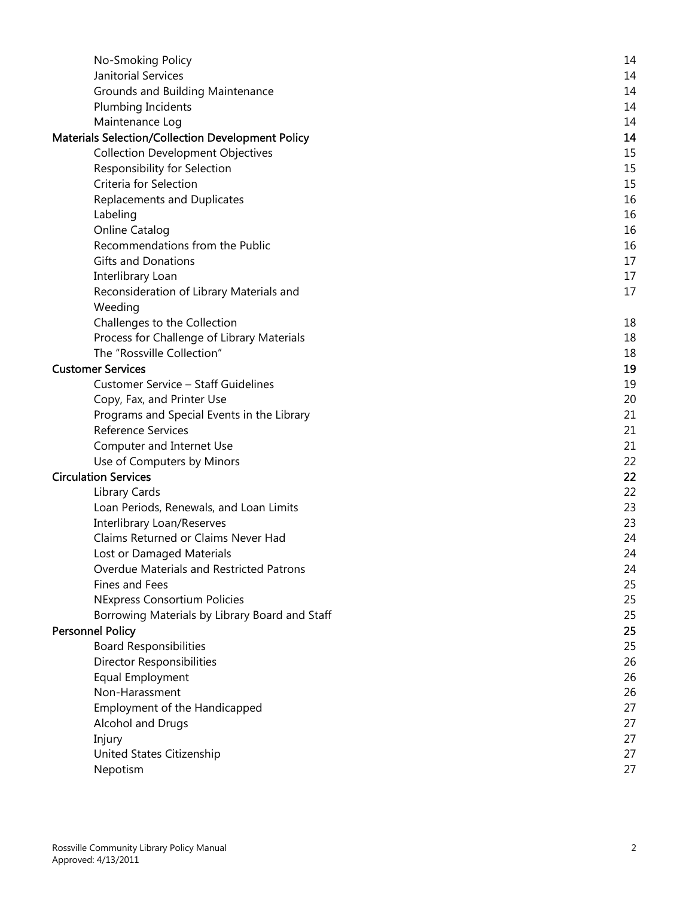| | |
|---|---|
| No-Smoking Policy | 14 |
| Janitorial Services | 14 |
| Grounds and Building Maintenance | 14 |
| Plumbing Incidents | 14 |
| Maintenance Log | 14 |
| **Materials Selection/Collection Development Policy** | **14** |
| Collection Development Objectives | 15 |
| Responsibility for Selection | 15 |
| Criteria for Selection | 15 |
| Replacements and Duplicates | 16 |
| Labeling | 16 |
| Online Catalog | 16 |
| Recommendations from the Public | 16 |
| Gifts and Donations | 17 |
| Interlibrary Loan | 17 |
| Reconsideration of Library Materials and Weeding | 17 |
| Challenges to the Collection | 18 |
| Process for Challenge of Library Materials | 18 |
| The "Rossville Collection" | 18 |
| **Customer Services** | **19** |
| Customer Service – Staff Guidelines | 19 |
| Copy, Fax, and Printer Use | 20 |
| Programs and Special Events in the Library | 21 |
| Reference Services | 21 |
| Computer and Internet Use | 21 |
| Use of Computers by Minors | 22 |
| **Circulation Services** | **22** |
| Library Cards | 22 |
| Loan Periods, Renewals, and Loan Limits | 23 |
| Interlibrary Loan/Reserves | 23 |
| Claims Returned or Claims Never Had | 24 |
| Lost or Damaged Materials | 24 |
| Overdue Materials and Restricted Patrons | 24 |
| Fines and Fees | 25 |
| NExpress Consortium Policies | 25 |
| Borrowing Materials by Library Board and Staff | 25 |
| **Personnel Policy** | **25** |
| Board Responsibilities | 25 |
| Director Responsibilities | 26 |
| Equal Employment | 26 |
| Non-Harassment | 26 |
| Employment of the Handicapped | 27 |
| Alcohol and Drugs | 27 |
| Injury | 27 |
| United States Citizenship | 27 |
| Nepotism | 27 |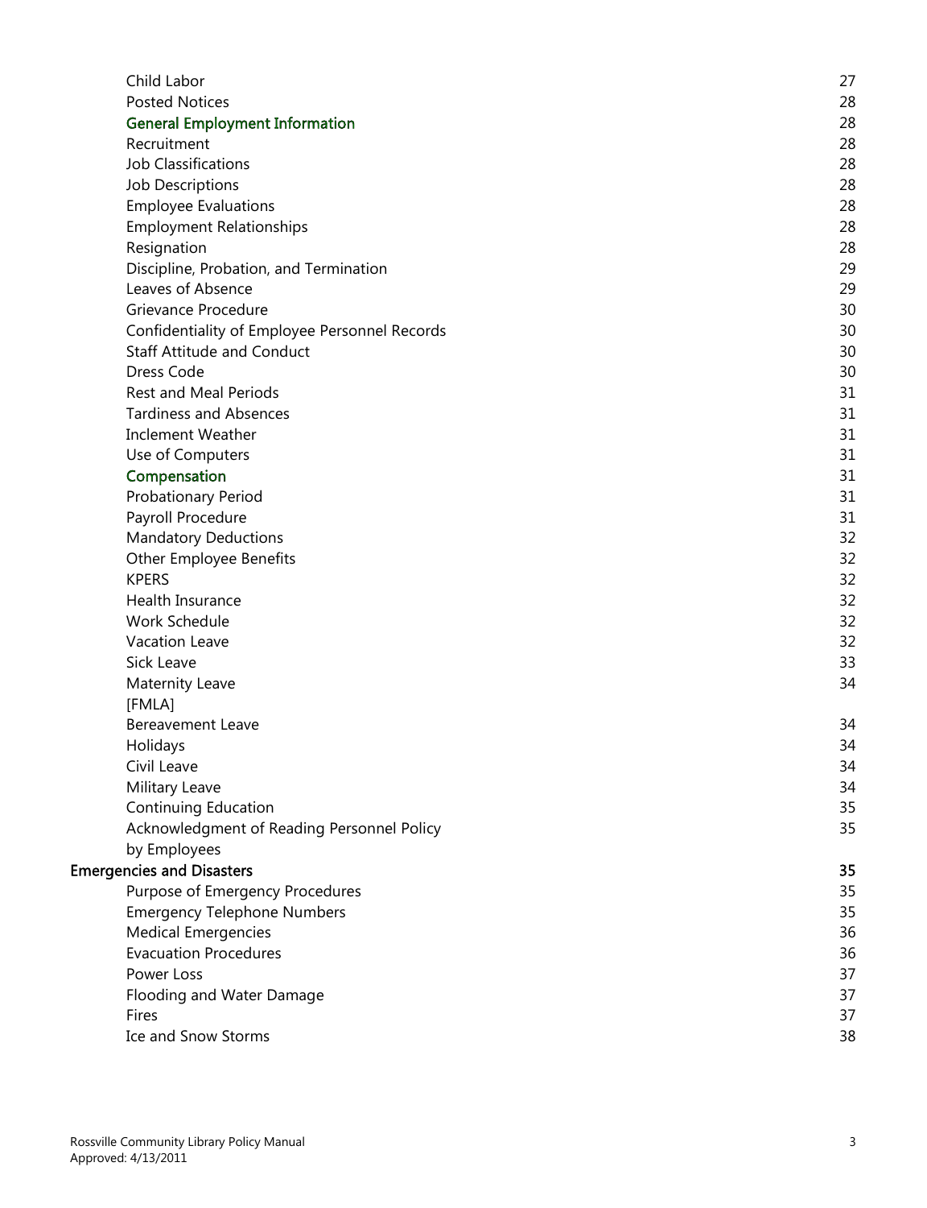| | |
|---|---|
| Child Labor | 27 |
| Posted Notices | 28 |
| **General Employment Information** | 28 |
| Recruitment | 28 |
| Job Classifications | 28 |
| Job Descriptions | 28 |
| Employee Evaluations | 28 |
| Employment Relationships | 28 |
| Resignation | 28 |
| Discipline, Probation, and Termination | 29 |
| Leaves of Absence | 29 |
| Grievance Procedure | 30 |
| Confidentiality of Employee Personnel Records | 30 |
| Staff Attitude and Conduct | 30 |
| Dress Code | 30 |
| Rest and Meal Periods | 31 |
| Tardiness and Absences | 31 |
| Inclement Weather | 31 |
| Use of Computers | 31 |
| **Compensation** | 31 |
| Probationary Period | 31 |
| Payroll Procedure | 31 |
| Mandatory Deductions | 32 |
| Other Employee Benefits | 32 |
| KPERS | 32 |
| Health Insurance | 32 |
| Work Schedule | 32 |
| Vacation Leave | 32 |
| Sick Leave | 33 |
| Maternity Leave [FMLA] | 34 |
| Bereavement Leave | 34 |
| Holidays | 34 |
| Civil Leave | 34 |
| Military Leave | 34 |
| Continuing Education | 35 |
| Acknowledgment of Reading Personnel Policy by Employees | 35 |
| **Emergencies and Disasters** | 35 |
| Purpose of Emergency Procedures | 35 |
| Emergency Telephone Numbers | 35 |
| Medical Emergencies | 36 |
| Evacuation Procedures | 36 |
| Power Loss | 37 |
| Flooding and Water Damage | 37 |
| Fires | 37 |
| Ice and Snow Storms | 38 |

Rossville Community Library Policy Manual
Approved: 4/13/2011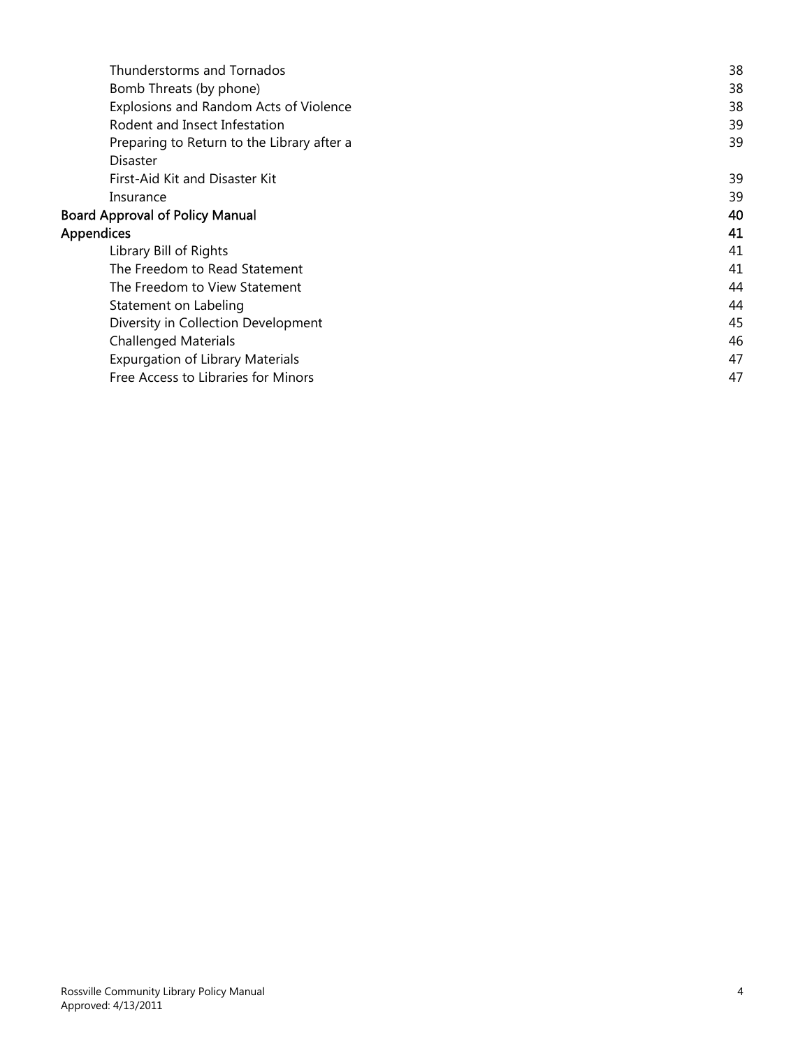| | |
|---|---|
| Thunderstorms and Tornados | 38 |
| Bomb Threats (by phone) | 38 |
| Explosions and Random Acts of Violence | 38 |
| Rodent and Insect Infestation | 39 |
| Preparing to Return to the Library after a Disaster | 39 |
| First-Aid Kit and Disaster Kit | 39 |
| Insurance | 39 |
| **Board Approval of Policy Manual** | **40** |
| **Appendices** | **41** |
| Library Bill of Rights | 41 |
| The Freedom to Read Statement | 41 |
| The Freedom to View Statement | 44 |
| Statement on Labeling | 44 |
| Diversity in Collection Development | 45 |
| Challenged Materials | 46 |
| Expurgation of Library Materials | 47 |
| Free Access to Libraries for Minors | 47 |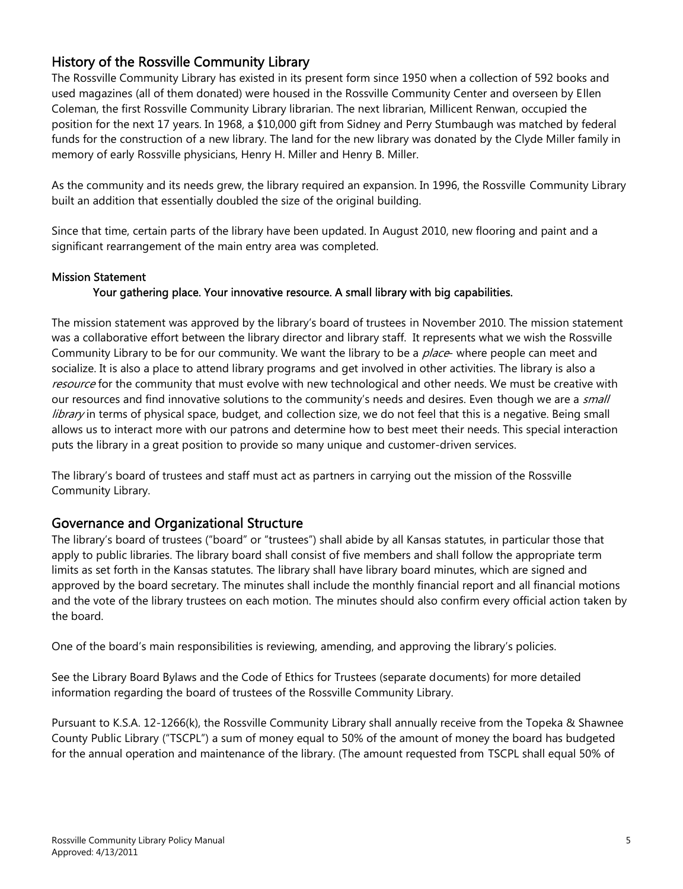## History of the Rossville Community Library

The Rossville Community Library has existed in its present form since 1950 when a collection of 592 books and used magazines (all of them donated) were housed in the Rossville Community Center and overseen by Ellen Coleman, the first Rossville Community Library librarian. The next librarian, Millicent Renwan, occupied the position for the next 17 years. In 1968, a $10,000 gift from Sidney and Perry Stumbaugh was matched by federal funds for the construction of a new library. The land for the new library was donated by the Clyde Miller family in memory of early Rossville physicians, Henry H. Miller and Henry B. Miller.

As the community and its needs grew, the library required an expansion. In 1996, the Rossville Community Library built an addition that essentially doubled the size of the original building.

Since that time, certain parts of the library have been updated. In August 2010, new flooring and paint and a significant rearrangement of the main entry area was completed.

### Mission Statement

**Your gathering place. Your innovative resource. A small library with big capabilities.**

The mission statement was approved by the library's board of trustees in November 2010. The mission statement was a collaborative effort between the library director and library staff. It represents what we wish the Rossville Community Library to be for our community. We want the library to be a *place*- where people can meet and socialize. It is also a place to attend library programs and get involved in other activities. The library is also a *resource* for the community that must evolve with new technological and other needs. We must be creative with our resources and find innovative solutions to the community's needs and desires. Even though we are a *small library* in terms of physical space, budget, and collection size, we do not feel that this is a negative. Being small allows us to interact more with our patrons and determine how to best meet their needs. This special interaction puts the library in a great position to provide so many unique and customer-driven services.

The library's board of trustees and staff must act as partners in carrying out the mission of the Rossville Community Library.

## Governance and Organizational Structure

The library's board of trustees ("board" or "trustees") shall abide by all Kansas statutes, in particular those that apply to public libraries. The library board shall consist of five members and shall follow the appropriate term limits as set forth in the Kansas statutes. The library shall have library board minutes, which are signed and approved by the board secretary. The minutes shall include the monthly financial report and all financial motions and the vote of the library trustees on each motion. The minutes should also confirm every official action taken by the board.

One of the board's main responsibilities is reviewing, amending, and approving the library's policies.

See the Library Board Bylaws and the Code of Ethics for Trustees (separate documents) for more detailed information regarding the board of trustees of the Rossville Community Library.

Pursuant to K.S.A. 12-1266(k), the Rossville Community Library shall annually receive from the Topeka & Shawnee County Public Library ("TSCPL") a sum of money equal to 50% of the amount of money the board has budgeted for the annual operation and maintenance of the library. (The amount requested from TSCPL shall equal 50% of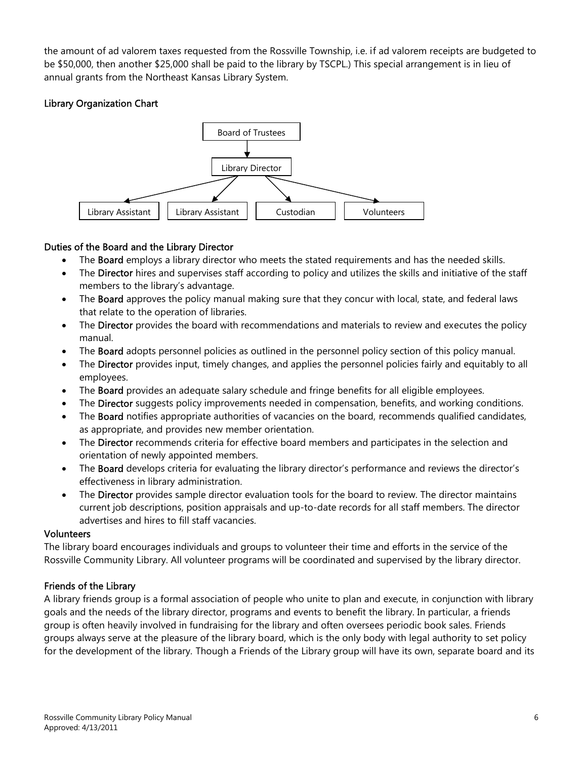the amount of ad valorem taxes requested from the Rossville Township, i.e. if ad valorem receipts are budgeted to be $50,000, then another $25,000 shall be paid to the library by TSCPL.) This special arrangement is in lieu of annual grants from the Northeast Kansas Library System.

### Library Organization Chart

- Board of Trustees
  - Library Director
    - Library Assistant
    - Library Assistant
    - Custodian
    - Volunteers

### Duties of the Board and the Library Director

- The **Board** employs a library director who meets the stated requirements and has the needed skills.
- The **Director** hires and supervises staff according to policy and utilizes the skills and initiative of the staff members to the library's advantage.
- The **Board** approves the policy manual making sure that they concur with local, state, and federal laws that relate to the operation of libraries.
- The **Director** provides the board with recommendations and materials to review and executes the policy manual.
- The **Board** adopts personnel policies as outlined in the personnel policy section of this policy manual.
- The **Director** provides input, timely changes, and applies the personnel policies fairly and equitably to all employees.
- The **Board** provides an adequate salary schedule and fringe benefits for all eligible employees.
- The **Director** suggests policy improvements needed in compensation, benefits, and working conditions.
- The **Board** notifies appropriate authorities of vacancies on the board, recommends qualified candidates, as appropriate, and provides new member orientation.
- The **Director** recommends criteria for effective board members and participates in the selection and orientation of newly appointed members.
- The **Board** develops criteria for evaluating the library director's performance and reviews the director's effectiveness in library administration.
- The **Director** provides sample director evaluation tools for the board to review. The director maintains current job descriptions, position appraisals and up-to-date records for all staff members. The director advertises and hires to fill staff vacancies.

### Volunteers

The library board encourages individuals and groups to volunteer their time and efforts in the service of the Rossville Community Library. All volunteer programs will be coordinated and supervised by the library director.

### Friends of the Library

A library friends group is a formal association of people who unite to plan and execute, in conjunction with library goals and the needs of the library director, programs and events to benefit the library. In particular, a friends group is often heavily involved in fundraising for the library and often oversees periodic book sales. Friends groups always serve at the pleasure of the library board, which is the only body with legal authority to set policy for the development of the library. Though a Friends of the Library group will have its own, separate board and its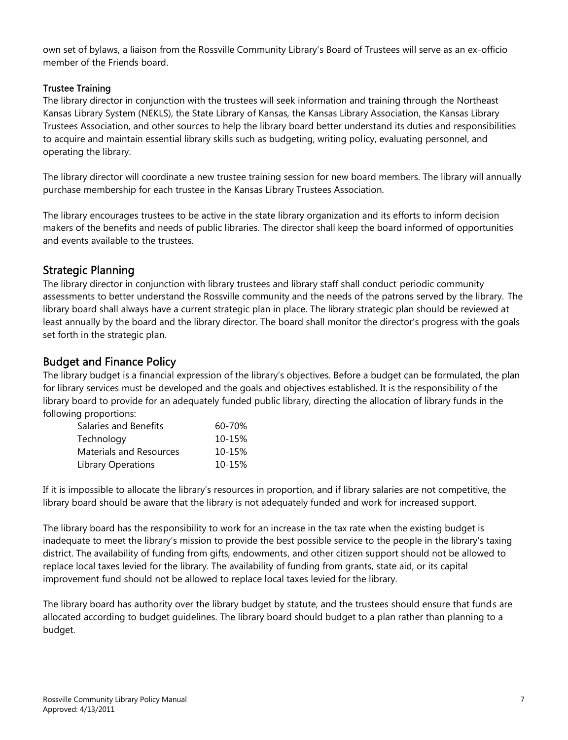own set of bylaws, a liaison from the Rossville Community Library's Board of Trustees will serve as an ex-officio member of the Friends board.

### Trustee Training

The library director in conjunction with the trustees will seek information and training through the Northeast Kansas Library System (NEKLS), the State Library of Kansas, the Kansas Library Association, the Kansas Library Trustees Association, and other sources to help the library board better understand its duties and responsibilities to acquire and maintain essential library skills such as budgeting, writing policy, evaluating personnel, and operating the library.

The library director will coordinate a new trustee training session for new board members. The library will annually purchase membership for each trustee in the Kansas Library Trustees Association.

The library encourages trustees to be active in the state library organization and its efforts to inform decision makers of the benefits and needs of public libraries. The director shall keep the board informed of opportunities and events available to the trustees.

## Strategic Planning

The library director in conjunction with library trustees and library staff shall conduct periodic community assessments to better understand the Rossville community and the needs of the patrons served by the library. The library board shall always have a current strategic plan in place. The library strategic plan should be reviewed at least annually by the board and the library director. The board shall monitor the director's progress with the goals set forth in the strategic plan.

## Budget and Finance Policy

The library budget is a financial expression of the library's objectives. Before a budget can be formulated, the plan for library services must be developed and the goals and objectives established. It is the responsibility of the library board to provide for an adequately funded public library, directing the allocation of library funds in the following proportions:

| | |
|---|---|
| Salaries and Benefits | 60-70% |
| Technology | 10-15% |
| Materials and Resources | 10-15% |
| Library Operations | 10-15% |

If it is impossible to allocate the library's resources in proportion, and if library salaries are not competitive, the library board should be aware that the library is not adequately funded and work for increased support.

The library board has the responsibility to work for an increase in the tax rate when the existing budget is inadequate to meet the library's mission to provide the best possible service to the people in the library's taxing district. The availability of funding from gifts, endowments, and other citizen support should not be allowed to replace local taxes levied for the library. The availability of funding from grants, state aid, or its capital improvement fund should not be allowed to replace local taxes levied for the library.

The library board has authority over the library budget by statute, and the trustees should ensure that funds are allocated according to budget guidelines. The library board should budget to a plan rather than planning to a budget.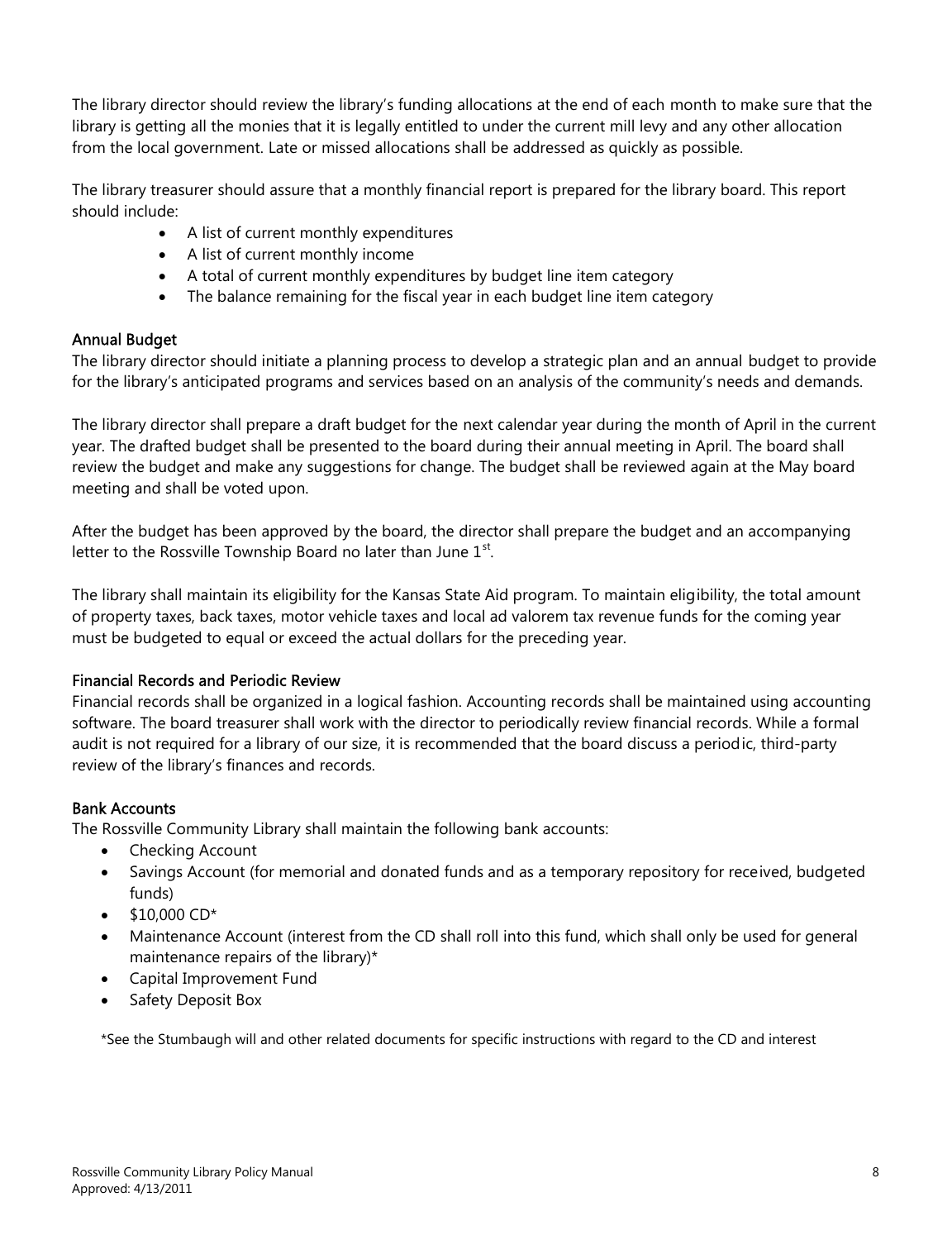The library director should review the library's funding allocations at the end of each month to make sure that the library is getting all the monies that it is legally entitled to under the current mill levy and any other allocation from the local government. Late or missed allocations shall be addressed as quickly as possible.

The library treasurer should assure that a monthly financial report is prepared for the library board. This report should include:

- A list of current monthly expenditures
- A list of current monthly income
- A total of current monthly expenditures by budget line item category
- The balance remaining for the fiscal year in each budget line item category

### Annual Budget

The library director should initiate a planning process to develop a strategic plan and an annual budget to provide for the library's anticipated programs and services based on an analysis of the community's needs and demands.

The library director shall prepare a draft budget for the next calendar year during the month of April in the current year. The drafted budget shall be presented to the board during their annual meeting in April. The board shall review the budget and make any suggestions for change. The budget shall be reviewed again at the May board meeting and shall be voted upon.

After the budget has been approved by the board, the director shall prepare the budget and an accompanying letter to the Rossville Township Board no later than June 1st.

The library shall maintain its eligibility for the Kansas State Aid program. To maintain eligibility, the total amount of property taxes, back taxes, motor vehicle taxes and local ad valorem tax revenue funds for the coming year must be budgeted to equal or exceed the actual dollars for the preceding year.

### Financial Records and Periodic Review

Financial records shall be organized in a logical fashion. Accounting records shall be maintained using accounting software. The board treasurer shall work with the director to periodically review financial records. While a formal audit is not required for a library of our size, it is recommended that the board discuss a periodic, third-party review of the library's finances and records.

### Bank Accounts

The Rossville Community Library shall maintain the following bank accounts:

- Checking Account
- Savings Account (for memorial and donated funds and as a temporary repository for received, budgeted funds)
- $10,000 CD*
- Maintenance Account (interest from the CD shall roll into this fund, which shall only be used for general maintenance repairs of the library)*
- Capital Improvement Fund
- Safety Deposit Box

*See the Stumbaugh will and other related documents for specific instructions with regard to the CD and interest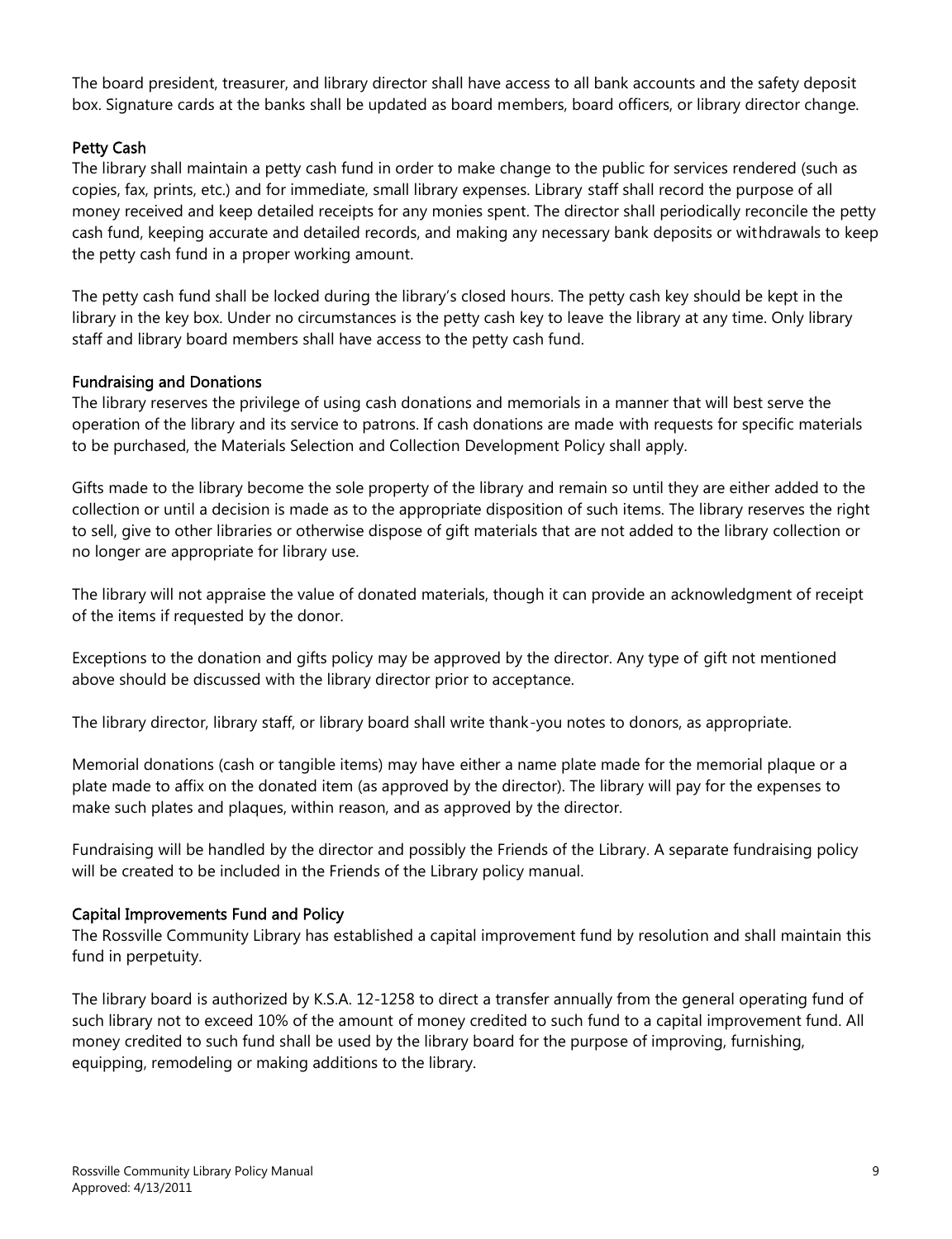The board president, treasurer, and library director shall have access to all bank accounts and the safety deposit box. Signature cards at the banks shall be updated as board members, board officers, or library director change.

### Petty Cash

The library shall maintain a petty cash fund in order to make change to the public for services rendered (such as copies, fax, prints, etc.) and for immediate, small library expenses. Library staff shall record the purpose of all money received and keep detailed receipts for any monies spent. The director shall periodically reconcile the petty cash fund, keeping accurate and detailed records, and making any necessary bank deposits or withdrawals to keep the petty cash fund in a proper working amount.

The petty cash fund shall be locked during the library's closed hours. The petty cash key should be kept in the library in the key box. Under no circumstances is the petty cash key to leave the library at any time. Only library staff and library board members shall have access to the petty cash fund.

### Fundraising and Donations

The library reserves the privilege of using cash donations and memorials in a manner that will best serve the operation of the library and its service to patrons. If cash donations are made with requests for specific materials to be purchased, the Materials Selection and Collection Development Policy shall apply.

Gifts made to the library become the sole property of the library and remain so until they are either added to the collection or until a decision is made as to the appropriate disposition of such items. The library reserves the right to sell, give to other libraries or otherwise dispose of gift materials that are not added to the library collection or no longer are appropriate for library use.

The library will not appraise the value of donated materials, though it can provide an acknowledgment of receipt of the items if requested by the donor.

Exceptions to the donation and gifts policy may be approved by the director. Any type of gift not mentioned above should be discussed with the library director prior to acceptance.

The library director, library staff, or library board shall write thank-you notes to donors, as appropriate.

Memorial donations (cash or tangible items) may have either a name plate made for the memorial plaque or a plate made to affix on the donated item (as approved by the director). The library will pay for the expenses to make such plates and plaques, within reason, and as approved by the director.

Fundraising will be handled by the director and possibly the Friends of the Library. A separate fundraising policy will be created to be included in the Friends of the Library policy manual.

### Capital Improvements Fund and Policy

The Rossville Community Library has established a capital improvement fund by resolution and shall maintain this fund in perpetuity.

The library board is authorized by K.S.A. 12-1258 to direct a transfer annually from the general operating fund of such library not to exceed 10% of the amount of money credited to such fund to a capital improvement fund. All money credited to such fund shall be used by the library board for the purpose of improving, furnishing, equipping, remodeling or making additions to the library.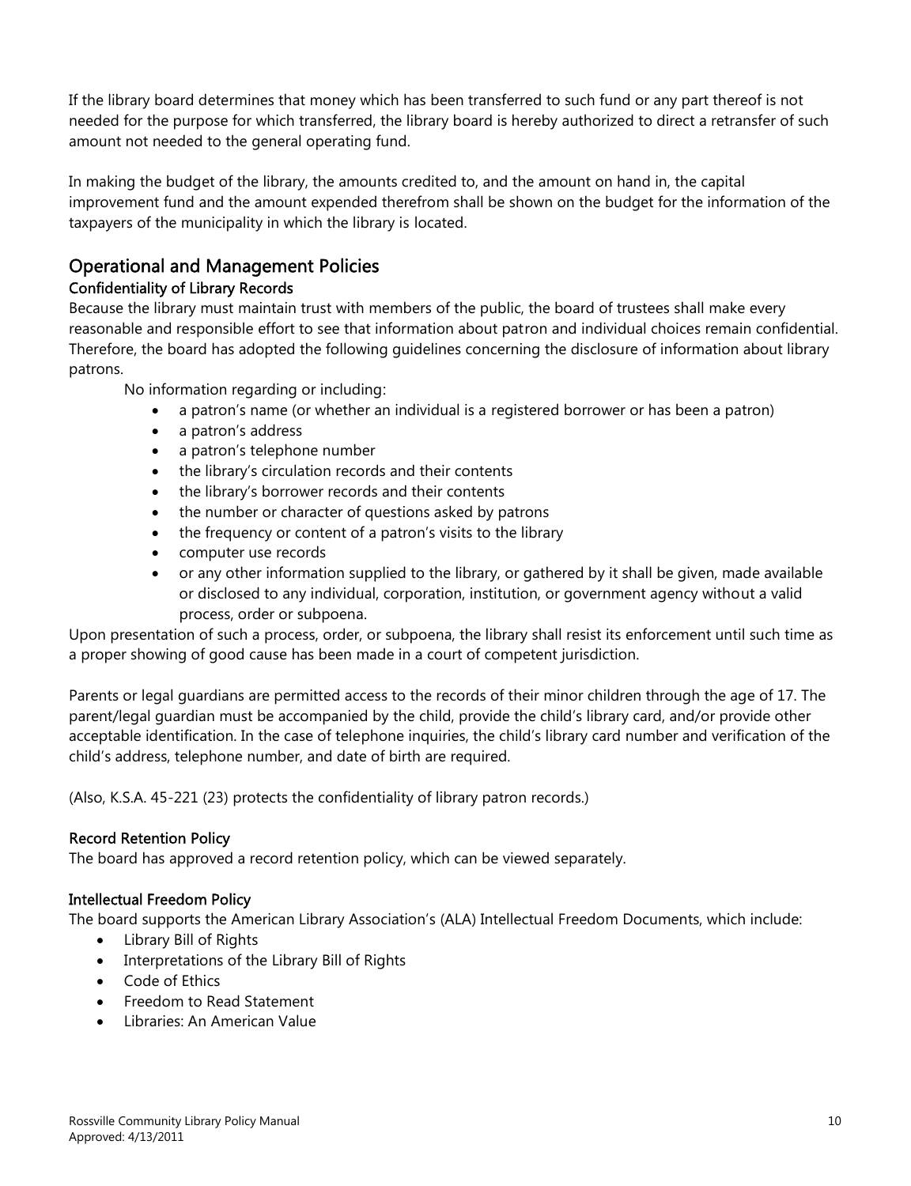If the library board determines that money which has been transferred to such fund or any part thereof is not needed for the purpose for which transferred, the library board is hereby authorized to direct a retransfer of such amount not needed to the general operating fund.

In making the budget of the library, the amounts credited to, and the amount on hand in, the capital improvement fund and the amount expended therefrom shall be shown on the budget for the information of the taxpayers of the municipality in which the library is located.

## Operational and Management Policies

### Confidentiality of Library Records

Because the library must maintain trust with members of the public, the board of trustees shall make every reasonable and responsible effort to see that information about patron and individual choices remain confidential. Therefore, the board has adopted the following guidelines concerning the disclosure of information about library patrons.

No information regarding or including:

- a patron's name (or whether an individual is a registered borrower or has been a patron)
- a patron's address
- a patron's telephone number
- the library's circulation records and their contents
- the library's borrower records and their contents
- the number or character of questions asked by patrons
- the frequency or content of a patron's visits to the library
- computer use records
- or any other information supplied to the library, or gathered by it shall be given, made available or disclosed to any individual, corporation, institution, or government agency without a valid process, order or subpoena.

Upon presentation of such a process, order, or subpoena, the library shall resist its enforcement until such time as a proper showing of good cause has been made in a court of competent jurisdiction.

Parents or legal guardians are permitted access to the records of their minor children through the age of 17. The parent/legal guardian must be accompanied by the child, provide the child's library card, and/or provide other acceptable identification. In the case of telephone inquiries, the child's library card number and verification of the child's address, telephone number, and date of birth are required.

(Also, K.S.A. 45-221 (23) protects the confidentiality of library patron records.)

### Record Retention Policy

The board has approved a record retention policy, which can be viewed separately.

### Intellectual Freedom Policy

The board supports the American Library Association's (ALA) Intellectual Freedom Documents, which include:

- Library Bill of Rights
- Interpretations of the Library Bill of Rights
- Code of Ethics
- Freedom to Read Statement
- Libraries: An American Value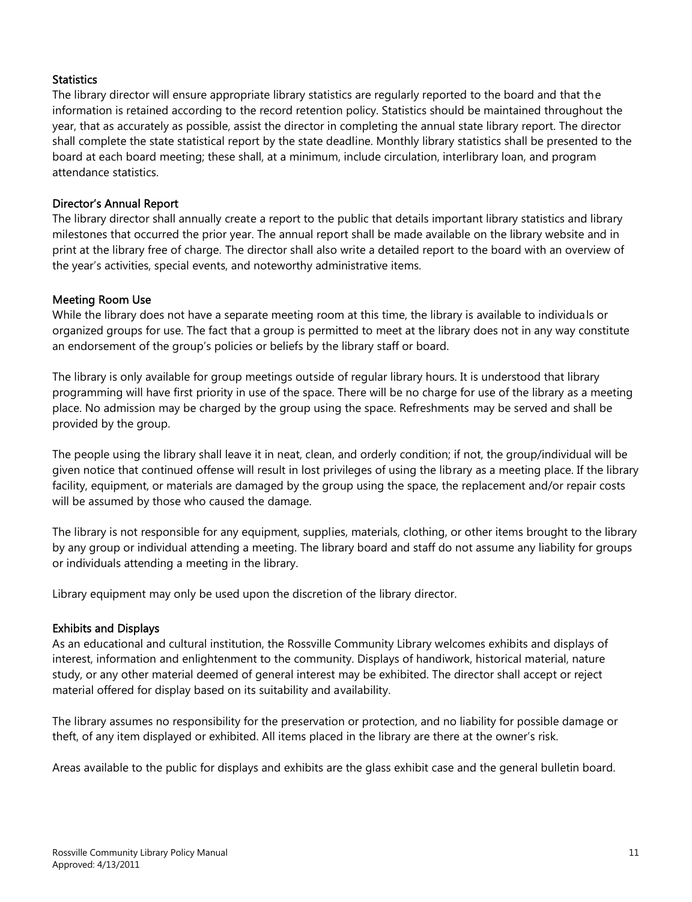### Statistics

The library director will ensure appropriate library statistics are regularly reported to the board and that the information is retained according to the record retention policy. Statistics should be maintained throughout the year, that as accurately as possible, assist the director in completing the annual state library report. The director shall complete the state statistical report by the state deadline. Monthly library statistics shall be presented to the board at each board meeting; these shall, at a minimum, include circulation, interlibrary loan, and program attendance statistics.

### Director's Annual Report

The library director shall annually create a report to the public that details important library statistics and library milestones that occurred the prior year. The annual report shall be made available on the library website and in print at the library free of charge. The director shall also write a detailed report to the board with an overview of the year's activities, special events, and noteworthy administrative items.

### Meeting Room Use

While the library does not have a separate meeting room at this time, the library is available to individuals or organized groups for use. The fact that a group is permitted to meet at the library does not in any way constitute an endorsement of the group's policies or beliefs by the library staff or board.

The library is only available for group meetings outside of regular library hours. It is understood that library programming will have first priority in use of the space. There will be no charge for use of the library as a meeting place. No admission may be charged by the group using the space. Refreshments may be served and shall be provided by the group.

The people using the library shall leave it in neat, clean, and orderly condition; if not, the group/individual will be given notice that continued offense will result in lost privileges of using the library as a meeting place. If the library facility, equipment, or materials are damaged by the group using the space, the replacement and/or repair costs will be assumed by those who caused the damage.

The library is not responsible for any equipment, supplies, materials, clothing, or other items brought to the library by any group or individual attending a meeting. The library board and staff do not assume any liability for groups or individuals attending a meeting in the library.

Library equipment may only be used upon the discretion of the library director.

### Exhibits and Displays

As an educational and cultural institution, the Rossville Community Library welcomes exhibits and displays of interest, information and enlightenment to the community. Displays of handiwork, historical material, nature study, or any other material deemed of general interest may be exhibited. The director shall accept or reject material offered for display based on its suitability and availability.

The library assumes no responsibility for the preservation or protection, and no liability for possible damage or theft, of any item displayed or exhibited. All items placed in the library are there at the owner's risk.

Areas available to the public for displays and exhibits are the glass exhibit case and the general bulletin board.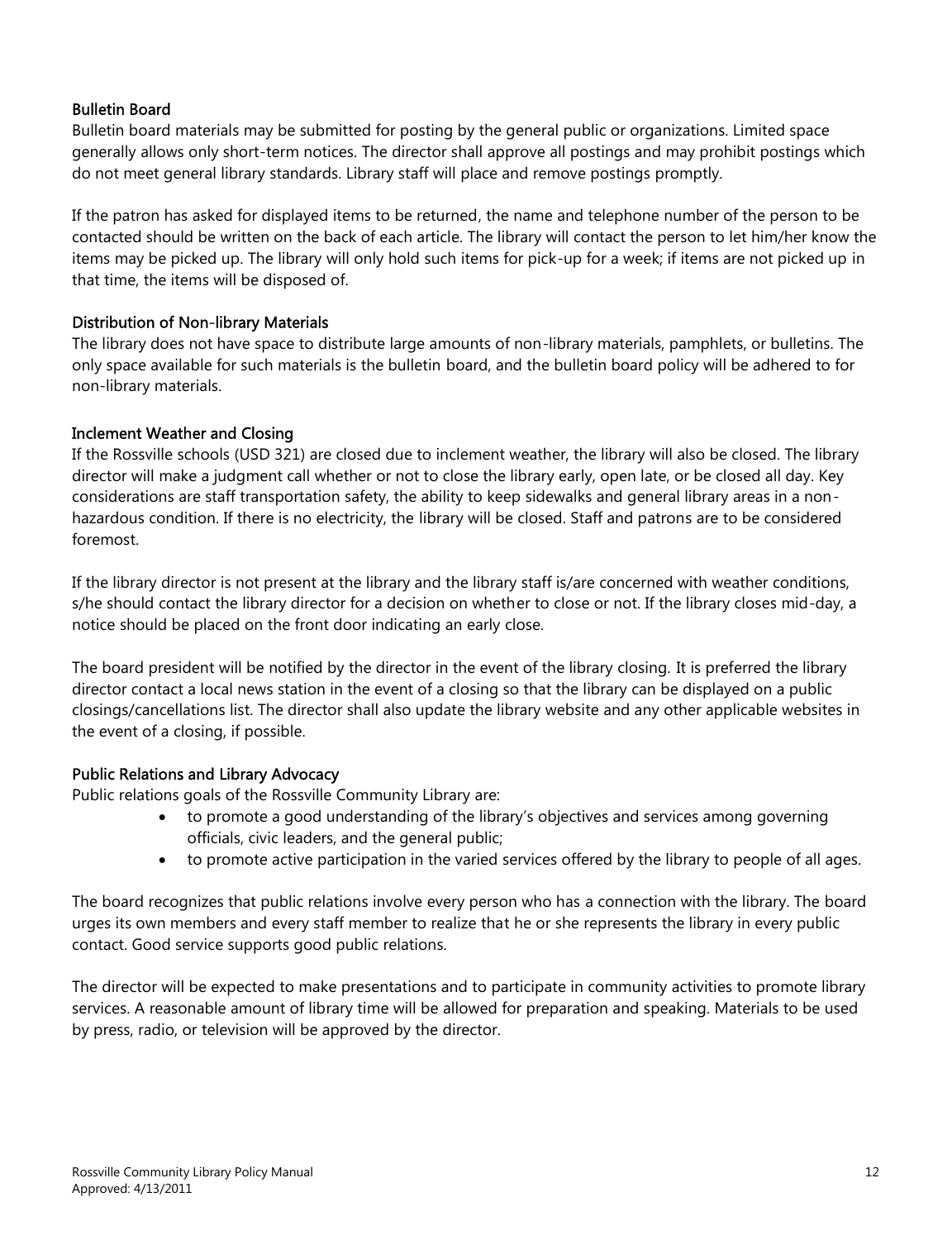### Bulletin Board

Bulletin board materials may be submitted for posting by the general public or organizations. Limited space generally allows only short-term notices. The director shall approve all postings and may prohibit postings which do not meet general library standards. Library staff will place and remove postings promptly.

If the patron has asked for displayed items to be returned, the name and telephone number of the person to be contacted should be written on the back of each article. The library will contact the person to let him/her know the items may be picked up. The library will only hold such items for pick-up for a week; if items are not picked up in that time, the items will be disposed of.

### Distribution of Non-library Materials

The library does not have space to distribute large amounts of non-library materials, pamphlets, or bulletins. The only space available for such materials is the bulletin board, and the bulletin board policy will be adhered to for non-library materials.

### Inclement Weather and Closing

If the Rossville schools (USD 321) are closed due to inclement weather, the library will also be closed. The library director will make a judgment call whether or not to close the library early, open late, or be closed all day. Key considerations are staff transportation safety, the ability to keep sidewalks and general library areas in a non-hazardous condition. If there is no electricity, the library will be closed. Staff and patrons are to be considered foremost.

If the library director is not present at the library and the library staff is/are concerned with weather conditions, s/he should contact the library director for a decision on whether to close or not. If the library closes mid-day, a notice should be placed on the front door indicating an early close.

The board president will be notified by the director in the event of the library closing. It is preferred the library director contact a local news station in the event of a closing so that the library can be displayed on a public closings/cancellations list. The director shall also update the library website and any other applicable websites in the event of a closing, if possible.

### Public Relations and Library Advocacy

Public relations goals of the Rossville Community Library are:

- to promote a good understanding of the library's objectives and services among governing officials, civic leaders, and the general public;
- to promote active participation in the varied services offered by the library to people of all ages.

The board recognizes that public relations involve every person who has a connection with the library. The board urges its own members and every staff member to realize that he or she represents the library in every public contact. Good service supports good public relations.

The director will be expected to make presentations and to participate in community activities to promote library services. A reasonable amount of library time will be allowed for preparation and speaking. Materials to be used by press, radio, or television will be approved by the director.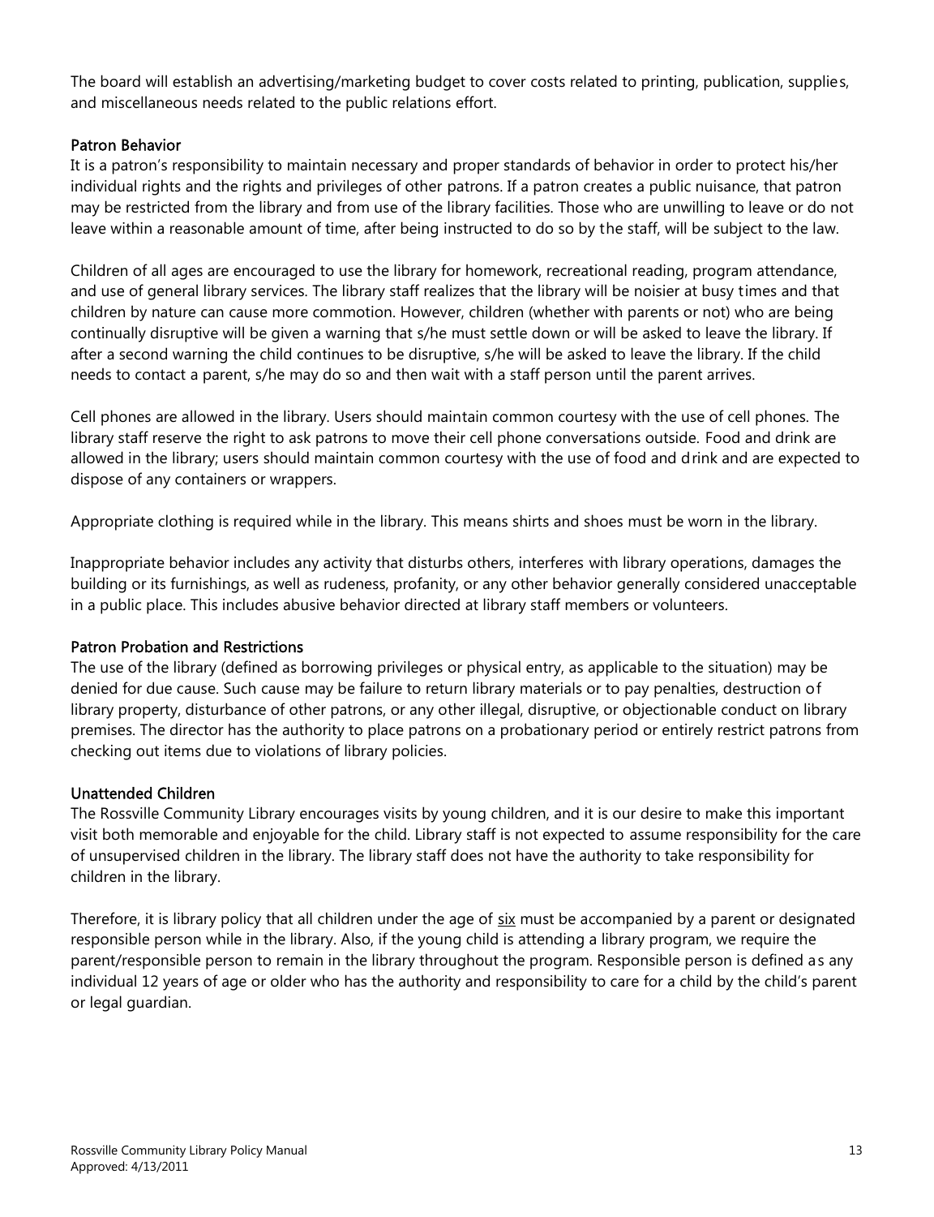The board will establish an advertising/marketing budget to cover costs related to printing, publication, supplies, and miscellaneous needs related to the public relations effort.

### Patron Behavior

It is a patron's responsibility to maintain necessary and proper standards of behavior in order to protect his/her individual rights and the rights and privileges of other patrons. If a patron creates a public nuisance, that patron may be restricted from the library and from use of the library facilities. Those who are unwilling to leave or do not leave within a reasonable amount of time, after being instructed to do so by the staff, will be subject to the law.

Children of all ages are encouraged to use the library for homework, recreational reading, program attendance, and use of general library services. The library staff realizes that the library will be noisier at busy times and that children by nature can cause more commotion. However, children (whether with parents or not) who are being continually disruptive will be given a warning that s/he must settle down or will be asked to leave the library. If after a second warning the child continues to be disruptive, s/he will be asked to leave the library. If the child needs to contact a parent, s/he may do so and then wait with a staff person until the parent arrives.

Cell phones are allowed in the library. Users should maintain common courtesy with the use of cell phones. The library staff reserve the right to ask patrons to move their cell phone conversations outside. Food and drink are allowed in the library; users should maintain common courtesy with the use of food and drink and are expected to dispose of any containers or wrappers.

Appropriate clothing is required while in the library. This means shirts and shoes must be worn in the library.

Inappropriate behavior includes any activity that disturbs others, interferes with library operations, damages the building or its furnishings, as well as rudeness, profanity, or any other behavior generally considered unacceptable in a public place. This includes abusive behavior directed at library staff members or volunteers.

### Patron Probation and Restrictions

The use of the library (defined as borrowing privileges or physical entry, as applicable to the situation) may be denied for due cause. Such cause may be failure to return library materials or to pay penalties, destruction of library property, disturbance of other patrons, or any other illegal, disruptive, or objectionable conduct on library premises. The director has the authority to place patrons on a probationary period or entirely restrict patrons from checking out items due to violations of library policies.

### Unattended Children

The Rossville Community Library encourages visits by young children, and it is our desire to make this important visit both memorable and enjoyable for the child. Library staff is not expected to assume responsibility for the care of unsupervised children in the library. The library staff does not have the authority to take responsibility for children in the library.

Therefore, it is library policy that all children under the age of six must be accompanied by a parent or designated responsible person while in the library. Also, if the young child is attending a library program, we require the parent/responsible person to remain in the library throughout the program. Responsible person is defined as any individual 12 years of age or older who has the authority and responsibility to care for a child by the child's parent or legal guardian.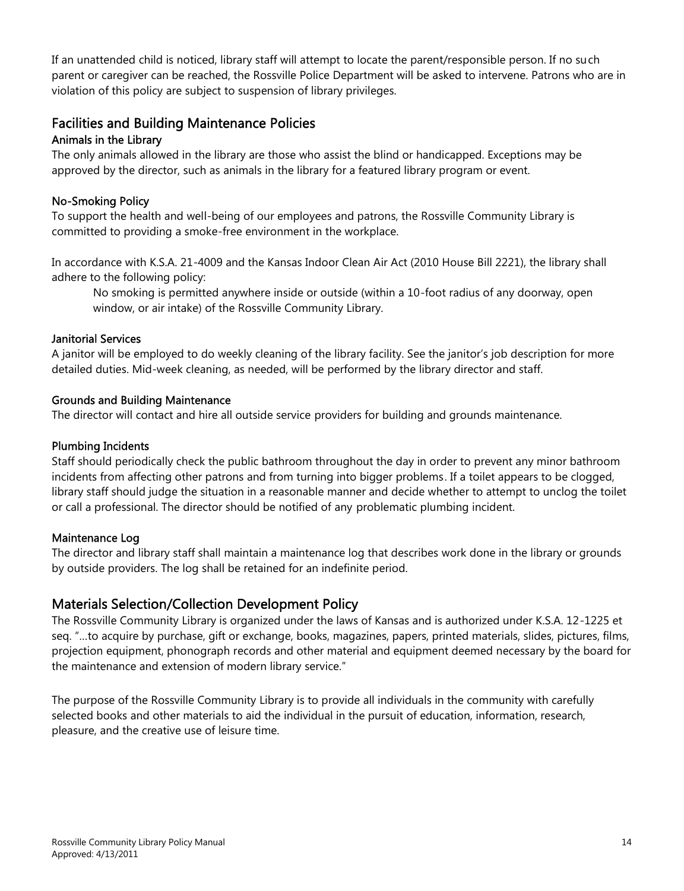If an unattended child is noticed, library staff will attempt to locate the parent/responsible person. If no such parent or caregiver can be reached, the Rossville Police Department will be asked to intervene. Patrons who are in violation of this policy are subject to suspension of library privileges.

## Facilities and Building Maintenance Policies

### Animals in the Library

The only animals allowed in the library are those who assist the blind or handicapped. Exceptions may be approved by the director, such as animals in the library for a featured library program or event.

### No-Smoking Policy

To support the health and well-being of our employees and patrons, the Rossville Community Library is committed to providing a smoke-free environment in the workplace.

In accordance with K.S.A. 21-4009 and the Kansas Indoor Clean Air Act (2010 House Bill 2221), the library shall adhere to the following policy:

> No smoking is permitted anywhere inside or outside (within a 10-foot radius of any doorway, open window, or air intake) of the Rossville Community Library.

### Janitorial Services

A janitor will be employed to do weekly cleaning of the library facility. See the janitor's job description for more detailed duties. Mid-week cleaning, as needed, will be performed by the library director and staff.

### Grounds and Building Maintenance

The director will contact and hire all outside service providers for building and grounds maintenance.

### Plumbing Incidents

Staff should periodically check the public bathroom throughout the day in order to prevent any minor bathroom incidents from affecting other patrons and from turning into bigger problems. If a toilet appears to be clogged, library staff should judge the situation in a reasonable manner and decide whether to attempt to unclog the toilet or call a professional. The director should be notified of any problematic plumbing incident.

### Maintenance Log

The director and library staff shall maintain a maintenance log that describes work done in the library or grounds by outside providers. The log shall be retained for an indefinite period.

## Materials Selection/Collection Development Policy

The Rossville Community Library is organized under the laws of Kansas and is authorized under K.S.A. 12-1225 et seq. "…to acquire by purchase, gift or exchange, books, magazines, papers, printed materials, slides, pictures, films, projection equipment, phonograph records and other material and equipment deemed necessary by the board for the maintenance and extension of modern library service."

The purpose of the Rossville Community Library is to provide all individuals in the community with carefully selected books and other materials to aid the individual in the pursuit of education, information, research, pleasure, and the creative use of leisure time.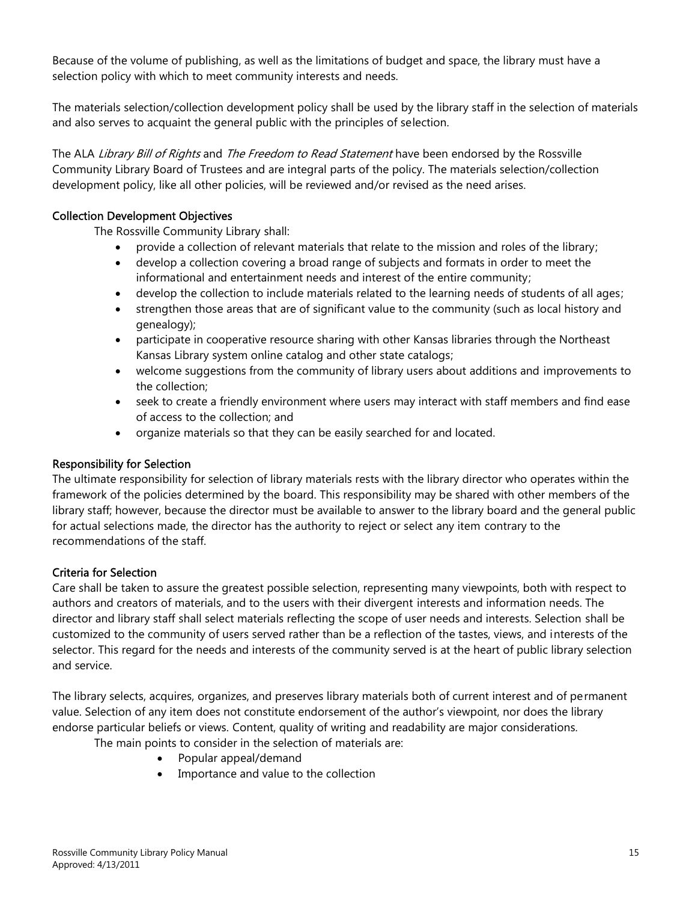Because of the volume of publishing, as well as the limitations of budget and space, the library must have a selection policy with which to meet community interests and needs.

The materials selection/collection development policy shall be used by the library staff in the selection of materials and also serves to acquaint the general public with the principles of selection.

The ALA *Library Bill of Rights* and *The Freedom to Read Statement* have been endorsed by the Rossville Community Library Board of Trustees and are integral parts of the policy. The materials selection/collection development policy, like all other policies, will be reviewed and/or revised as the need arises.

### Collection Development Objectives

The Rossville Community Library shall:

- provide a collection of relevant materials that relate to the mission and roles of the library;
- develop a collection covering a broad range of subjects and formats in order to meet the informational and entertainment needs and interest of the entire community;
- develop the collection to include materials related to the learning needs of students of all ages;
- strengthen those areas that are of significant value to the community (such as local history and genealogy);
- participate in cooperative resource sharing with other Kansas libraries through the Northeast Kansas Library system online catalog and other state catalogs;
- welcome suggestions from the community of library users about additions and improvements to the collection;
- seek to create a friendly environment where users may interact with staff members and find ease of access to the collection; and
- organize materials so that they can be easily searched for and located.

### Responsibility for Selection

The ultimate responsibility for selection of library materials rests with the library director who operates within the framework of the policies determined by the board. This responsibility may be shared with other members of the library staff; however, because the director must be available to answer to the library board and the general public for actual selections made, the director has the authority to reject or select any item contrary to the recommendations of the staff.

### Criteria for Selection

Care shall be taken to assure the greatest possible selection, representing many viewpoints, both with respect to authors and creators of materials, and to the users with their divergent interests and information needs. The director and library staff shall select materials reflecting the scope of user needs and interests. Selection shall be customized to the community of users served rather than be a reflection of the tastes, views, and interests of the selector. This regard for the needs and interests of the community served is at the heart of public library selection and service.

The library selects, acquires, organizes, and preserves library materials both of current interest and of permanent value. Selection of any item does not constitute endorsement of the author's viewpoint, nor does the library endorse particular beliefs or views. Content, quality of writing and readability are major considerations.

The main points to consider in the selection of materials are:

- Popular appeal/demand
- Importance and value to the collection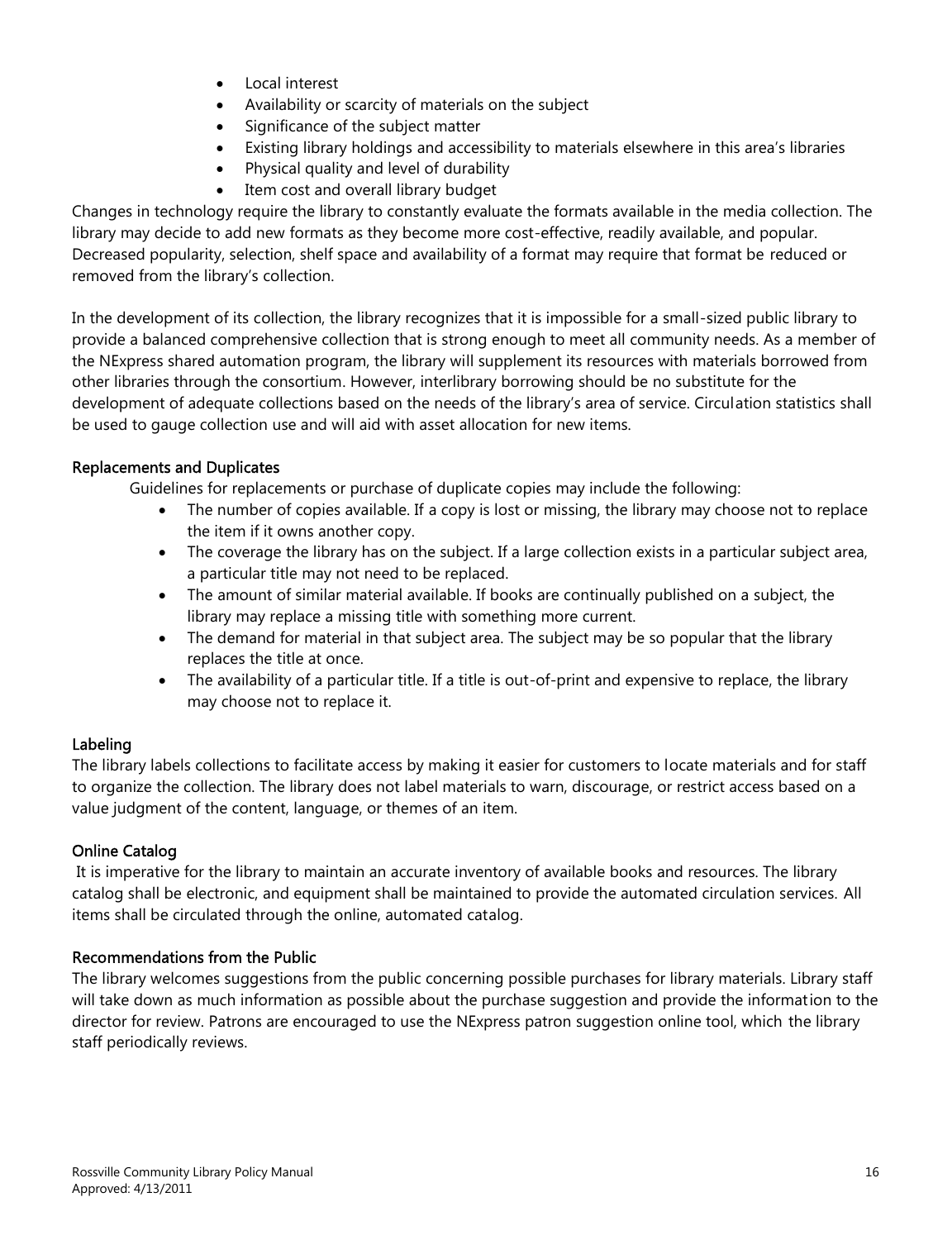- Local interest
- Availability or scarcity of materials on the subject
- Significance of the subject matter
- Existing library holdings and accessibility to materials elsewhere in this area's libraries
- Physical quality and level of durability
- Item cost and overall library budget

Changes in technology require the library to constantly evaluate the formats available in the media collection. The library may decide to add new formats as they become more cost-effective, readily available, and popular. Decreased popularity, selection, shelf space and availability of a format may require that format be reduced or removed from the library's collection.

In the development of its collection, the library recognizes that it is impossible for a small-sized public library to provide a balanced comprehensive collection that is strong enough to meet all community needs. As a member of the NExpress shared automation program, the library will supplement its resources with materials borrowed from other libraries through the consortium. However, interlibrary borrowing should be no substitute for the development of adequate collections based on the needs of the library's area of service. Circulation statistics shall be used to gauge collection use and will aid with asset allocation for new items.

### Replacements and Duplicates

Guidelines for replacements or purchase of duplicate copies may include the following:

- The number of copies available. If a copy is lost or missing, the library may choose not to replace the item if it owns another copy.
- The coverage the library has on the subject. If a large collection exists in a particular subject area, a particular title may not need to be replaced.
- The amount of similar material available. If books are continually published on a subject, the library may replace a missing title with something more current.
- The demand for material in that subject area. The subject may be so popular that the library replaces the title at once.
- The availability of a particular title. If a title is out-of-print and expensive to replace, the library may choose not to replace it.

### Labeling

The library labels collections to facilitate access by making it easier for customers to locate materials and for staff to organize the collection. The library does not label materials to warn, discourage, or restrict access based on a value judgment of the content, language, or themes of an item.

### Online Catalog

It is imperative for the library to maintain an accurate inventory of available books and resources. The library catalog shall be electronic, and equipment shall be maintained to provide the automated circulation services. All items shall be circulated through the online, automated catalog.

### Recommendations from the Public

The library welcomes suggestions from the public concerning possible purchases for library materials. Library staff will take down as much information as possible about the purchase suggestion and provide the information to the director for review. Patrons are encouraged to use the NExpress patron suggestion online tool, which the library staff periodically reviews.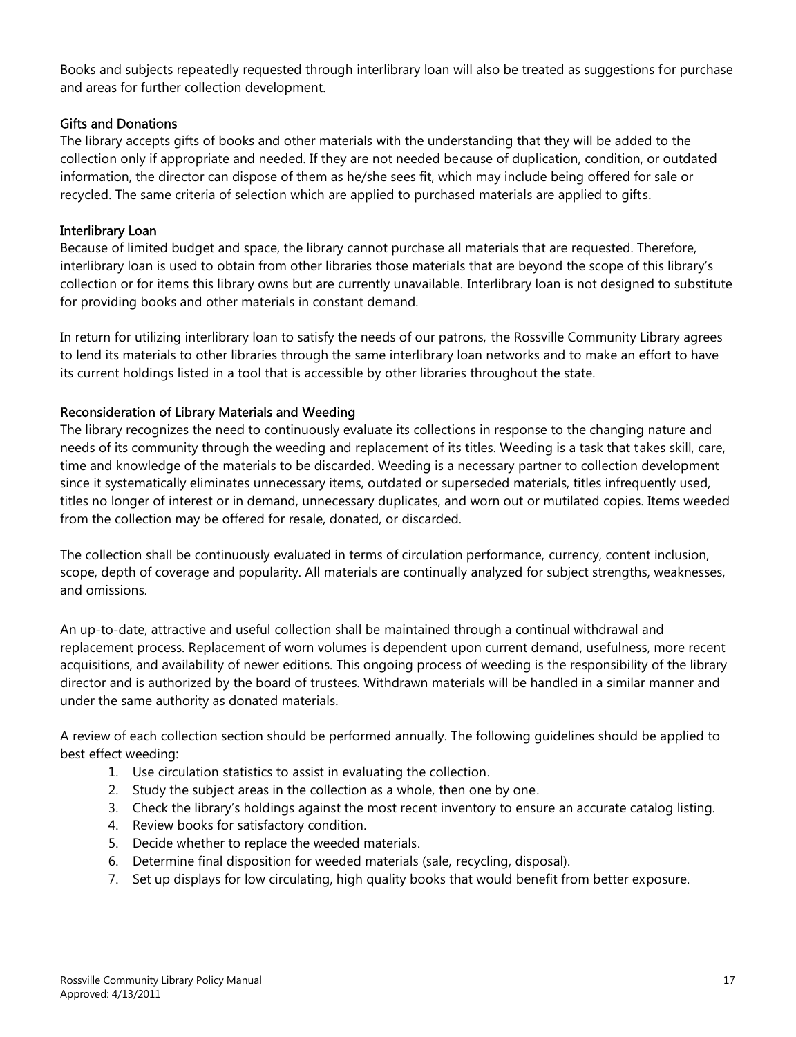Books and subjects repeatedly requested through interlibrary loan will also be treated as suggestions for purchase and areas for further collection development.

### Gifts and Donations

The library accepts gifts of books and other materials with the understanding that they will be added to the collection only if appropriate and needed. If they are not needed because of duplication, condition, or outdated information, the director can dispose of them as he/she sees fit, which may include being offered for sale or recycled. The same criteria of selection which are applied to purchased materials are applied to gifts.

### Interlibrary Loan

Because of limited budget and space, the library cannot purchase all materials that are requested. Therefore, interlibrary loan is used to obtain from other libraries those materials that are beyond the scope of this library's collection or for items this library owns but are currently unavailable. Interlibrary loan is not designed to substitute for providing books and other materials in constant demand.

In return for utilizing interlibrary loan to satisfy the needs of our patrons, the Rossville Community Library agrees to lend its materials to other libraries through the same interlibrary loan networks and to make an effort to have its current holdings listed in a tool that is accessible by other libraries throughout the state.

### Reconsideration of Library Materials and Weeding

The library recognizes the need to continuously evaluate its collections in response to the changing nature and needs of its community through the weeding and replacement of its titles. Weeding is a task that takes skill, care, time and knowledge of the materials to be discarded. Weeding is a necessary partner to collection development since it systematically eliminates unnecessary items, outdated or superseded materials, titles infrequently used, titles no longer of interest or in demand, unnecessary duplicates, and worn out or mutilated copies. Items weeded from the collection may be offered for resale, donated, or discarded.

The collection shall be continuously evaluated in terms of circulation performance, currency, content inclusion, scope, depth of coverage and popularity. All materials are continually analyzed for subject strengths, weaknesses, and omissions.

An up-to-date, attractive and useful collection shall be maintained through a continual withdrawal and replacement process. Replacement of worn volumes is dependent upon current demand, usefulness, more recent acquisitions, and availability of newer editions. This ongoing process of weeding is the responsibility of the library director and is authorized by the board of trustees. Withdrawn materials will be handled in a similar manner and under the same authority as donated materials.

A review of each collection section should be performed annually. The following guidelines should be applied to best effect weeding:

1. Use circulation statistics to assist in evaluating the collection.
2. Study the subject areas in the collection as a whole, then one by one.
3. Check the library's holdings against the most recent inventory to ensure an accurate catalog listing.
4. Review books for satisfactory condition.
5. Decide whether to replace the weeded materials.
6. Determine final disposition for weeded materials (sale, recycling, disposal).
7. Set up displays for low circulating, high quality books that would benefit from better exposure.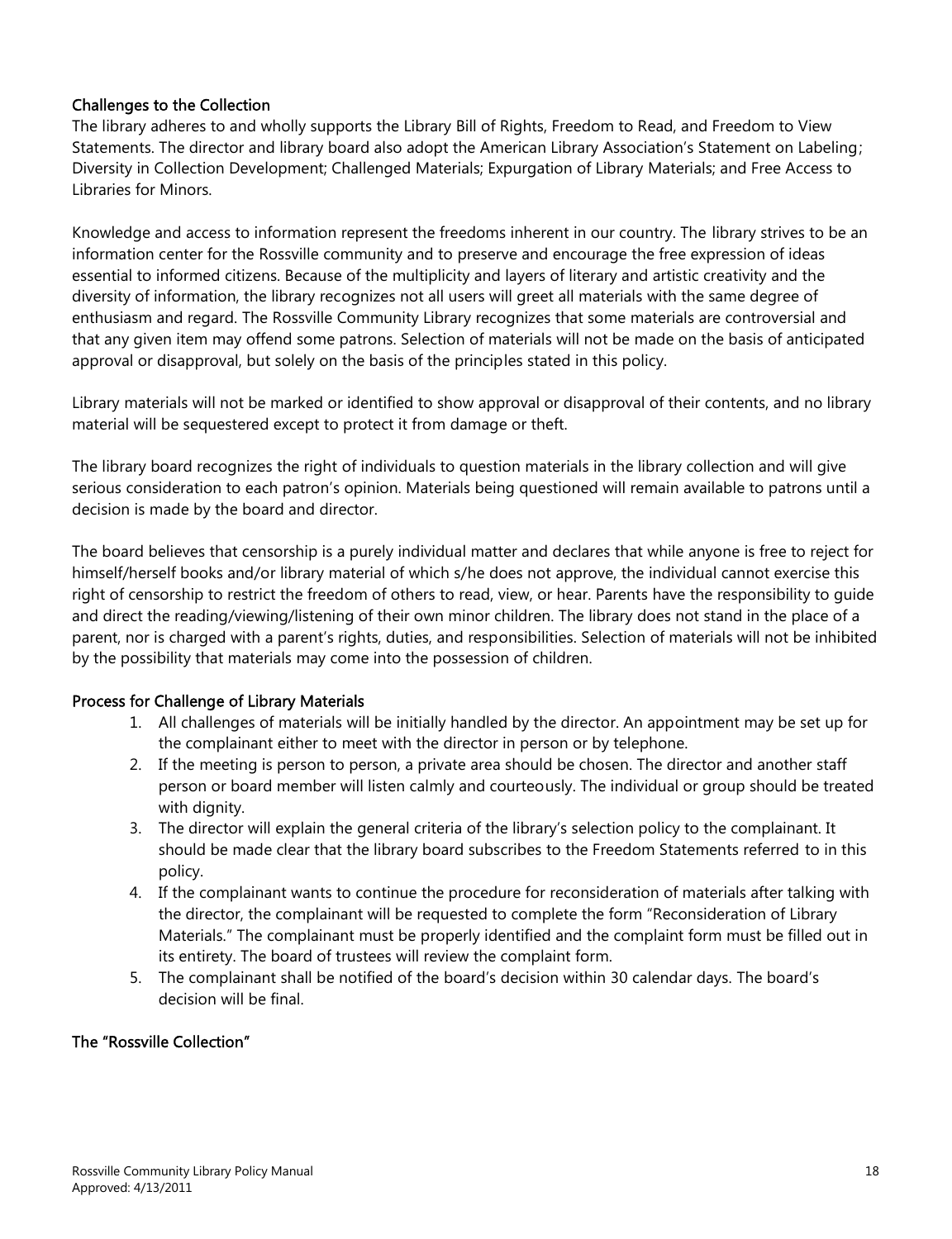### Challenges to the Collection

The library adheres to and wholly supports the Library Bill of Rights, Freedom to Read, and Freedom to View Statements. The director and library board also adopt the American Library Association's Statement on Labeling; Diversity in Collection Development; Challenged Materials; Expurgation of Library Materials; and Free Access to Libraries for Minors.

Knowledge and access to information represent the freedoms inherent in our country. The library strives to be an information center for the Rossville community and to preserve and encourage the free expression of ideas essential to informed citizens. Because of the multiplicity and layers of literary and artistic creativity and the diversity of information, the library recognizes not all users will greet all materials with the same degree of enthusiasm and regard. The Rossville Community Library recognizes that some materials are controversial and that any given item may offend some patrons. Selection of materials will not be made on the basis of anticipated approval or disapproval, but solely on the basis of the principles stated in this policy.

Library materials will not be marked or identified to show approval or disapproval of their contents, and no library material will be sequestered except to protect it from damage or theft.

The library board recognizes the right of individuals to question materials in the library collection and will give serious consideration to each patron's opinion. Materials being questioned will remain available to patrons until a decision is made by the board and director.

The board believes that censorship is a purely individual matter and declares that while anyone is free to reject for himself/herself books and/or library material of which s/he does not approve, the individual cannot exercise this right of censorship to restrict the freedom of others to read, view, or hear. Parents have the responsibility to guide and direct the reading/viewing/listening of their own minor children. The library does not stand in the place of a parent, nor is charged with a parent's rights, duties, and responsibilities. Selection of materials will not be inhibited by the possibility that materials may come into the possession of children.

### Process for Challenge of Library Materials

1. All challenges of materials will be initially handled by the director. An appointment may be set up for the complainant either to meet with the director in person or by telephone.
2. If the meeting is person to person, a private area should be chosen. The director and another staff person or board member will listen calmly and courteously. The individual or group should be treated with dignity.
3. The director will explain the general criteria of the library's selection policy to the complainant. It should be made clear that the library board subscribes to the Freedom Statements referred to in this policy.
4. If the complainant wants to continue the procedure for reconsideration of materials after talking with the director, the complainant will be requested to complete the form "Reconsideration of Library Materials." The complainant must be properly identified and the complaint form must be filled out in its entirety. The board of trustees will review the complaint form.
5. The complainant shall be notified of the board's decision within 30 calendar days. The board's decision will be final.

### The "Rossville Collection"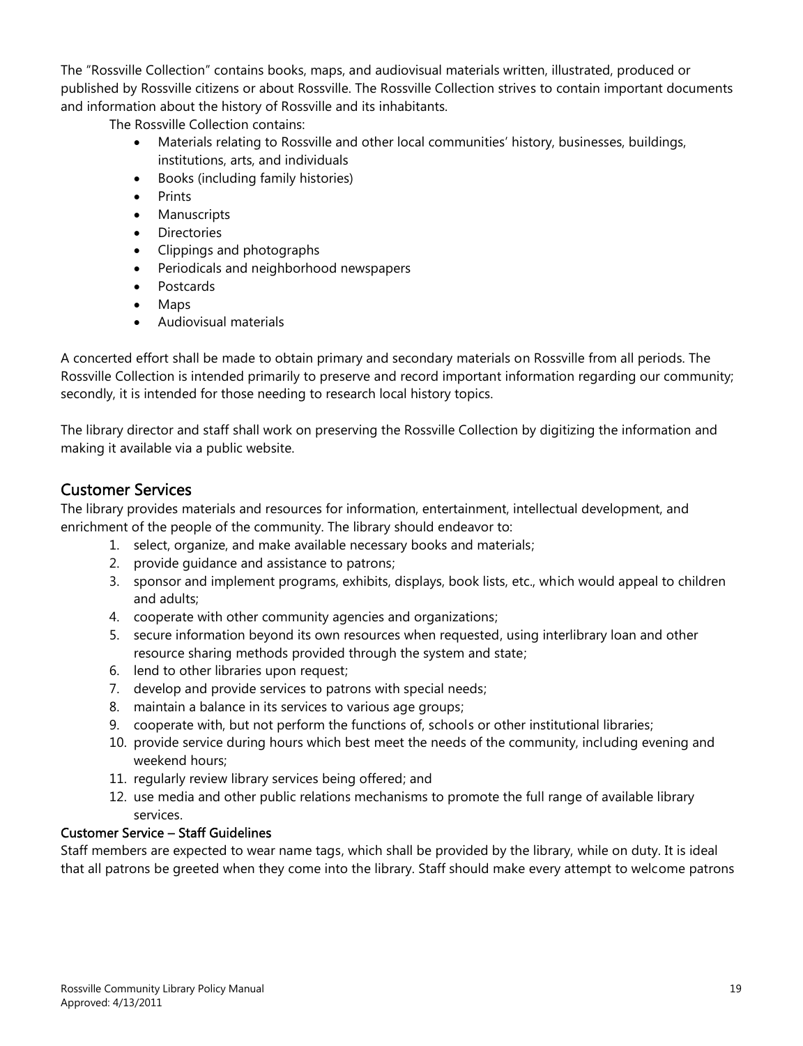The "Rossville Collection" contains books, maps, and audiovisual materials written, illustrated, produced or published by Rossville citizens or about Rossville. The Rossville Collection strives to contain important documents and information about the history of Rossville and its inhabitants.

The Rossville Collection contains:

- Materials relating to Rossville and other local communities' history, businesses, buildings, institutions, arts, and individuals
- Books (including family histories)
- Prints
- Manuscripts
- Directories
- Clippings and photographs
- Periodicals and neighborhood newspapers
- Postcards
- Maps
- Audiovisual materials

A concerted effort shall be made to obtain primary and secondary materials on Rossville from all periods. The Rossville Collection is intended primarily to preserve and record important information regarding our community; secondly, it is intended for those needing to research local history topics.

The library director and staff shall work on preserving the Rossville Collection by digitizing the information and making it available via a public website.

## Customer Services

The library provides materials and resources for information, entertainment, intellectual development, and enrichment of the people of the community. The library should endeavor to:

1. select, organize, and make available necessary books and materials;
2. provide guidance and assistance to patrons;
3. sponsor and implement programs, exhibits, displays, book lists, etc., which would appeal to children and adults;
4. cooperate with other community agencies and organizations;
5. secure information beyond its own resources when requested, using interlibrary loan and other resource sharing methods provided through the system and state;
6. lend to other libraries upon request;
7. develop and provide services to patrons with special needs;
8. maintain a balance in its services to various age groups;
9. cooperate with, but not perform the functions of, schools or other institutional libraries;
10. provide service during hours which best meet the needs of the community, including evening and weekend hours;
11. regularly review library services being offered; and
12. use media and other public relations mechanisms to promote the full range of available library services.

### Customer Service – Staff Guidelines

Staff members are expected to wear name tags, which shall be provided by the library, while on duty. It is ideal that all patrons be greeted when they come into the library. Staff should make every attempt to welcome patrons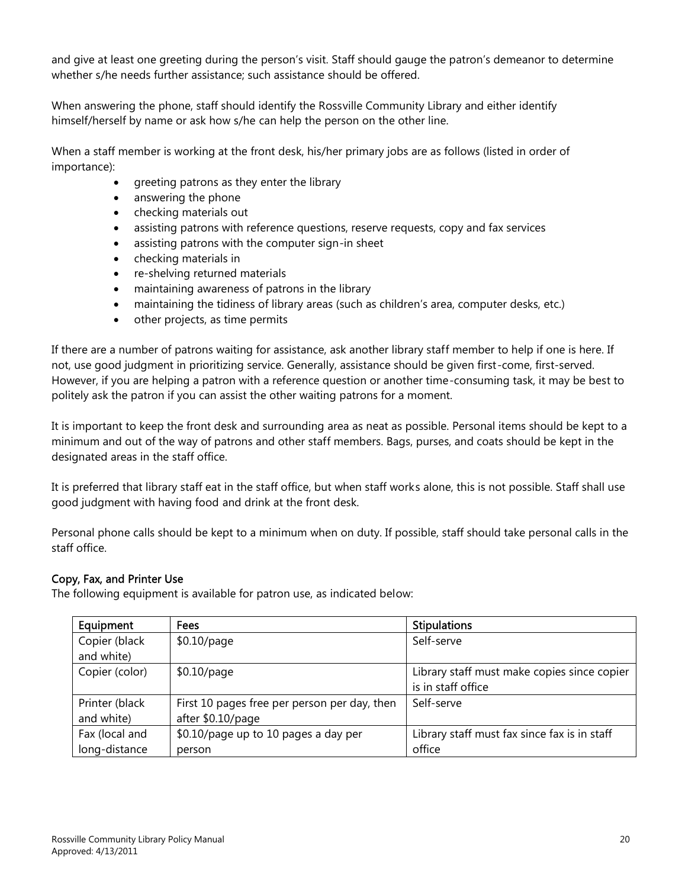and give at least one greeting during the person's visit. Staff should gauge the patron's demeanor to determine whether s/he needs further assistance; such assistance should be offered.

When answering the phone, staff should identify the Rossville Community Library and either identify himself/herself by name or ask how s/he can help the person on the other line.

When a staff member is working at the front desk, his/her primary jobs are as follows (listed in order of importance):

- greeting patrons as they enter the library
- answering the phone
- checking materials out
- assisting patrons with reference questions, reserve requests, copy and fax services
- assisting patrons with the computer sign-in sheet
- checking materials in
- re-shelving returned materials
- maintaining awareness of patrons in the library
- maintaining the tidiness of library areas (such as children's area, computer desks, etc.)
- other projects, as time permits

If there are a number of patrons waiting for assistance, ask another library staff member to help if one is here. If not, use good judgment in prioritizing service. Generally, assistance should be given first-come, first-served. However, if you are helping a patron with a reference question or another time-consuming task, it may be best to politely ask the patron if you can assist the other waiting patrons for a moment.

It is important to keep the front desk and surrounding area as neat as possible. Personal items should be kept to a minimum and out of the way of patrons and other staff members. Bags, purses, and coats should be kept in the designated areas in the staff office.

It is preferred that library staff eat in the staff office, but when staff works alone, this is not possible. Staff shall use good judgment with having food and drink at the front desk.

Personal phone calls should be kept to a minimum when on duty. If possible, staff should take personal calls in the staff office.

### Copy, Fax, and Printer Use

The following equipment is available for patron use, as indicated below:

| Equipment | Fees | Stipulations |
|---|---|---|
| Copier (black and white) | $0.10/page | Self-serve |
| Copier (color) | $0.10/page | Library staff must make copies since copier is in staff office |
| Printer (black and white) | First 10 pages free per person per day, then after $0.10/page | Self-serve |
| Fax (local and long-distance | $0.10/page up to 10 pages a day per person | Library staff must fax since fax is in staff office |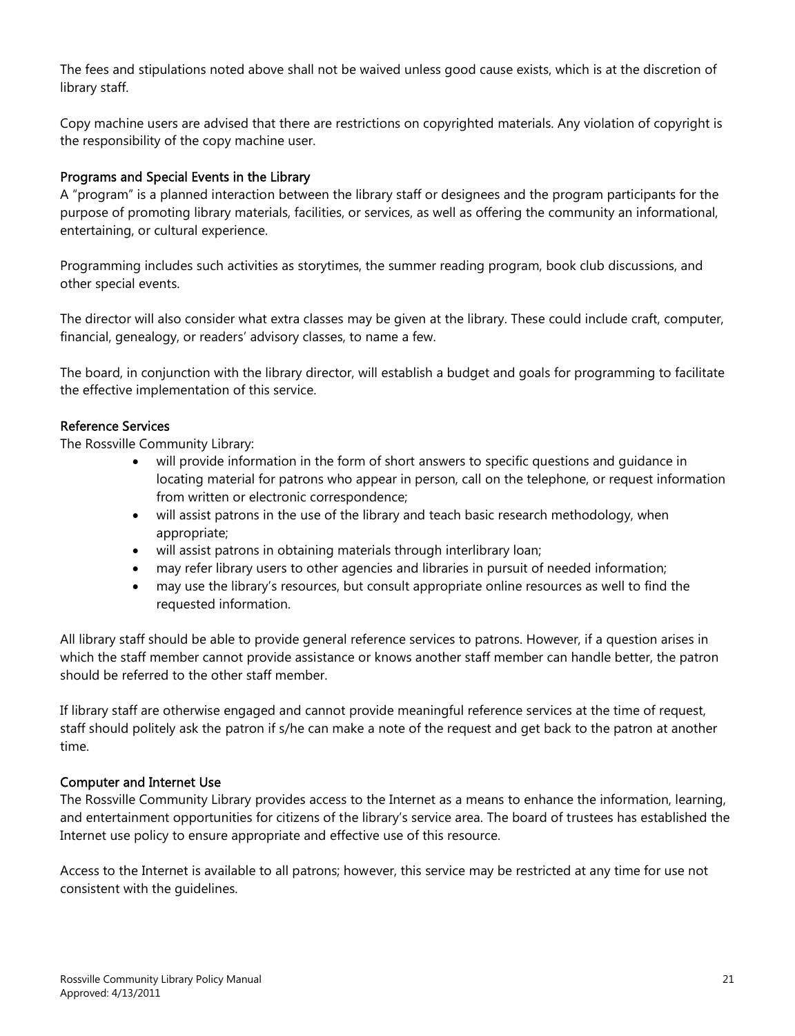The fees and stipulations noted above shall not be waived unless good cause exists, which is at the discretion of library staff.

Copy machine users are advised that there are restrictions on copyrighted materials. Any violation of copyright is the responsibility of the copy machine user.

### Programs and Special Events in the Library

A "program" is a planned interaction between the library staff or designees and the program participants for the purpose of promoting library materials, facilities, or services, as well as offering the community an informational, entertaining, or cultural experience.

Programming includes such activities as storytimes, the summer reading program, book club discussions, and other special events.

The director will also consider what extra classes may be given at the library. These could include craft, computer, financial, genealogy, or readers' advisory classes, to name a few.

The board, in conjunction with the library director, will establish a budget and goals for programming to facilitate the effective implementation of this service.

### Reference Services

The Rossville Community Library:

- will provide information in the form of short answers to specific questions and guidance in locating material for patrons who appear in person, call on the telephone, or request information from written or electronic correspondence;
- will assist patrons in the use of the library and teach basic research methodology, when appropriate;
- will assist patrons in obtaining materials through interlibrary loan;
- may refer library users to other agencies and libraries in pursuit of needed information;
- may use the library's resources, but consult appropriate online resources as well to find the requested information.

All library staff should be able to provide general reference services to patrons. However, if a question arises in which the staff member cannot provide assistance or knows another staff member can handle better, the patron should be referred to the other staff member.

If library staff are otherwise engaged and cannot provide meaningful reference services at the time of request, staff should politely ask the patron if s/he can make a note of the request and get back to the patron at another time.

### Computer and Internet Use

The Rossville Community Library provides access to the Internet as a means to enhance the information, learning, and entertainment opportunities for citizens of the library's service area. The board of trustees has established the Internet use policy to ensure appropriate and effective use of this resource.

Access to the Internet is available to all patrons; however, this service may be restricted at any time for use not consistent with the guidelines.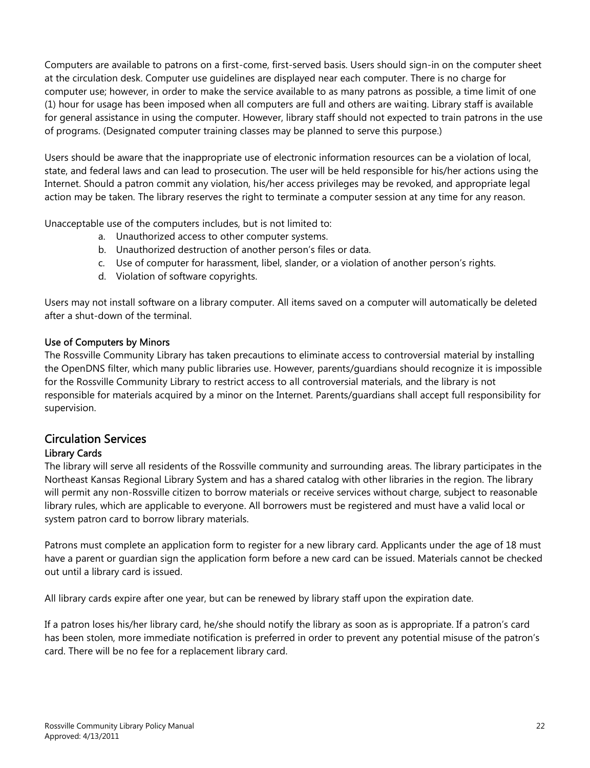Computers are available to patrons on a first-come, first-served basis. Users should sign-in on the computer sheet at the circulation desk. Computer use guidelines are displayed near each computer. There is no charge for computer use; however, in order to make the service available to as many patrons as possible, a time limit of one (1) hour for usage has been imposed when all computers are full and others are waiting. Library staff is available for general assistance in using the computer. However, library staff should not expected to train patrons in the use of programs. (Designated computer training classes may be planned to serve this purpose.)

Users should be aware that the inappropriate use of electronic information resources can be a violation of local, state, and federal laws and can lead to prosecution. The user will be held responsible for his/her actions using the Internet. Should a patron commit any violation, his/her access privileges may be revoked, and appropriate legal action may be taken. The library reserves the right to terminate a computer session at any time for any reason.

Unacceptable use of the computers includes, but is not limited to:

a. Unauthorized access to other computer systems.
b. Unauthorized destruction of another person's files or data.
c. Use of computer for harassment, libel, slander, or a violation of another person's rights.
d. Violation of software copyrights.

Users may not install software on a library computer. All items saved on a computer will automatically be deleted after a shut-down of the terminal.

### Use of Computers by Minors

The Rossville Community Library has taken precautions to eliminate access to controversial material by installing the OpenDNS filter, which many public libraries use. However, parents/guardians should recognize it is impossible for the Rossville Community Library to restrict access to all controversial materials, and the library is not responsible for materials acquired by a minor on the Internet. Parents/guardians shall accept full responsibility for supervision.

## Circulation Services

### Library Cards

The library will serve all residents of the Rossville community and surrounding areas. The library participates in the Northeast Kansas Regional Library System and has a shared catalog with other libraries in the region. The library will permit any non-Rossville citizen to borrow materials or receive services without charge, subject to reasonable library rules, which are applicable to everyone. All borrowers must be registered and must have a valid local or system patron card to borrow library materials.

Patrons must complete an application form to register for a new library card. Applicants under the age of 18 must have a parent or guardian sign the application form before a new card can be issued. Materials cannot be checked out until a library card is issued.

All library cards expire after one year, but can be renewed by library staff upon the expiration date.

If a patron loses his/her library card, he/she should notify the library as soon as is appropriate. If a patron's card has been stolen, more immediate notification is preferred in order to prevent any potential misuse of the patron's card. There will be no fee for a replacement library card.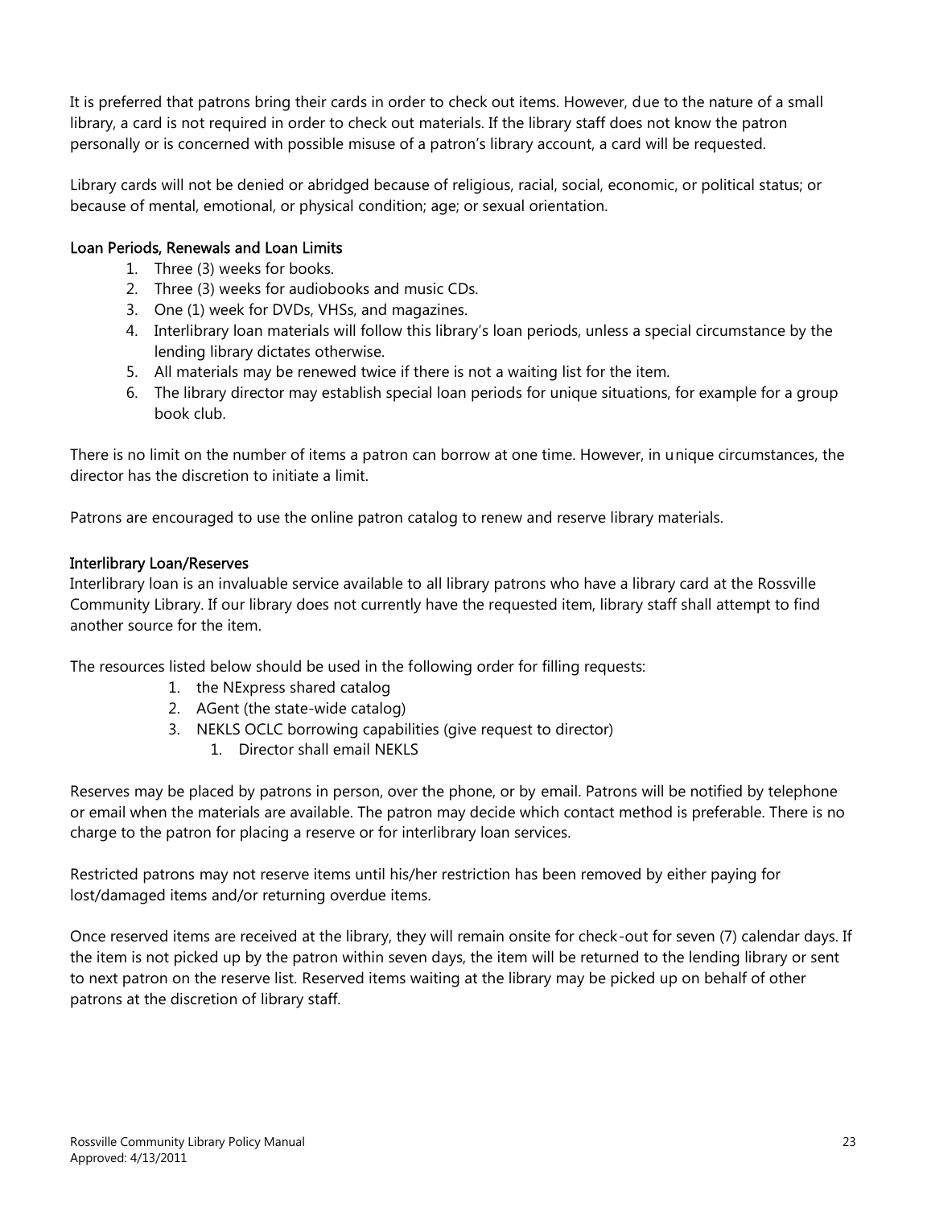It is preferred that patrons bring their cards in order to check out items. However, due to the nature of a small library, a card is not required in order to check out materials. If the library staff does not know the patron personally or is concerned with possible misuse of a patron's library account, a card will be requested.

Library cards will not be denied or abridged because of religious, racial, social, economic, or political status; or because of mental, emotional, or physical condition; age; or sexual orientation.

### Loan Periods, Renewals and Loan Limits

1. Three (3) weeks for books.
2. Three (3) weeks for audiobooks and music CDs.
3. One (1) week for DVDs, VHSs, and magazines.
4. Interlibrary loan materials will follow this library's loan periods, unless a special circumstance by the lending library dictates otherwise.
5. All materials may be renewed twice if there is not a waiting list for the item.
6. The library director may establish special loan periods for unique situations, for example for a group book club.

There is no limit on the number of items a patron can borrow at one time. However, in unique circumstances, the director has the discretion to initiate a limit.

Patrons are encouraged to use the online patron catalog to renew and reserve library materials.

### Interlibrary Loan/Reserves

Interlibrary loan is an invaluable service available to all library patrons who have a library card at the Rossville Community Library. If our library does not currently have the requested item, library staff shall attempt to find another source for the item.

The resources listed below should be used in the following order for filling requests:

1. the NExpress shared catalog
2. AGent (the state-wide catalog)
3. NEKLS OCLC borrowing capabilities (give request to director)
   1. Director shall email NEKLS

Reserves may be placed by patrons in person, over the phone, or by email. Patrons will be notified by telephone or email when the materials are available. The patron may decide which contact method is preferable. There is no charge to the patron for placing a reserve or for interlibrary loan services.

Restricted patrons may not reserve items until his/her restriction has been removed by either paying for lost/damaged items and/or returning overdue items.

Once reserved items are received at the library, they will remain onsite for check-out for seven (7) calendar days. If the item is not picked up by the patron within seven days, the item will be returned to the lending library or sent to next patron on the reserve list. Reserved items waiting at the library may be picked up on behalf of other patrons at the discretion of library staff.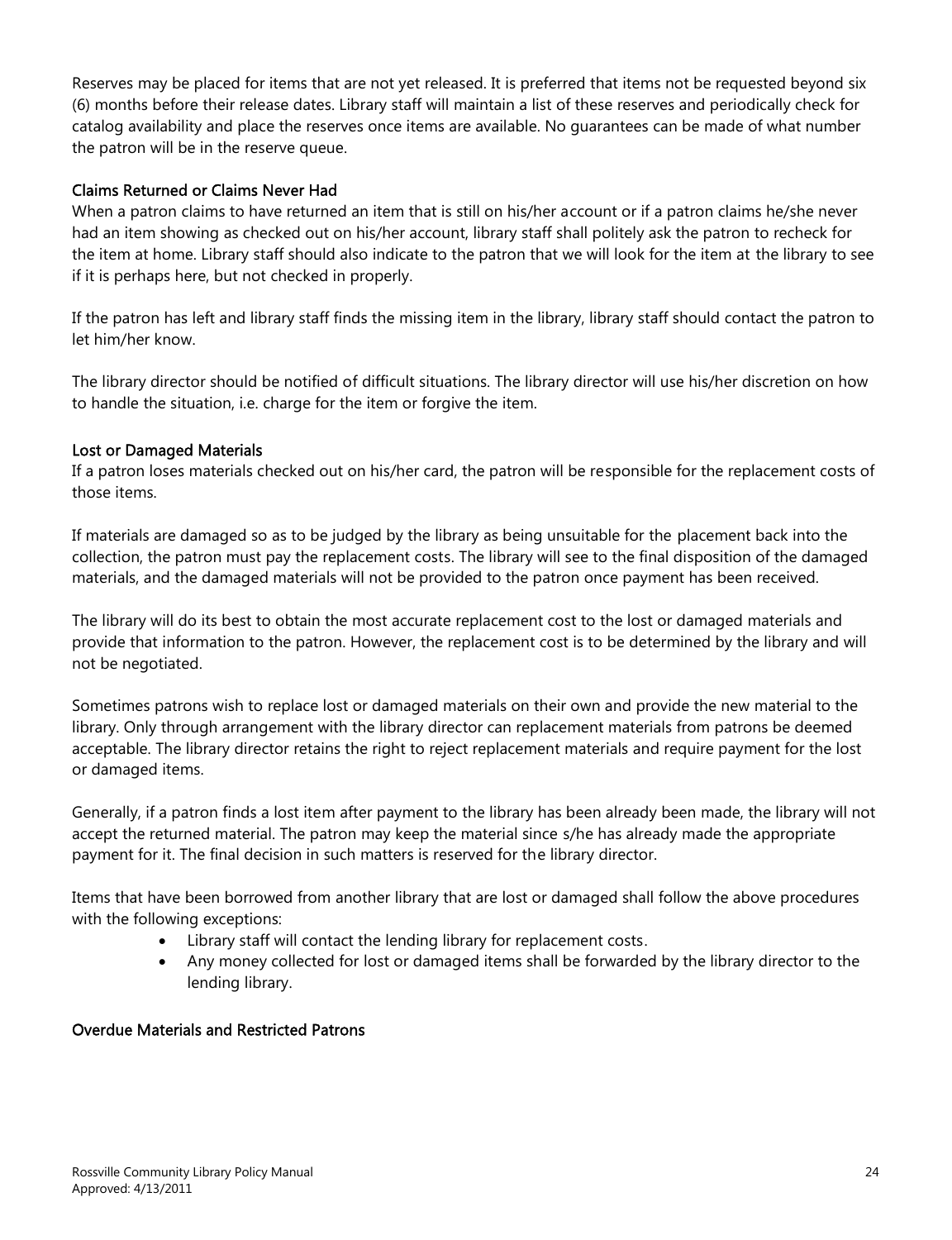Reserves may be placed for items that are not yet released. It is preferred that items not be requested beyond six (6) months before their release dates. Library staff will maintain a list of these reserves and periodically check for catalog availability and place the reserves once items are available. No guarantees can be made of what number the patron will be in the reserve queue.

### Claims Returned or Claims Never Had

When a patron claims to have returned an item that is still on his/her account or if a patron claims he/she never had an item showing as checked out on his/her account, library staff shall politely ask the patron to recheck for the item at home. Library staff should also indicate to the patron that we will look for the item at the library to see if it is perhaps here, but not checked in properly.

If the patron has left and library staff finds the missing item in the library, library staff should contact the patron to let him/her know.

The library director should be notified of difficult situations. The library director will use his/her discretion on how to handle the situation, i.e. charge for the item or forgive the item.

### Lost or Damaged Materials

If a patron loses materials checked out on his/her card, the patron will be responsible for the replacement costs of those items.

If materials are damaged so as to be judged by the library as being unsuitable for the placement back into the collection, the patron must pay the replacement costs. The library will see to the final disposition of the damaged materials, and the damaged materials will not be provided to the patron once payment has been received.

The library will do its best to obtain the most accurate replacement cost to the lost or damaged materials and provide that information to the patron. However, the replacement cost is to be determined by the library and will not be negotiated.

Sometimes patrons wish to replace lost or damaged materials on their own and provide the new material to the library. Only through arrangement with the library director can replacement materials from patrons be deemed acceptable. The library director retains the right to reject replacement materials and require payment for the lost or damaged items.

Generally, if a patron finds a lost item after payment to the library has been already been made, the library will not accept the returned material. The patron may keep the material since s/he has already made the appropriate payment for it. The final decision in such matters is reserved for the library director.

Items that have been borrowed from another library that are lost or damaged shall follow the above procedures with the following exceptions:

- Library staff will contact the lending library for replacement costs.
- Any money collected for lost or damaged items shall be forwarded by the library director to the lending library.

### Overdue Materials and Restricted Patrons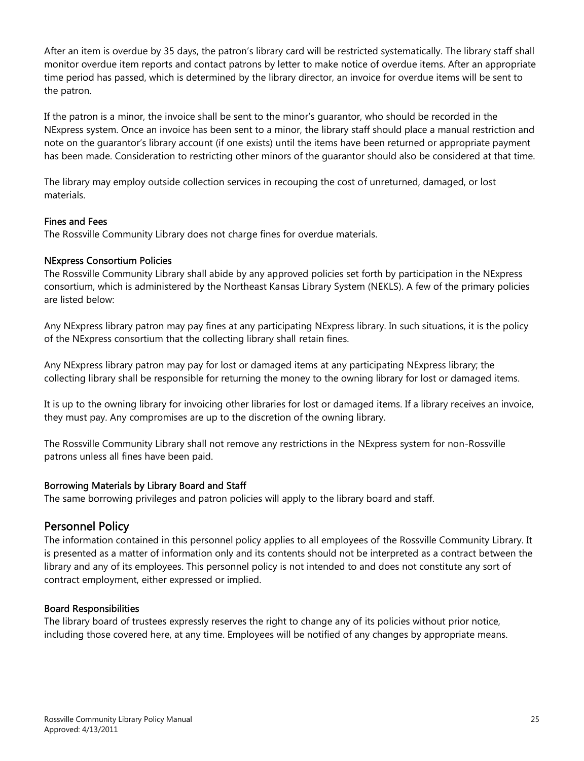After an item is overdue by 35 days, the patron's library card will be restricted systematically. The library staff shall monitor overdue item reports and contact patrons by letter to make notice of overdue items. After an appropriate time period has passed, which is determined by the library director, an invoice for overdue items will be sent to the patron.

If the patron is a minor, the invoice shall be sent to the minor's guarantor, who should be recorded in the NExpress system. Once an invoice has been sent to a minor, the library staff should place a manual restriction and note on the guarantor's library account (if one exists) until the items have been returned or appropriate payment has been made. Consideration to restricting other minors of the guarantor should also be considered at that time.

The library may employ outside collection services in recouping the cost of unreturned, damaged, or lost materials.

### Fines and Fees

The Rossville Community Library does not charge fines for overdue materials.

### NExpress Consortium Policies

The Rossville Community Library shall abide by any approved policies set forth by participation in the NExpress consortium, which is administered by the Northeast Kansas Library System (NEKLS). A few of the primary policies are listed below:

Any NExpress library patron may pay fines at any participating NExpress library. In such situations, it is the policy of the NExpress consortium that the collecting library shall retain fines.

Any NExpress library patron may pay for lost or damaged items at any participating NExpress library; the collecting library shall be responsible for returning the money to the owning library for lost or damaged items.

It is up to the owning library for invoicing other libraries for lost or damaged items. If a library receives an invoice, they must pay. Any compromises are up to the discretion of the owning library.

The Rossville Community Library shall not remove any restrictions in the NExpress system for non-Rossville patrons unless all fines have been paid.

### Borrowing Materials by Library Board and Staff

The same borrowing privileges and patron policies will apply to the library board and staff.

## Personnel Policy

The information contained in this personnel policy applies to all employees of the Rossville Community Library. It is presented as a matter of information only and its contents should not be interpreted as a contract between the library and any of its employees. This personnel policy is not intended to and does not constitute any sort of contract employment, either expressed or implied.

### Board Responsibilities

The library board of trustees expressly reserves the right to change any of its policies without prior notice, including those covered here, at any time. Employees will be notified of any changes by appropriate means.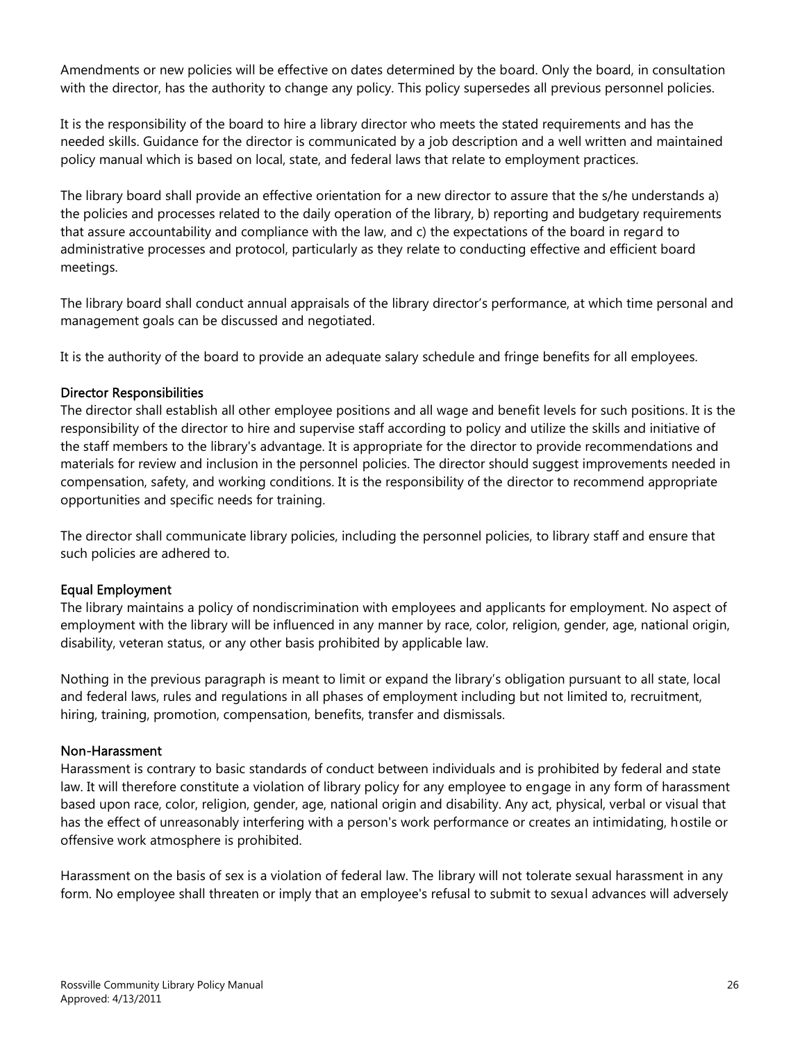Amendments or new policies will be effective on dates determined by the board. Only the board, in consultation with the director, has the authority to change any policy. This policy supersedes all previous personnel policies.

It is the responsibility of the board to hire a library director who meets the stated requirements and has the needed skills. Guidance for the director is communicated by a job description and a well written and maintained policy manual which is based on local, state, and federal laws that relate to employment practices.

The library board shall provide an effective orientation for a new director to assure that the s/he understands a) the policies and processes related to the daily operation of the library, b) reporting and budgetary requirements that assure accountability and compliance with the law, and c) the expectations of the board in regard to administrative processes and protocol, particularly as they relate to conducting effective and efficient board meetings.

The library board shall conduct annual appraisals of the library director's performance, at which time personal and management goals can be discussed and negotiated.

It is the authority of the board to provide an adequate salary schedule and fringe benefits for all employees.

### Director Responsibilities

The director shall establish all other employee positions and all wage and benefit levels for such positions. It is the responsibility of the director to hire and supervise staff according to policy and utilize the skills and initiative of the staff members to the library's advantage. It is appropriate for the director to provide recommendations and materials for review and inclusion in the personnel policies. The director should suggest improvements needed in compensation, safety, and working conditions. It is the responsibility of the director to recommend appropriate opportunities and specific needs for training.

The director shall communicate library policies, including the personnel policies, to library staff and ensure that such policies are adhered to.

### Equal Employment

The library maintains a policy of nondiscrimination with employees and applicants for employment. No aspect of employment with the library will be influenced in any manner by race, color, religion, gender, age, national origin, disability, veteran status, or any other basis prohibited by applicable law.

Nothing in the previous paragraph is meant to limit or expand the library's obligation pursuant to all state, local and federal laws, rules and regulations in all phases of employment including but not limited to, recruitment, hiring, training, promotion, compensation, benefits, transfer and dismissals.

### Non-Harassment

Harassment is contrary to basic standards of conduct between individuals and is prohibited by federal and state law. It will therefore constitute a violation of library policy for any employee to engage in any form of harassment based upon race, color, religion, gender, age, national origin and disability. Any act, physical, verbal or visual that has the effect of unreasonably interfering with a person's work performance or creates an intimidating, hostile or offensive work atmosphere is prohibited.

Harassment on the basis of sex is a violation of federal law. The library will not tolerate sexual harassment in any form. No employee shall threaten or imply that an employee's refusal to submit to sexual advances will adversely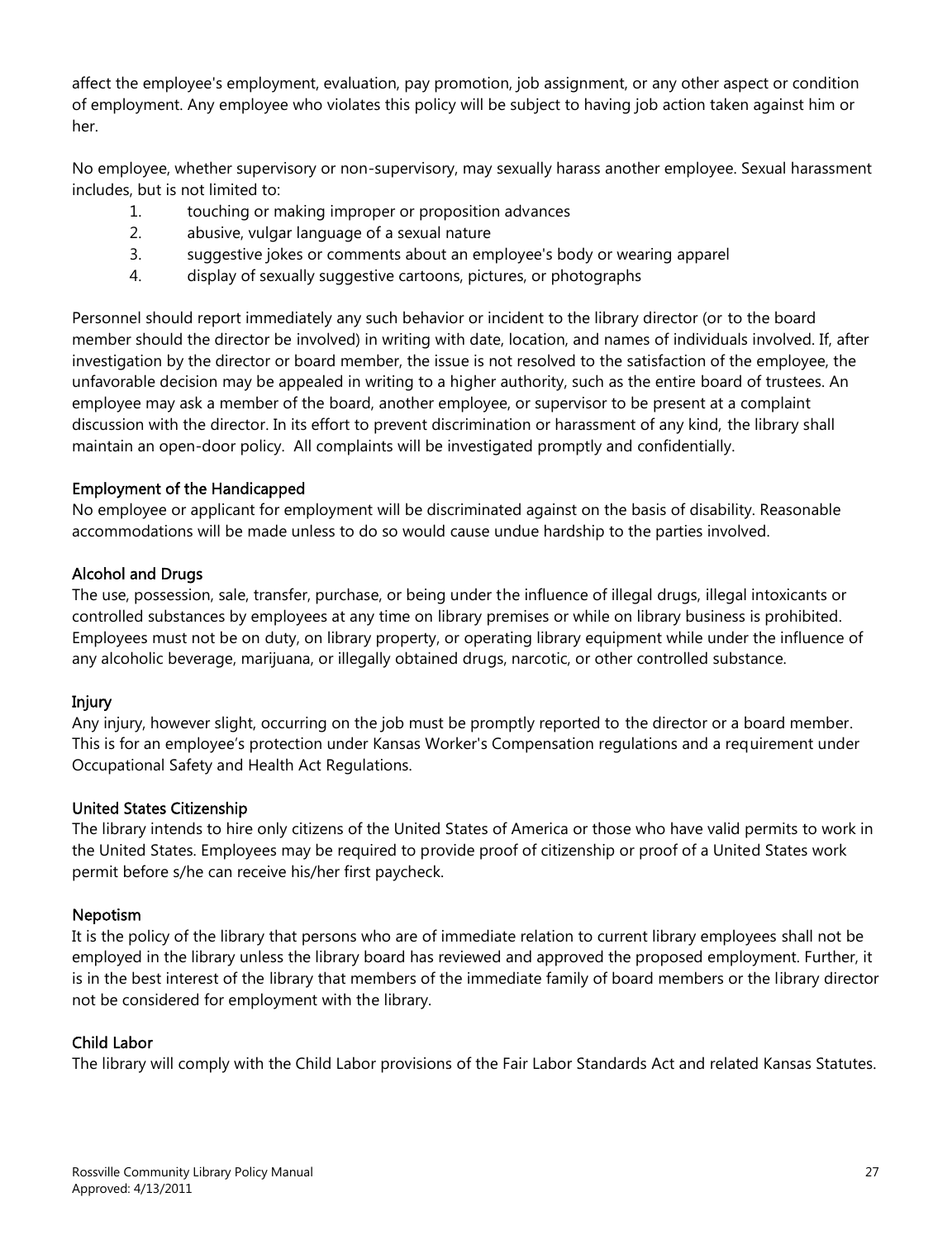affect the employee's employment, evaluation, pay promotion, job assignment, or any other aspect or condition of employment. Any employee who violates this policy will be subject to having job action taken against him or her.

No employee, whether supervisory or non-supervisory, may sexually harass another employee. Sexual harassment includes, but is not limited to:

1. touching or making improper or proposition advances
2. abusive, vulgar language of a sexual nature
3. suggestive jokes or comments about an employee's body or wearing apparel
4. display of sexually suggestive cartoons, pictures, or photographs

Personnel should report immediately any such behavior or incident to the library director (or to the board member should the director be involved) in writing with date, location, and names of individuals involved. If, after investigation by the director or board member, the issue is not resolved to the satisfaction of the employee, the unfavorable decision may be appealed in writing to a higher authority, such as the entire board of trustees. An employee may ask a member of the board, another employee, or supervisor to be present at a complaint discussion with the director. In its effort to prevent discrimination or harassment of any kind, the library shall maintain an open-door policy. All complaints will be investigated promptly and confidentially.

### Employment of the Handicapped

No employee or applicant for employment will be discriminated against on the basis of disability. Reasonable accommodations will be made unless to do so would cause undue hardship to the parties involved.

### Alcohol and Drugs

The use, possession, sale, transfer, purchase, or being under the influence of illegal drugs, illegal intoxicants or controlled substances by employees at any time on library premises or while on library business is prohibited. Employees must not be on duty, on library property, or operating library equipment while under the influence of any alcoholic beverage, marijuana, or illegally obtained drugs, narcotic, or other controlled substance.

### Injury

Any injury, however slight, occurring on the job must be promptly reported to the director or a board member. This is for an employee's protection under Kansas Worker's Compensation regulations and a requirement under Occupational Safety and Health Act Regulations.

### United States Citizenship

The library intends to hire only citizens of the United States of America or those who have valid permits to work in the United States. Employees may be required to provide proof of citizenship or proof of a United States work permit before s/he can receive his/her first paycheck.

### Nepotism

It is the policy of the library that persons who are of immediate relation to current library employees shall not be employed in the library unless the library board has reviewed and approved the proposed employment. Further, it is in the best interest of the library that members of the immediate family of board members or the library director not be considered for employment with the library.

### Child Labor

The library will comply with the Child Labor provisions of the Fair Labor Standards Act and related Kansas Statutes.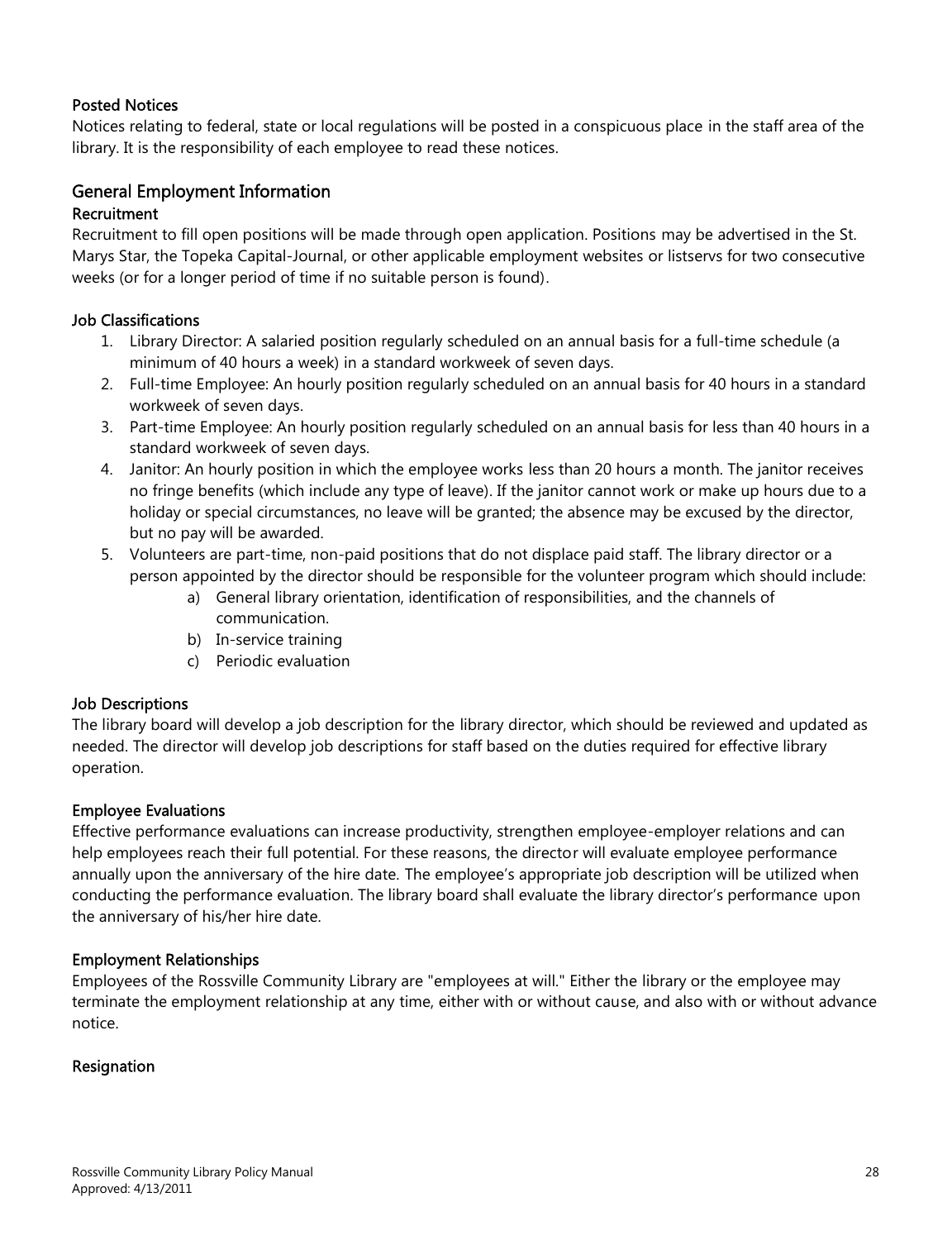### Posted Notices

Notices relating to federal, state or local regulations will be posted in a conspicuous place in the staff area of the library. It is the responsibility of each employee to read these notices.

## General Employment Information

### Recruitment

Recruitment to fill open positions will be made through open application. Positions may be advertised in the St. Marys Star, the Topeka Capital-Journal, or other applicable employment websites or listservs for two consecutive weeks (or for a longer period of time if no suitable person is found).

### Job Classifications

1. Library Director: A salaried position regularly scheduled on an annual basis for a full-time schedule (a minimum of 40 hours a week) in a standard workweek of seven days.
2. Full-time Employee: An hourly position regularly scheduled on an annual basis for 40 hours in a standard workweek of seven days.
3. Part-time Employee: An hourly position regularly scheduled on an annual basis for less than 40 hours in a standard workweek of seven days.
4. Janitor: An hourly position in which the employee works less than 20 hours a month. The janitor receives no fringe benefits (which include any type of leave). If the janitor cannot work or make up hours due to a holiday or special circumstances, no leave will be granted; the absence may be excused by the director, but no pay will be awarded.
5. Volunteers are part-time, non-paid positions that do not displace paid staff. The library director or a person appointed by the director should be responsible for the volunteer program which should include:
    a) General library orientation, identification of responsibilities, and the channels of communication.
    b) In-service training
    c) Periodic evaluation

### Job Descriptions

The library board will develop a job description for the library director, which should be reviewed and updated as needed. The director will develop job descriptions for staff based on the duties required for effective library operation.

### Employee Evaluations

Effective performance evaluations can increase productivity, strengthen employee-employer relations and can help employees reach their full potential. For these reasons, the director will evaluate employee performance annually upon the anniversary of the hire date. The employee's appropriate job description will be utilized when conducting the performance evaluation. The library board shall evaluate the library director's performance upon the anniversary of his/her hire date.

### Employment Relationships

Employees of the Rossville Community Library are "employees at will." Either the library or the employee may terminate the employment relationship at any time, either with or without cause, and also with or without advance notice.

### Resignation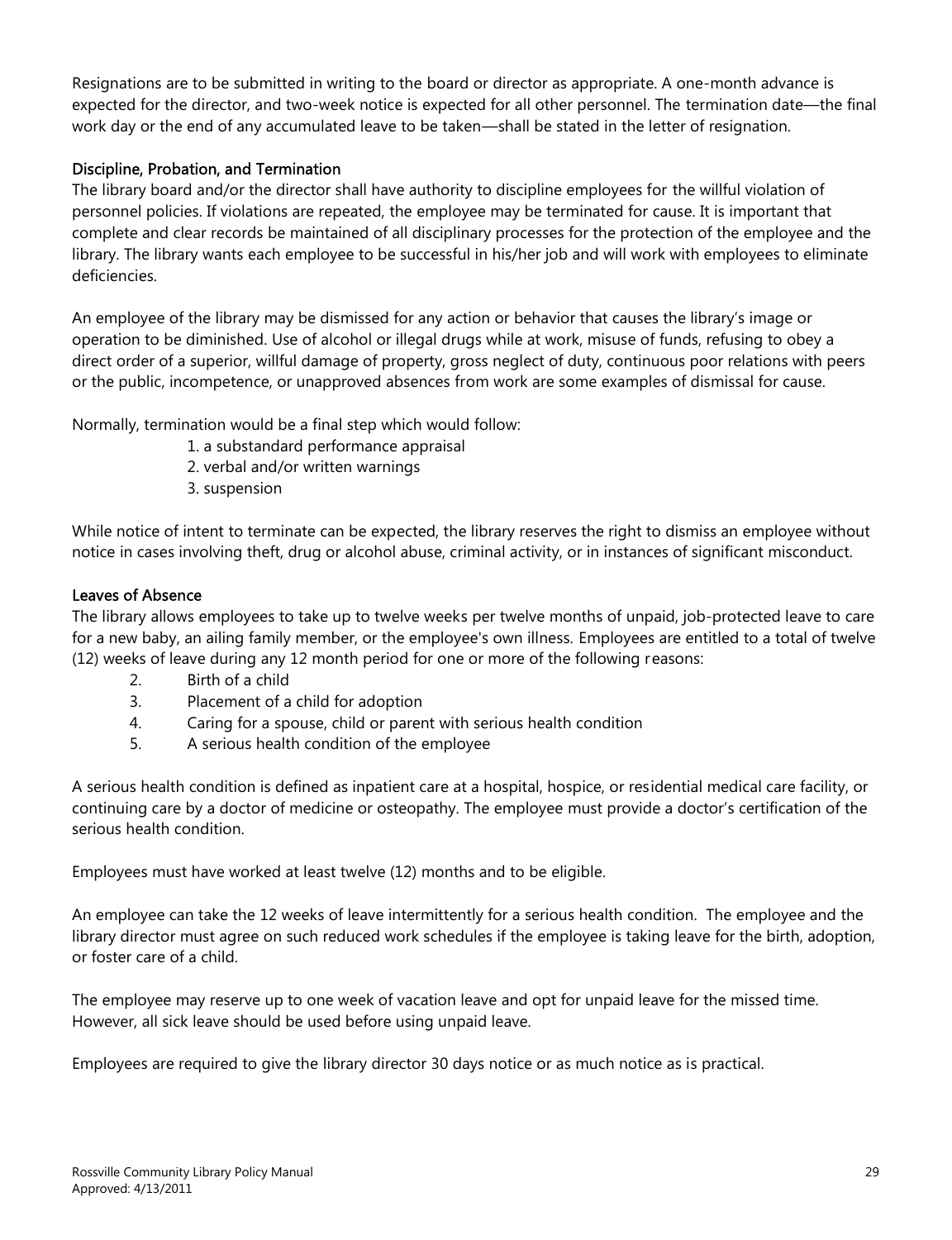Resignations are to be submitted in writing to the board or director as appropriate. A one-month advance is expected for the director, and two-week notice is expected for all other personnel. The termination date—the final work day or the end of any accumulated leave to be taken—shall be stated in the letter of resignation.

### Discipline, Probation, and Termination

The library board and/or the director shall have authority to discipline employees for the willful violation of personnel policies. If violations are repeated, the employee may be terminated for cause. It is important that complete and clear records be maintained of all disciplinary processes for the protection of the employee and the library. The library wants each employee to be successful in his/her job and will work with employees to eliminate deficiencies.

An employee of the library may be dismissed for any action or behavior that causes the library's image or operation to be diminished. Use of alcohol or illegal drugs while at work, misuse of funds, refusing to obey a direct order of a superior, willful damage of property, gross neglect of duty, continuous poor relations with peers or the public, incompetence, or unapproved absences from work are some examples of dismissal for cause.

Normally, termination would be a final step which would follow:

1. a substandard performance appraisal
2. verbal and/or written warnings
3. suspension

While notice of intent to terminate can be expected, the library reserves the right to dismiss an employee without notice in cases involving theft, drug or alcohol abuse, criminal activity, or in instances of significant misconduct.

### Leaves of Absence

The library allows employees to take up to twelve weeks per twelve months of unpaid, job-protected leave to care for a new baby, an ailing family member, or the employee's own illness. Employees are entitled to a total of twelve (12) weeks of leave during any 12 month period for one or more of the following reasons:

2. Birth of a child
3. Placement of a child for adoption
4. Caring for a spouse, child or parent with serious health condition
5. A serious health condition of the employee

A serious health condition is defined as inpatient care at a hospital, hospice, or residential medical care facility, or continuing care by a doctor of medicine or osteopathy. The employee must provide a doctor's certification of the serious health condition.

Employees must have worked at least twelve (12) months and to be eligible.

An employee can take the 12 weeks of leave intermittently for a serious health condition. The employee and the library director must agree on such reduced work schedules if the employee is taking leave for the birth, adoption, or foster care of a child.

The employee may reserve up to one week of vacation leave and opt for unpaid leave for the missed time. However, all sick leave should be used before using unpaid leave.

Employees are required to give the library director 30 days notice or as much notice as is practical.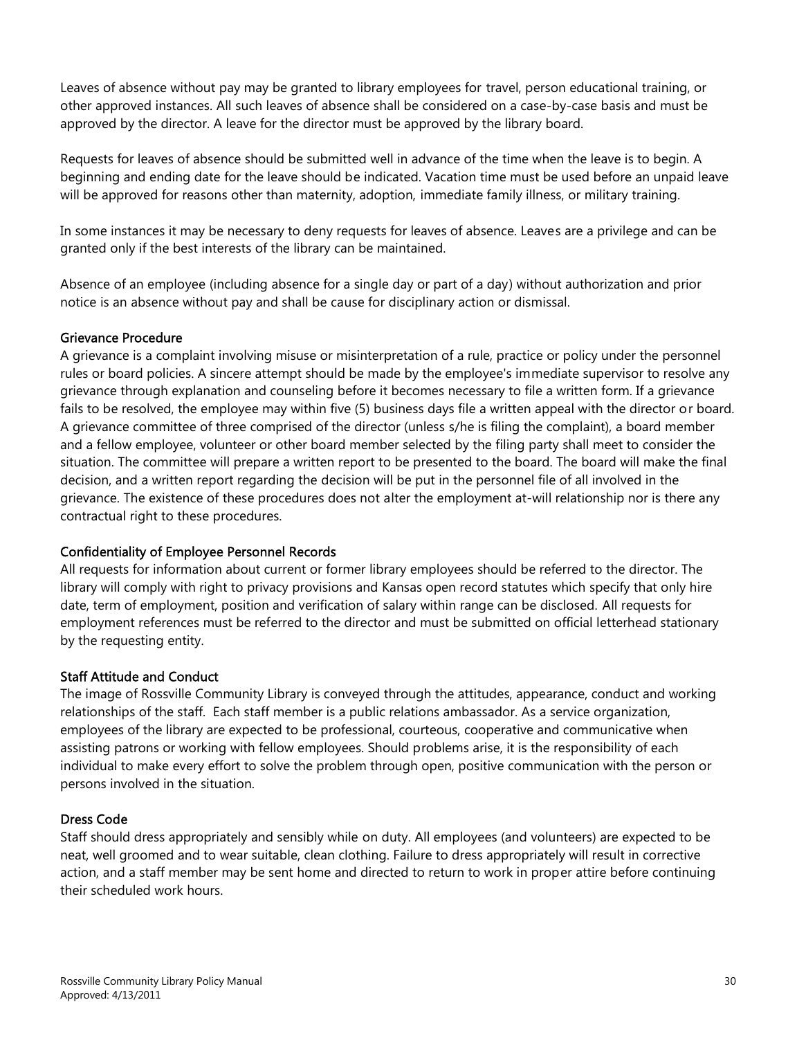Leaves of absence without pay may be granted to library employees for travel, person educational training, or other approved instances. All such leaves of absence shall be considered on a case-by-case basis and must be approved by the director. A leave for the director must be approved by the library board.

Requests for leaves of absence should be submitted well in advance of the time when the leave is to begin. A beginning and ending date for the leave should be indicated. Vacation time must be used before an unpaid leave will be approved for reasons other than maternity, adoption, immediate family illness, or military training.

In some instances it may be necessary to deny requests for leaves of absence. Leaves are a privilege and can be granted only if the best interests of the library can be maintained.

Absence of an employee (including absence for a single day or part of a day) without authorization and prior notice is an absence without pay and shall be cause for disciplinary action or dismissal.

### Grievance Procedure

A grievance is a complaint involving misuse or misinterpretation of a rule, practice or policy under the personnel rules or board policies. A sincere attempt should be made by the employee's immediate supervisor to resolve any grievance through explanation and counseling before it becomes necessary to file a written form. If a grievance fails to be resolved, the employee may within five (5) business days file a written appeal with the director or board. A grievance committee of three comprised of the director (unless s/he is filing the complaint), a board member and a fellow employee, volunteer or other board member selected by the filing party shall meet to consider the situation. The committee will prepare a written report to be presented to the board. The board will make the final decision, and a written report regarding the decision will be put in the personnel file of all involved in the grievance. The existence of these procedures does not alter the employment at-will relationship nor is there any contractual right to these procedures.

### Confidentiality of Employee Personnel Records

All requests for information about current or former library employees should be referred to the director. The library will comply with right to privacy provisions and Kansas open record statutes which specify that only hire date, term of employment, position and verification of salary within range can be disclosed. All requests for employment references must be referred to the director and must be submitted on official letterhead stationary by the requesting entity.

### Staff Attitude and Conduct

The image of Rossville Community Library is conveyed through the attitudes, appearance, conduct and working relationships of the staff. Each staff member is a public relations ambassador. As a service organization, employees of the library are expected to be professional, courteous, cooperative and communicative when assisting patrons or working with fellow employees. Should problems arise, it is the responsibility of each individual to make every effort to solve the problem through open, positive communication with the person or persons involved in the situation.

### Dress Code

Staff should dress appropriately and sensibly while on duty. All employees (and volunteers) are expected to be neat, well groomed and to wear suitable, clean clothing. Failure to dress appropriately will result in corrective action, and a staff member may be sent home and directed to return to work in proper attire before continuing their scheduled work hours.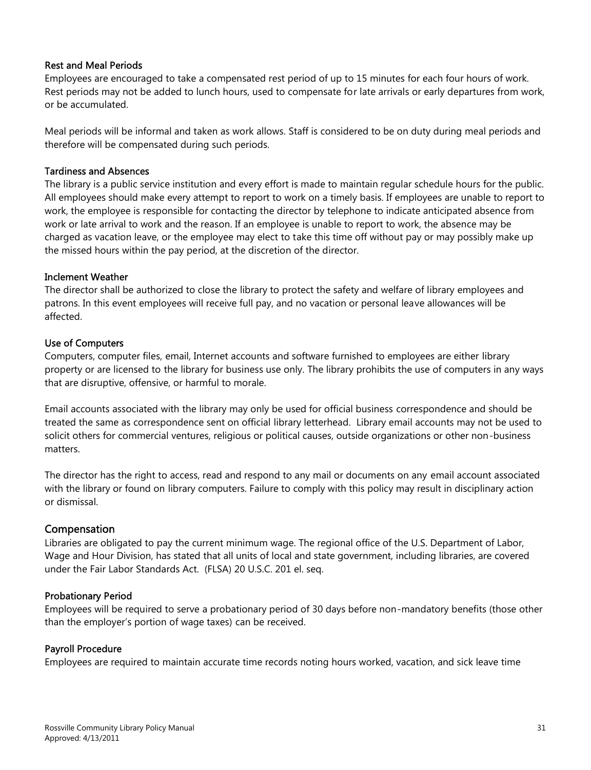#### Rest and Meal Periods

Employees are encouraged to take a compensated rest period of up to 15 minutes for each four hours of work. Rest periods may not be added to lunch hours, used to compensate for late arrivals or early departures from work, or be accumulated.

Meal periods will be informal and taken as work allows. Staff is considered to be on duty during meal periods and therefore will be compensated during such periods.

#### Tardiness and Absences

The library is a public service institution and every effort is made to maintain regular schedule hours for the public. All employees should make every attempt to report to work on a timely basis. If employees are unable to report to work, the employee is responsible for contacting the director by telephone to indicate anticipated absence from work or late arrival to work and the reason. If an employee is unable to report to work, the absence may be charged as vacation leave, or the employee may elect to take this time off without pay or may possibly make up the missed hours within the pay period, at the discretion of the director.

#### Inclement Weather

The director shall be authorized to close the library to protect the safety and welfare of library employees and patrons. In this event employees will receive full pay, and no vacation or personal leave allowances will be affected.

#### Use of Computers

Computers, computer files, email, Internet accounts and software furnished to employees are either library property or are licensed to the library for business use only. The library prohibits the use of computers in any ways that are disruptive, offensive, or harmful to morale.

Email accounts associated with the library may only be used for official business correspondence and should be treated the same as correspondence sent on official library letterhead. Library email accounts may not be used to solicit others for commercial ventures, religious or political causes, outside organizations or other non-business matters.

The director has the right to access, read and respond to any mail or documents on any email account associated with the library or found on library computers. Failure to comply with this policy may result in disciplinary action or dismissal.

### Compensation

Libraries are obligated to pay the current minimum wage. The regional office of the U.S. Department of Labor, Wage and Hour Division, has stated that all units of local and state government, including libraries, are covered under the Fair Labor Standards Act. (FLSA) 20 U.S.C. 201 el. seq.

#### Probationary Period

Employees will be required to serve a probationary period of 30 days before non-mandatory benefits (those other than the employer's portion of wage taxes) can be received.

#### Payroll Procedure

Employees are required to maintain accurate time records noting hours worked, vacation, and sick leave time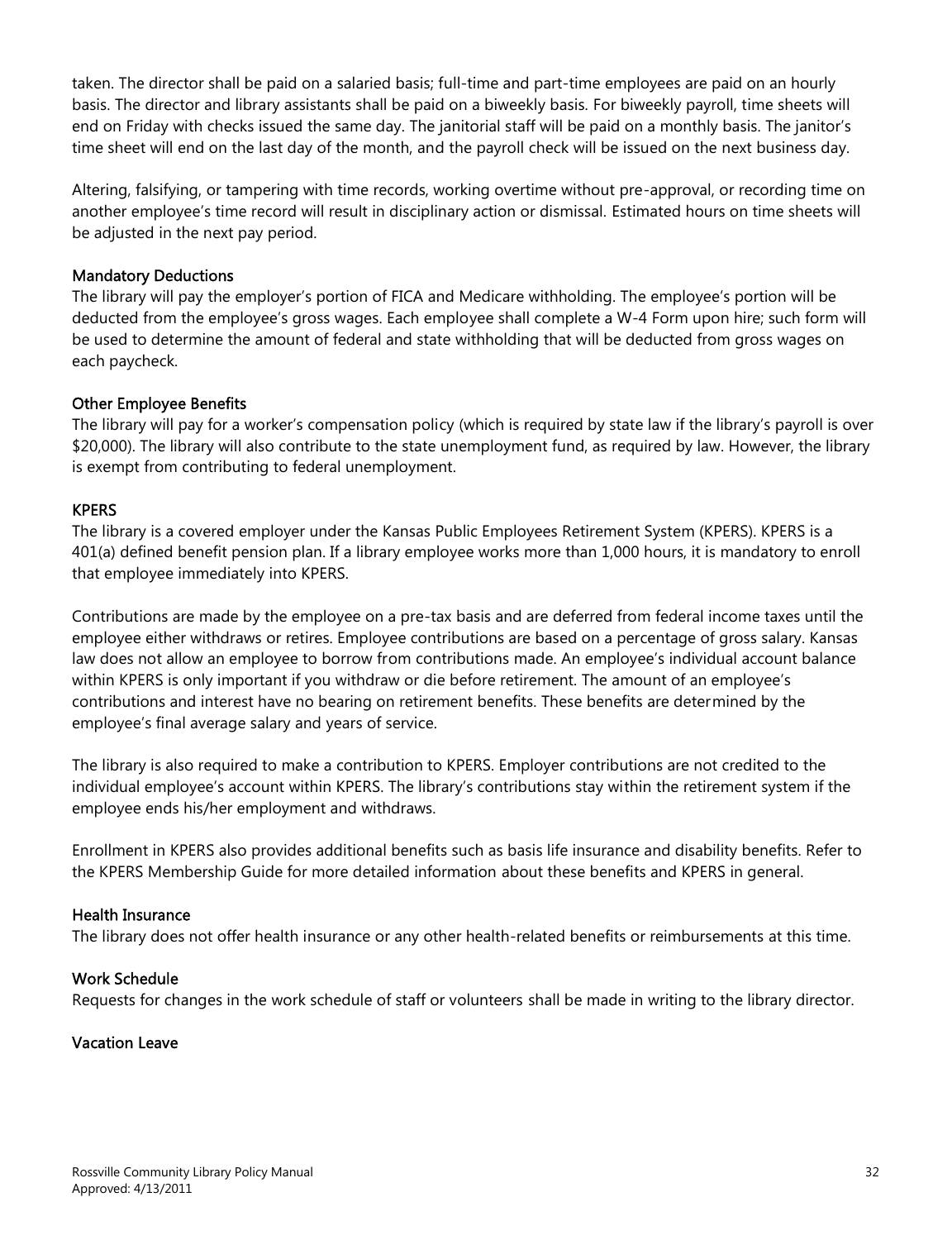taken. The director shall be paid on a salaried basis; full-time and part-time employees are paid on an hourly basis. The director and library assistants shall be paid on a biweekly basis. For biweekly payroll, time sheets will end on Friday with checks issued the same day. The janitorial staff will be paid on a monthly basis. The janitor's time sheet will end on the last day of the month, and the payroll check will be issued on the next business day.

Altering, falsifying, or tampering with time records, working overtime without pre-approval, or recording time on another employee's time record will result in disciplinary action or dismissal. Estimated hours on time sheets will be adjusted in the next pay period.

### Mandatory Deductions

The library will pay the employer's portion of FICA and Medicare withholding. The employee's portion will be deducted from the employee's gross wages. Each employee shall complete a W-4 Form upon hire; such form will be used to determine the amount of federal and state withholding that will be deducted from gross wages on each paycheck.

### Other Employee Benefits

The library will pay for a worker's compensation policy (which is required by state law if the library's payroll is over $20,000). The library will also contribute to the state unemployment fund, as required by law. However, the library is exempt from contributing to federal unemployment.

### KPERS

The library is a covered employer under the Kansas Public Employees Retirement System (KPERS). KPERS is a 401(a) defined benefit pension plan. If a library employee works more than 1,000 hours, it is mandatory to enroll that employee immediately into KPERS.

Contributions are made by the employee on a pre-tax basis and are deferred from federal income taxes until the employee either withdraws or retires. Employee contributions are based on a percentage of gross salary. Kansas law does not allow an employee to borrow from contributions made. An employee's individual account balance within KPERS is only important if you withdraw or die before retirement. The amount of an employee's contributions and interest have no bearing on retirement benefits. These benefits are determined by the employee's final average salary and years of service.

The library is also required to make a contribution to KPERS. Employer contributions are not credited to the individual employee's account within KPERS. The library's contributions stay within the retirement system if the employee ends his/her employment and withdraws.

Enrollment in KPERS also provides additional benefits such as basis life insurance and disability benefits. Refer to the KPERS Membership Guide for more detailed information about these benefits and KPERS in general.

### Health Insurance

The library does not offer health insurance or any other health-related benefits or reimbursements at this time.

### Work Schedule

Requests for changes in the work schedule of staff or volunteers shall be made in writing to the library director.

### Vacation Leave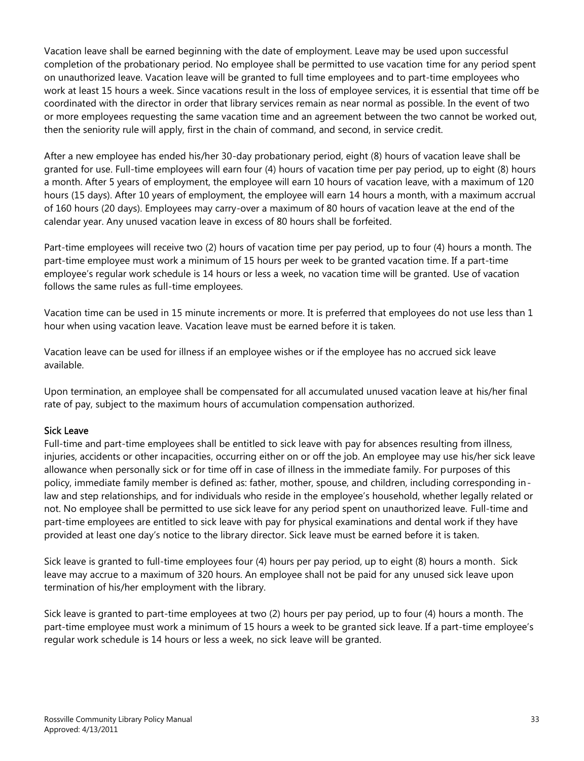Vacation leave shall be earned beginning with the date of employment. Leave may be used upon successful completion of the probationary period. No employee shall be permitted to use vacation time for any period spent on unauthorized leave. Vacation leave will be granted to full time employees and to part-time employees who work at least 15 hours a week. Since vacations result in the loss of employee services, it is essential that time off be coordinated with the director in order that library services remain as near normal as possible. In the event of two or more employees requesting the same vacation time and an agreement between the two cannot be worked out, then the seniority rule will apply, first in the chain of command, and second, in service credit.

After a new employee has ended his/her 30-day probationary period, eight (8) hours of vacation leave shall be granted for use. Full-time employees will earn four (4) hours of vacation time per pay period, up to eight (8) hours a month. After 5 years of employment, the employee will earn 10 hours of vacation leave, with a maximum of 120 hours (15 days). After 10 years of employment, the employee will earn 14 hours a month, with a maximum accrual of 160 hours (20 days). Employees may carry-over a maximum of 80 hours of vacation leave at the end of the calendar year. Any unused vacation leave in excess of 80 hours shall be forfeited.

Part-time employees will receive two (2) hours of vacation time per pay period, up to four (4) hours a month. The part-time employee must work a minimum of 15 hours per week to be granted vacation time. If a part-time employee's regular work schedule is 14 hours or less a week, no vacation time will be granted. Use of vacation follows the same rules as full-time employees.

Vacation time can be used in 15 minute increments or more. It is preferred that employees do not use less than 1 hour when using vacation leave. Vacation leave must be earned before it is taken.

Vacation leave can be used for illness if an employee wishes or if the employee has no accrued sick leave available.

Upon termination, an employee shall be compensated for all accumulated unused vacation leave at his/her final rate of pay, subject to the maximum hours of accumulation compensation authorized.

## Sick Leave

Full-time and part-time employees shall be entitled to sick leave with pay for absences resulting from illness, injuries, accidents or other incapacities, occurring either on or off the job. An employee may use his/her sick leave allowance when personally sick or for time off in case of illness in the immediate family. For purposes of this policy, immediate family member is defined as: father, mother, spouse, and children, including corresponding in-law and step relationships, and for individuals who reside in the employee's household, whether legally related or not. No employee shall be permitted to use sick leave for any period spent on unauthorized leave. Full-time and part-time employees are entitled to sick leave with pay for physical examinations and dental work if they have provided at least one day's notice to the library director. Sick leave must be earned before it is taken.

Sick leave is granted to full-time employees four (4) hours per pay period, up to eight (8) hours a month. Sick leave may accrue to a maximum of 320 hours. An employee shall not be paid for any unused sick leave upon termination of his/her employment with the library.

Sick leave is granted to part-time employees at two (2) hours per pay period, up to four (4) hours a month. The part-time employee must work a minimum of 15 hours a week to be granted sick leave. If a part-time employee's regular work schedule is 14 hours or less a week, no sick leave will be granted.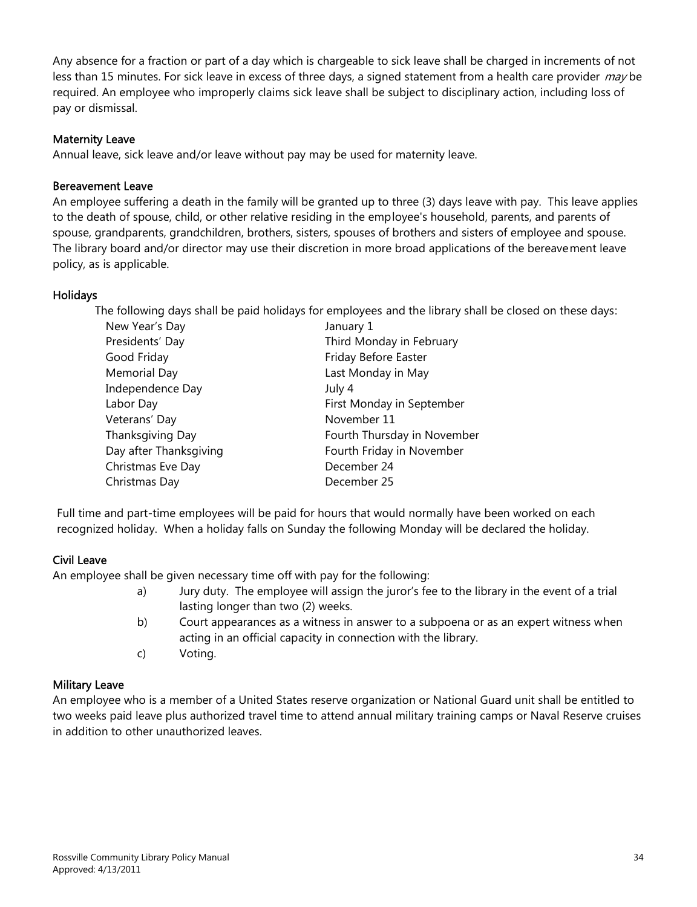Any absence for a fraction or part of a day which is chargeable to sick leave shall be charged in increments of not less than 15 minutes. For sick leave in excess of three days, a signed statement from a health care provider *may* be required. An employee who improperly claims sick leave shall be subject to disciplinary action, including loss of pay or dismissal.

### Maternity Leave

Annual leave, sick leave and/or leave without pay may be used for maternity leave.

### Bereavement Leave

An employee suffering a death in the family will be granted up to three (3) days leave with pay. This leave applies to the death of spouse, child, or other relative residing in the employee's household, parents, and parents of spouse, grandparents, grandchildren, brothers, sisters, spouses of brothers and sisters of employee and spouse. The library board and/or director may use their discretion in more broad applications of the bereavement leave policy, as is applicable.

### Holidays

The following days shall be paid holidays for employees and the library shall be closed on these days:

| | |
|---|---|
| New Year's Day | January 1 |
| Presidents' Day | Third Monday in February |
| Good Friday | Friday Before Easter |
| Memorial Day | Last Monday in May |
| Independence Day | July 4 |
| Labor Day | First Monday in September |
| Veterans' Day | November 11 |
| Thanksgiving Day | Fourth Thursday in November |
| Day after Thanksgiving | Fourth Friday in November |
| Christmas Eve Day | December 24 |
| Christmas Day | December 25 |

Full time and part-time employees will be paid for hours that would normally have been worked on each recognized holiday. When a holiday falls on Sunday the following Monday will be declared the holiday.

### Civil Leave

An employee shall be given necessary time off with pay for the following:

a) Jury duty. The employee will assign the juror's fee to the library in the event of a trial lasting longer than two (2) weeks.

b) Court appearances as a witness in answer to a subpoena or as an expert witness when acting in an official capacity in connection with the library.

c) Voting.

### Military Leave

An employee who is a member of a United States reserve organization or National Guard unit shall be entitled to two weeks paid leave plus authorized travel time to attend annual military training camps or Naval Reserve cruises in addition to other unauthorized leaves.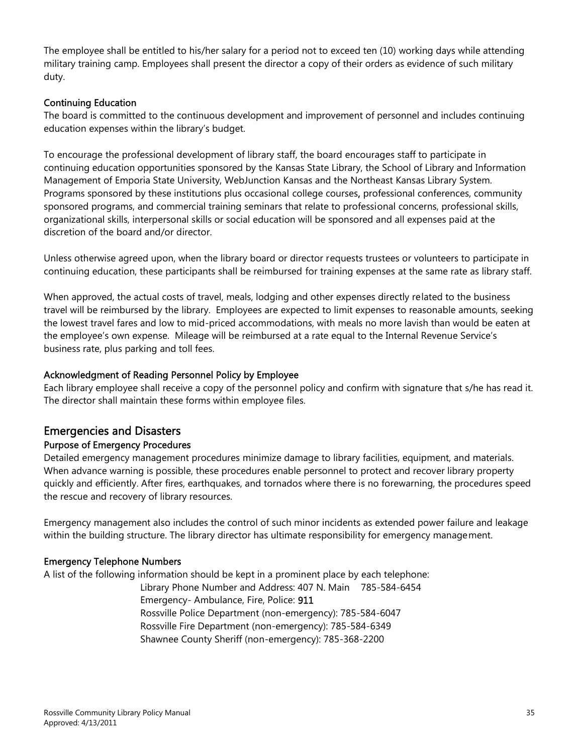The employee shall be entitled to his/her salary for a period not to exceed ten (10) working days while attending military training camp. Employees shall present the director a copy of their orders as evidence of such military duty.

### Continuing Education

The board is committed to the continuous development and improvement of personnel and includes continuing education expenses within the library's budget.

To encourage the professional development of library staff, the board encourages staff to participate in continuing education opportunities sponsored by the Kansas State Library, the School of Library and Information Management of Emporia State University, WebJunction Kansas and the Northeast Kansas Library System. Programs sponsored by these institutions plus occasional college courses, professional conferences, community sponsored programs, and commercial training seminars that relate to professional concerns, professional skills, organizational skills, interpersonal skills or social education will be sponsored and all expenses paid at the discretion of the board and/or director.

Unless otherwise agreed upon, when the library board or director requests trustees or volunteers to participate in continuing education, these participants shall be reimbursed for training expenses at the same rate as library staff.

When approved, the actual costs of travel, meals, lodging and other expenses directly related to the business travel will be reimbursed by the library. Employees are expected to limit expenses to reasonable amounts, seeking the lowest travel fares and low to mid-priced accommodations, with meals no more lavish than would be eaten at the employee's own expense. Mileage will be reimbursed at a rate equal to the Internal Revenue Service's business rate, plus parking and toll fees.

### Acknowledgment of Reading Personnel Policy by Employee

Each library employee shall receive a copy of the personnel policy and confirm with signature that s/he has read it. The director shall maintain these forms within employee files.

## Emergencies and Disasters

### Purpose of Emergency Procedures

Detailed emergency management procedures minimize damage to library facilities, equipment, and materials. When advance warning is possible, these procedures enable personnel to protect and recover library property quickly and efficiently. After fires, earthquakes, and tornados where there is no forewarning, the procedures speed the rescue and recovery of library resources.

Emergency management also includes the control of such minor incidents as extended power failure and leakage within the building structure. The library director has ultimate responsibility for emergency management.

### Emergency Telephone Numbers

A list of the following information should be kept in a prominent place by each telephone:

Library Phone Number and Address: 407 N. Main 785-584-6454
Emergency- Ambulance, Fire, Police: **911**
Rossville Police Department (non-emergency): 785-584-6047
Rossville Fire Department (non-emergency): 785-584-6349
Shawnee County Sheriff (non-emergency): 785-368-2200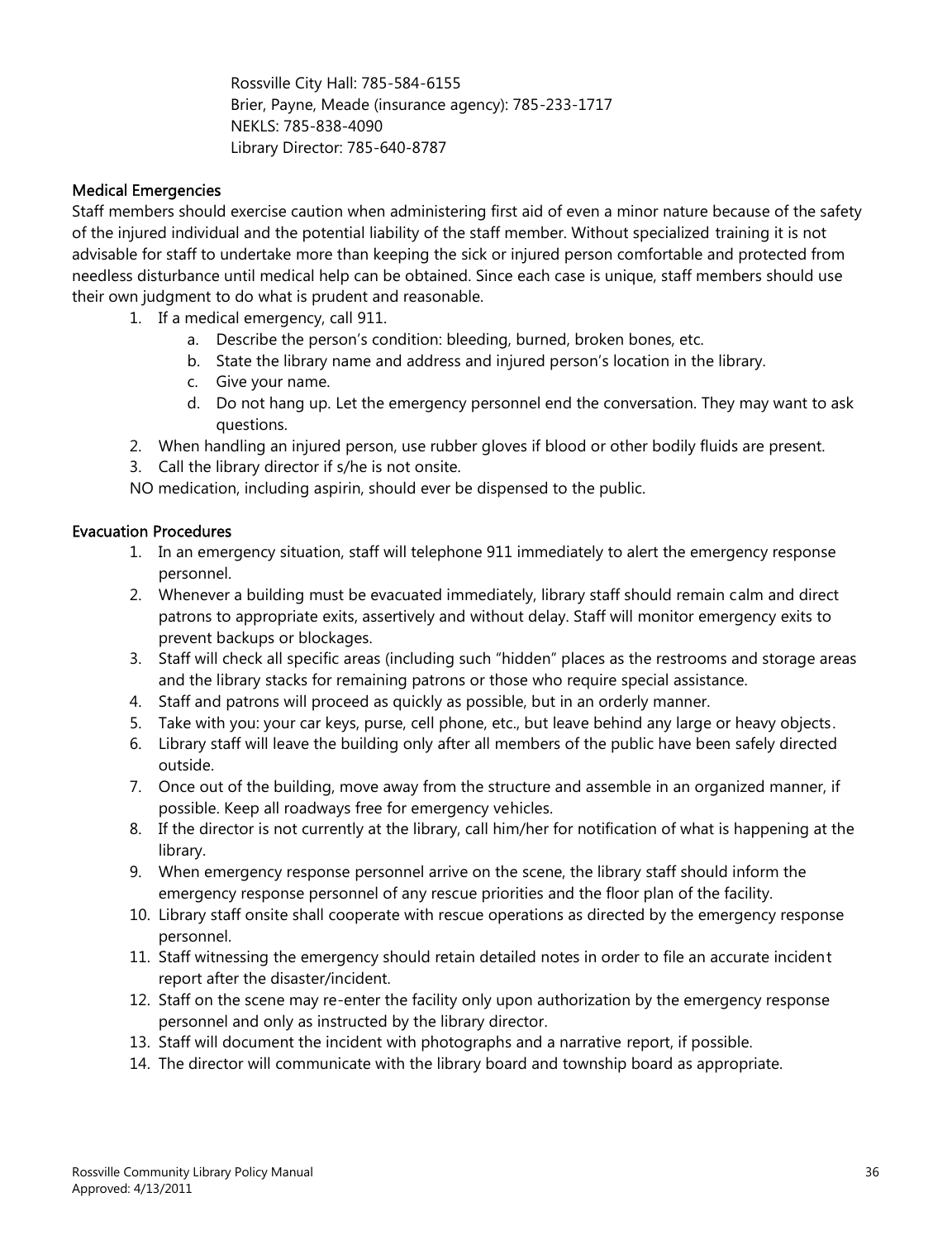Rossville City Hall: 785-584-6155
Brier, Payne, Meade (insurance agency): 785-233-1717
NEKLS: 785-838-4090
Library Director: 785-640-8787

### Medical Emergencies

Staff members should exercise caution when administering first aid of even a minor nature because of the safety of the injured individual and the potential liability of the staff member. Without specialized training it is not advisable for staff to undertake more than keeping the sick or injured person comfortable and protected from needless disturbance until medical help can be obtained. Since each case is unique, staff members should use their own judgment to do what is prudent and reasonable.

1. If a medical emergency, call 911.
   a. Describe the person's condition: bleeding, burned, broken bones, etc.
   b. State the library name and address and injured person's location in the library.
   c. Give your name.
   d. Do not hang up. Let the emergency personnel end the conversation. They may want to ask questions.
2. When handling an injured person, use rubber gloves if blood or other bodily fluids are present.
3. Call the library director if s/he is not onsite.

NO medication, including aspirin, should ever be dispensed to the public.

### Evacuation Procedures

1. In an emergency situation, staff will telephone 911 immediately to alert the emergency response personnel.
2. Whenever a building must be evacuated immediately, library staff should remain calm and direct patrons to appropriate exits, assertively and without delay. Staff will monitor emergency exits to prevent backups or blockages.
3. Staff will check all specific areas (including such "hidden" places as the restrooms and storage areas and the library stacks for remaining patrons or those who require special assistance.
4. Staff and patrons will proceed as quickly as possible, but in an orderly manner.
5. Take with you: your car keys, purse, cell phone, etc., but leave behind any large or heavy objects.
6. Library staff will leave the building only after all members of the public have been safely directed outside.
7. Once out of the building, move away from the structure and assemble in an organized manner, if possible. Keep all roadways free for emergency vehicles.
8. If the director is not currently at the library, call him/her for notification of what is happening at the library.
9. When emergency response personnel arrive on the scene, the library staff should inform the emergency response personnel of any rescue priorities and the floor plan of the facility.
10. Library staff onsite shall cooperate with rescue operations as directed by the emergency response personnel.
11. Staff witnessing the emergency should retain detailed notes in order to file an accurate incident report after the disaster/incident.
12. Staff on the scene may re-enter the facility only upon authorization by the emergency response personnel and only as instructed by the library director.
13. Staff will document the incident with photographs and a narrative report, if possible.
14. The director will communicate with the library board and township board as appropriate.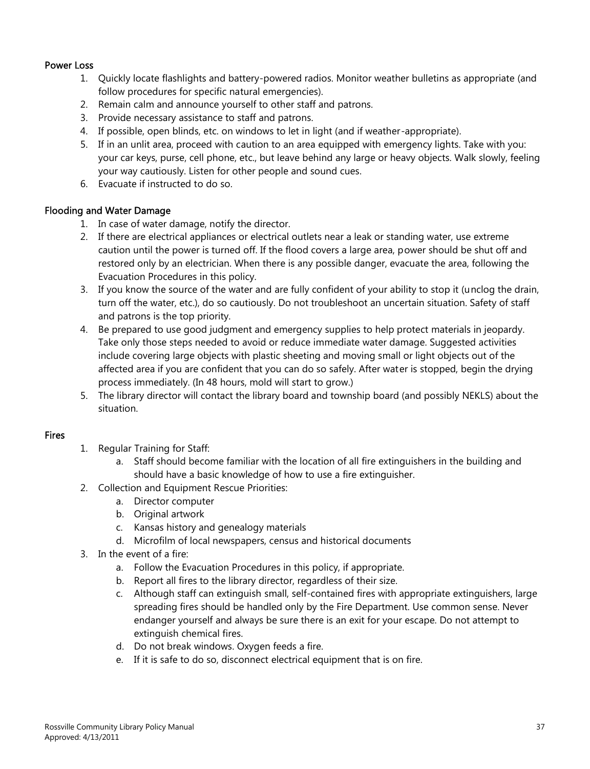### Power Loss

1. Quickly locate flashlights and battery-powered radios. Monitor weather bulletins as appropriate (and follow procedures for specific natural emergencies).
2. Remain calm and announce yourself to other staff and patrons.
3. Provide necessary assistance to staff and patrons.
4. If possible, open blinds, etc. on windows to let in light (and if weather-appropriate).
5. If in an unlit area, proceed with caution to an area equipped with emergency lights. Take with you: your car keys, purse, cell phone, etc., but leave behind any large or heavy objects. Walk slowly, feeling your way cautiously. Listen for other people and sound cues.
6. Evacuate if instructed to do so.

### Flooding and Water Damage

1. In case of water damage, notify the director.
2. If there are electrical appliances or electrical outlets near a leak or standing water, use extreme caution until the power is turned off. If the flood covers a large area, power should be shut off and restored only by an electrician. When there is any possible danger, evacuate the area, following the Evacuation Procedures in this policy.
3. If you know the source of the water and are fully confident of your ability to stop it (unclog the drain, turn off the water, etc.), do so cautiously. Do not troubleshoot an uncertain situation. Safety of staff and patrons is the top priority.
4. Be prepared to use good judgment and emergency supplies to help protect materials in jeopardy. Take only those steps needed to avoid or reduce immediate water damage. Suggested activities include covering large objects with plastic sheeting and moving small or light objects out of the affected area if you are confident that you can do so safely. After water is stopped, begin the drying process immediately. (In 48 hours, mold will start to grow.)
5. The library director will contact the library board and township board (and possibly NEKLS) about the situation.

### Fires

1. Regular Training for Staff:
   a. Staff should become familiar with the location of all fire extinguishers in the building and should have a basic knowledge of how to use a fire extinguisher.
2. Collection and Equipment Rescue Priorities:
   a. Director computer
   b. Original artwork
   c. Kansas history and genealogy materials
   d. Microfilm of local newspapers, census and historical documents
3. In the event of a fire:
   a. Follow the Evacuation Procedures in this policy, if appropriate.
   b. Report all fires to the library director, regardless of their size.
   c. Although staff can extinguish small, self-contained fires with appropriate extinguishers, large spreading fires should be handled only by the Fire Department. Use common sense. Never endanger yourself and always be sure there is an exit for your escape. Do not attempt to extinguish chemical fires.
   d. Do not break windows. Oxygen feeds a fire.
   e. If it is safe to do so, disconnect electrical equipment that is on fire.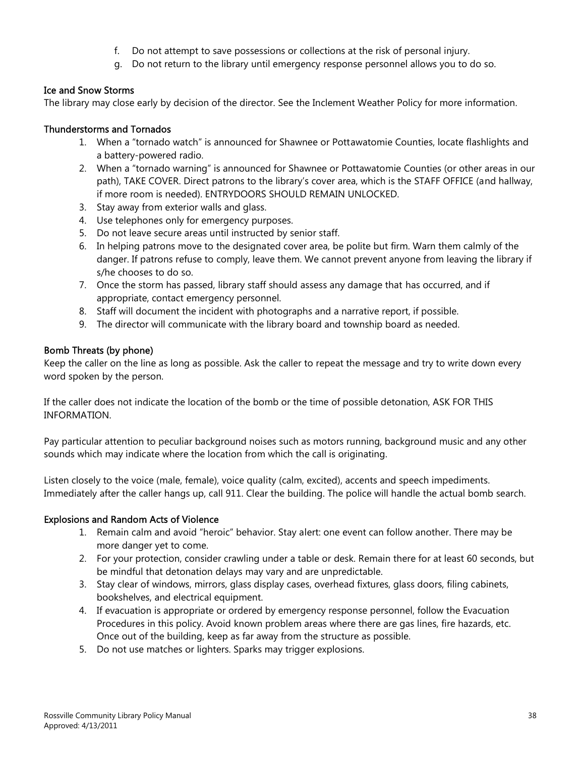f. Do not attempt to save possessions or collections at the risk of personal injury.
g. Do not return to the library until emergency response personnel allows you to do so.

### Ice and Snow Storms

The library may close early by decision of the director. See the Inclement Weather Policy for more information.

### Thunderstorms and Tornados

1. When a "tornado watch" is announced for Shawnee or Pottawatomie Counties, locate flashlights and a battery-powered radio.
2. When a "tornado warning" is announced for Shawnee or Pottawatomie Counties (or other areas in our path), TAKE COVER. Direct patrons to the library's cover area, which is the STAFF OFFICE (and hallway, if more room is needed). ENTRYDOORS SHOULD REMAIN UNLOCKED.
3. Stay away from exterior walls and glass.
4. Use telephones only for emergency purposes.
5. Do not leave secure areas until instructed by senior staff.
6. In helping patrons move to the designated cover area, be polite but firm. Warn them calmly of the danger. If patrons refuse to comply, leave them. We cannot prevent anyone from leaving the library if s/he chooses to do so.
7. Once the storm has passed, library staff should assess any damage that has occurred, and if appropriate, contact emergency personnel.
8. Staff will document the incident with photographs and a narrative report, if possible.
9. The director will communicate with the library board and township board as needed.

### Bomb Threats (by phone)

Keep the caller on the line as long as possible. Ask the caller to repeat the message and try to write down every word spoken by the person.

If the caller does not indicate the location of the bomb or the time of possible detonation, ASK FOR THIS INFORMATION.

Pay particular attention to peculiar background noises such as motors running, background music and any other sounds which may indicate where the location from which the call is originating.

Listen closely to the voice (male, female), voice quality (calm, excited), accents and speech impediments. Immediately after the caller hangs up, call 911. Clear the building. The police will handle the actual bomb search.

### Explosions and Random Acts of Violence

1. Remain calm and avoid "heroic" behavior. Stay alert: one event can follow another. There may be more danger yet to come.
2. For your protection, consider crawling under a table or desk. Remain there for at least 60 seconds, but be mindful that detonation delays may vary and are unpredictable.
3. Stay clear of windows, mirrors, glass display cases, overhead fixtures, glass doors, filing cabinets, bookshelves, and electrical equipment.
4. If evacuation is appropriate or ordered by emergency response personnel, follow the Evacuation Procedures in this policy. Avoid known problem areas where there are gas lines, fire hazards, etc. Once out of the building, keep as far away from the structure as possible.
5. Do not use matches or lighters. Sparks may trigger explosions.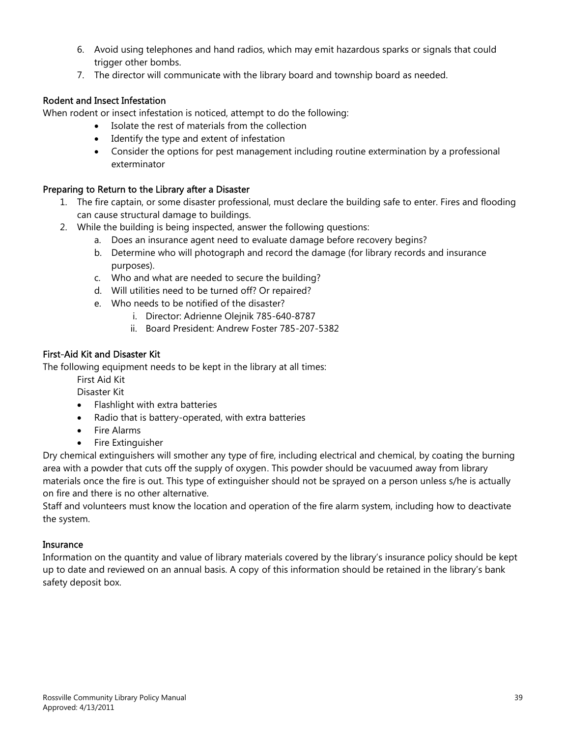6. Avoid using telephones and hand radios, which may emit hazardous sparks or signals that could trigger other bombs.
7. The director will communicate with the library board and township board as needed.

### Rodent and Insect Infestation

When rodent or insect infestation is noticed, attempt to do the following:

- Isolate the rest of materials from the collection
- Identify the type and extent of infestation
- Consider the options for pest management including routine extermination by a professional exterminator

### Preparing to Return to the Library after a Disaster

1. The fire captain, or some disaster professional, must declare the building safe to enter. Fires and flooding can cause structural damage to buildings.
2. While the building is being inspected, answer the following questions:
   a. Does an insurance agent need to evaluate damage before recovery begins?
   b. Determine who will photograph and record the damage (for library records and insurance purposes).
   c. Who and what are needed to secure the building?
   d. Will utilities need to be turned off? Or repaired?
   e. Who needs to be notified of the disaster?
      i. Director: Adrienne Olejnik 785-640-8787
      ii. Board President: Andrew Foster 785-207-5382

### First-Aid Kit and Disaster Kit

The following equipment needs to be kept in the library at all times:

First Aid Kit

Disaster Kit

- Flashlight with extra batteries
- Radio that is battery-operated, with extra batteries
- Fire Alarms
- Fire Extinguisher

Dry chemical extinguishers will smother any type of fire, including electrical and chemical, by coating the burning area with a powder that cuts off the supply of oxygen. This powder should be vacuumed away from library materials once the fire is out. This type of extinguisher should not be sprayed on a person unless s/he is actually on fire and there is no other alternative.

Staff and volunteers must know the location and operation of the fire alarm system, including how to deactivate the system.

### Insurance

Information on the quantity and value of library materials covered by the library's insurance policy should be kept up to date and reviewed on an annual basis. A copy of this information should be retained in the library's bank safety deposit box.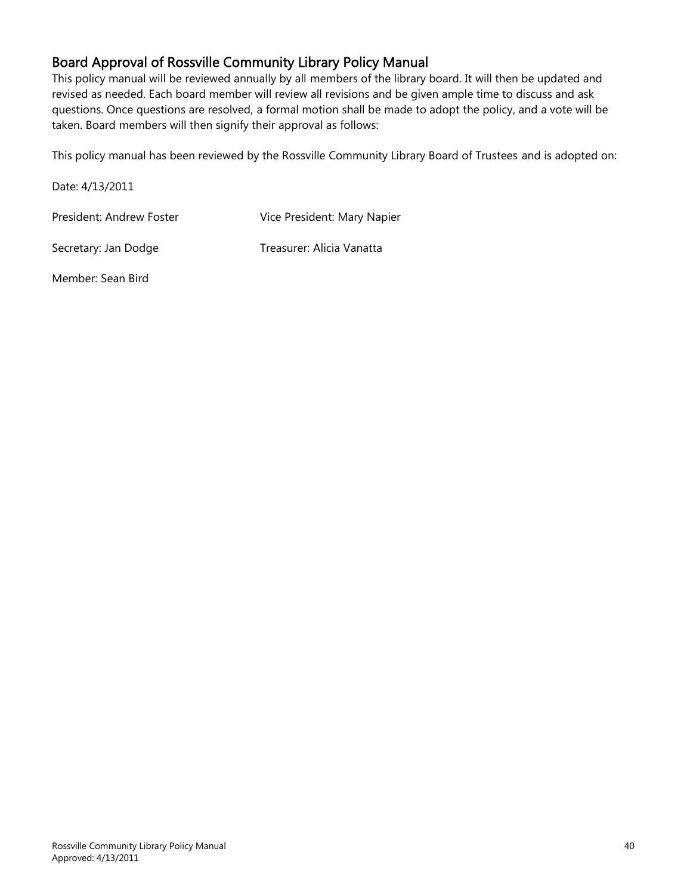## Board Approval of Rossville Community Library Policy Manual

This policy manual will be reviewed annually by all members of the library board. It will then be updated and revised as needed. Each board member will review all revisions and be given ample time to discuss and ask questions. Once questions are resolved, a formal motion shall be made to adopt the policy, and a vote will be taken. Board members will then signify their approval as follows:

This policy manual has been reviewed by the Rossville Community Library Board of Trustees and is adopted on:

Date: 4/13/2011

President: Andrew Foster

Vice President: Mary Napier

Secretary: Jan Dodge

Treasurer: Alicia Vanatta

Member: Sean Bird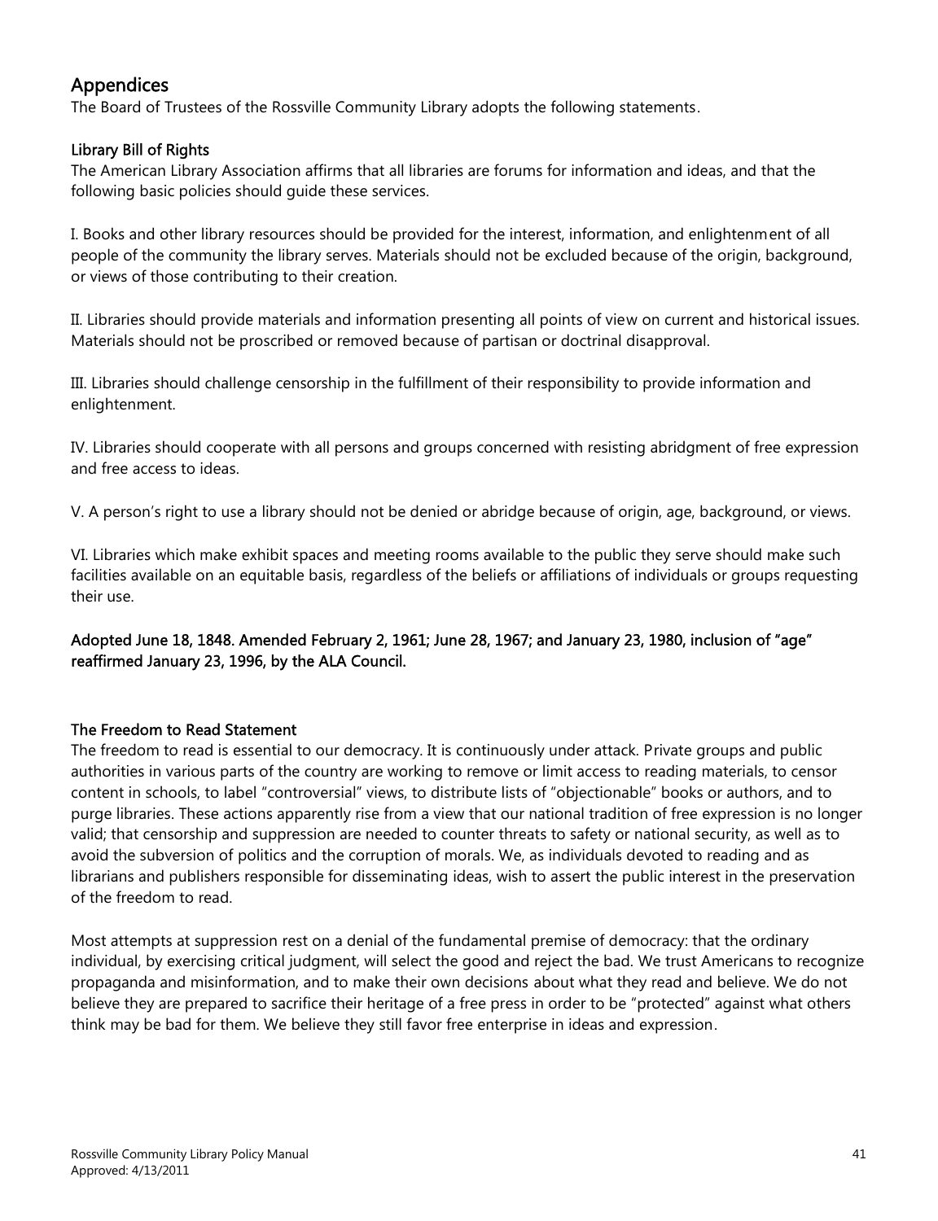## Appendices

The Board of Trustees of the Rossville Community Library adopts the following statements.

### Library Bill of Rights

The American Library Association affirms that all libraries are forums for information and ideas, and that the following basic policies should guide these services.

I. Books and other library resources should be provided for the interest, information, and enlightenment of all people of the community the library serves. Materials should not be excluded because of the origin, background, or views of those contributing to their creation.

II. Libraries should provide materials and information presenting all points of view on current and historical issues. Materials should not be proscribed or removed because of partisan or doctrinal disapproval.

III. Libraries should challenge censorship in the fulfillment of their responsibility to provide information and enlightenment.

IV. Libraries should cooperate with all persons and groups concerned with resisting abridgment of free expression and free access to ideas.

V. A person's right to use a library should not be denied or abridge because of origin, age, background, or views.

VI. Libraries which make exhibit spaces and meeting rooms available to the public they serve should make such facilities available on an equitable basis, regardless of the beliefs or affiliations of individuals or groups requesting their use.

**Adopted June 18, 1848. Amended February 2, 1961; June 28, 1967; and January 23, 1980, inclusion of "age" reaffirmed January 23, 1996, by the ALA Council.**

### The Freedom to Read Statement

The freedom to read is essential to our democracy. It is continuously under attack. Private groups and public authorities in various parts of the country are working to remove or limit access to reading materials, to censor content in schools, to label "controversial" views, to distribute lists of "objectionable" books or authors, and to purge libraries. These actions apparently rise from a view that our national tradition of free expression is no longer valid; that censorship and suppression are needed to counter threats to safety or national security, as well as to avoid the subversion of politics and the corruption of morals. We, as individuals devoted to reading and as librarians and publishers responsible for disseminating ideas, wish to assert the public interest in the preservation of the freedom to read.

Most attempts at suppression rest on a denial of the fundamental premise of democracy: that the ordinary individual, by exercising critical judgment, will select the good and reject the bad. We trust Americans to recognize propaganda and misinformation, and to make their own decisions about what they read and believe. We do not believe they are prepared to sacrifice their heritage of a free press in order to be "protected" against what others think may be bad for them. We believe they still favor free enterprise in ideas and expression.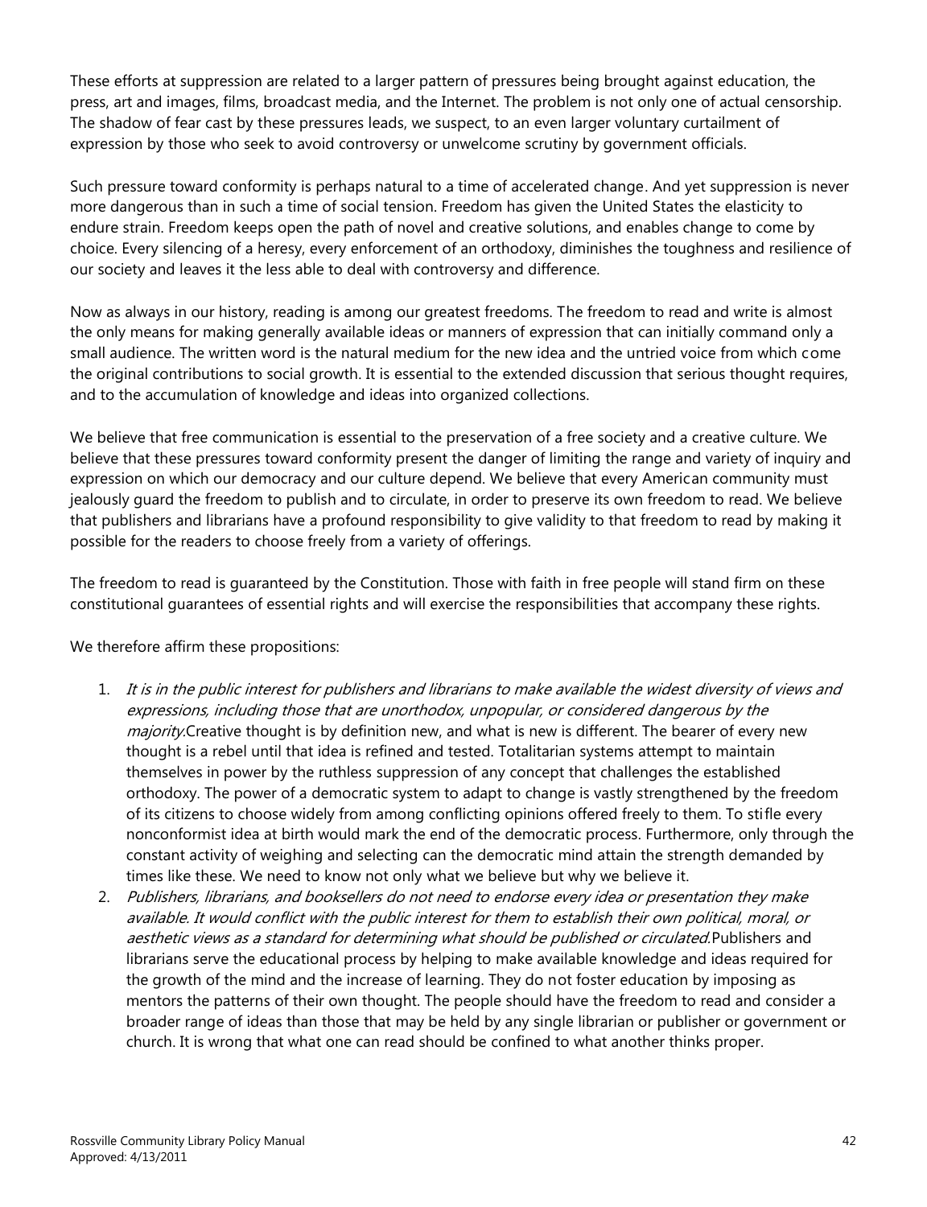These efforts at suppression are related to a larger pattern of pressures being brought against education, the press, art and images, films, broadcast media, and the Internet. The problem is not only one of actual censorship. The shadow of fear cast by these pressures leads, we suspect, to an even larger voluntary curtailment of expression by those who seek to avoid controversy or unwelcome scrutiny by government officials.

Such pressure toward conformity is perhaps natural to a time of accelerated change. And yet suppression is never more dangerous than in such a time of social tension. Freedom has given the United States the elasticity to endure strain. Freedom keeps open the path of novel and creative solutions, and enables change to come by choice. Every silencing of a heresy, every enforcement of an orthodoxy, diminishes the toughness and resilience of our society and leaves it the less able to deal with controversy and difference.

Now as always in our history, reading is among our greatest freedoms. The freedom to read and write is almost the only means for making generally available ideas or manners of expression that can initially command only a small audience. The written word is the natural medium for the new idea and the untried voice from which come the original contributions to social growth. It is essential to the extended discussion that serious thought requires, and to the accumulation of knowledge and ideas into organized collections.

We believe that free communication is essential to the preservation of a free society and a creative culture. We believe that these pressures toward conformity present the danger of limiting the range and variety of inquiry and expression on which our democracy and our culture depend. We believe that every American community must jealously guard the freedom to publish and to circulate, in order to preserve its own freedom to read. We believe that publishers and librarians have a profound responsibility to give validity to that freedom to read by making it possible for the readers to choose freely from a variety of offerings.

The freedom to read is guaranteed by the Constitution. Those with faith in free people will stand firm on these constitutional guarantees of essential rights and will exercise the responsibilities that accompany these rights.

We therefore affirm these propositions:

1. *It is in the public interest for publishers and librarians to make available the widest diversity of views and expressions, including those that are unorthodox, unpopular, or considered dangerous by the majority.*Creative thought is by definition new, and what is new is different. The bearer of every new thought is a rebel until that idea is refined and tested. Totalitarian systems attempt to maintain themselves in power by the ruthless suppression of any concept that challenges the established orthodoxy. The power of a democratic system to adapt to change is vastly strengthened by the freedom of its citizens to choose widely from among conflicting opinions offered freely to them. To stifle every nonconformist idea at birth would mark the end of the democratic process. Furthermore, only through the constant activity of weighing and selecting can the democratic mind attain the strength demanded by times like these. We need to know not only what we believe but why we believe it.
2. *Publishers, librarians, and booksellers do not need to endorse every idea or presentation they make available. It would conflict with the public interest for them to establish their own political, moral, or aesthetic views as a standard for determining what should be published or circulated.*Publishers and librarians serve the educational process by helping to make available knowledge and ideas required for the growth of the mind and the increase of learning. They do not foster education by imposing as mentors the patterns of their own thought. The people should have the freedom to read and consider a broader range of ideas than those that may be held by any single librarian or publisher or government or church. It is wrong that what one can read should be confined to what another thinks proper.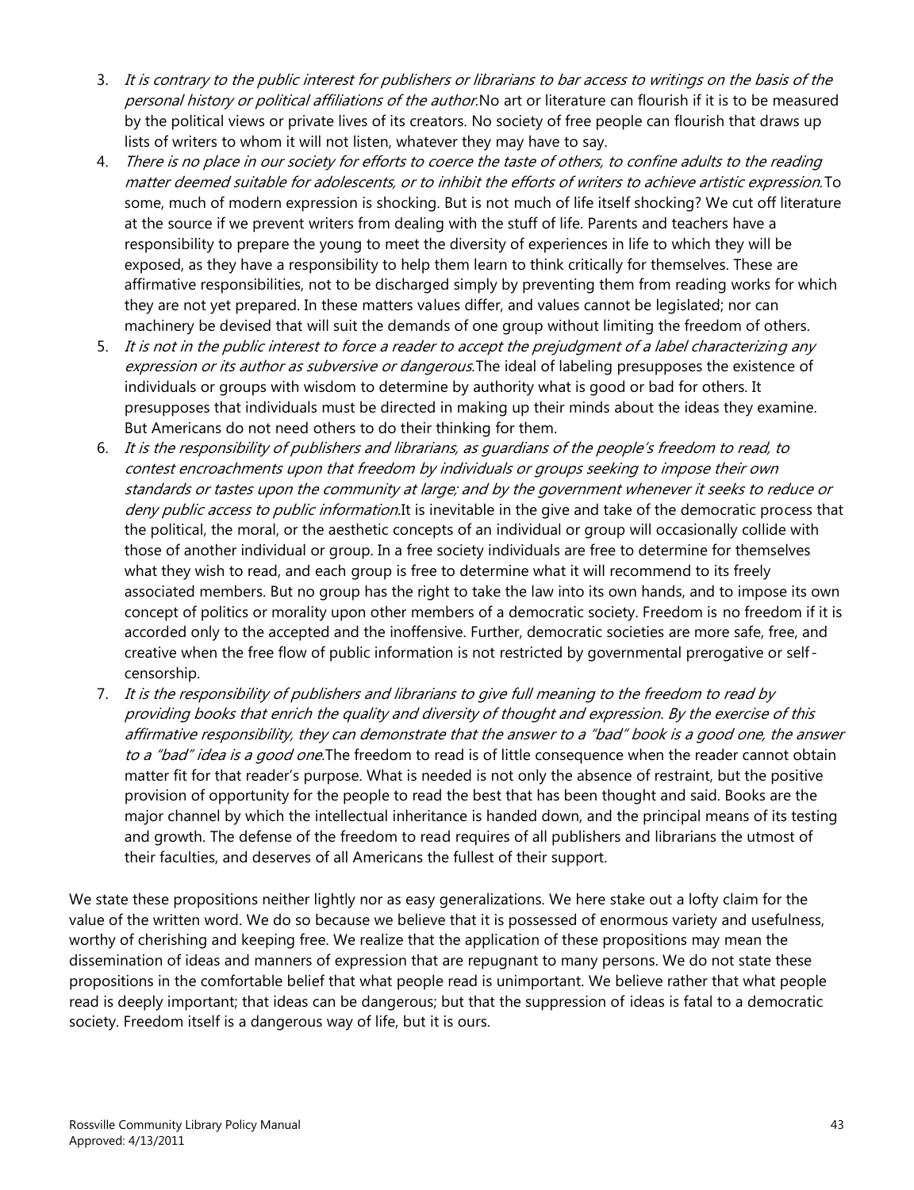3. *It is contrary to the public interest for publishers or librarians to bar access to writings on the basis of the personal history or political affiliations of the author.* No art or literature can flourish if it is to be measured by the political views or private lives of its creators. No society of free people can flourish that draws up lists of writers to whom it will not listen, whatever they may have to say.
4. *There is no place in our society for efforts to coerce the taste of others, to confine adults to the reading matter deemed suitable for adolescents, or to inhibit the efforts of writers to achieve artistic expression.* To some, much of modern expression is shocking. But is not much of life itself shocking? We cut off literature at the source if we prevent writers from dealing with the stuff of life. Parents and teachers have a responsibility to prepare the young to meet the diversity of experiences in life to which they will be exposed, as they have a responsibility to help them learn to think critically for themselves. These are affirmative responsibilities, not to be discharged simply by preventing them from reading works for which they are not yet prepared. In these matters values differ, and values cannot be legislated; nor can machinery be devised that will suit the demands of one group without limiting the freedom of others.
5. *It is not in the public interest to force a reader to accept the prejudgment of a label characterizing any expression or its author as subversive or dangerous.* The ideal of labeling presupposes the existence of individuals or groups with wisdom to determine by authority what is good or bad for others. It presupposes that individuals must be directed in making up their minds about the ideas they examine. But Americans do not need others to do their thinking for them.
6. *It is the responsibility of publishers and librarians, as guardians of the people's freedom to read, to contest encroachments upon that freedom by individuals or groups seeking to impose their own standards or tastes upon the community at large; and by the government whenever it seeks to reduce or deny public access to public information.* It is inevitable in the give and take of the democratic process that the political, the moral, or the aesthetic concepts of an individual or group will occasionally collide with those of another individual or group. In a free society individuals are free to determine for themselves what they wish to read, and each group is free to determine what it will recommend to its freely associated members. But no group has the right to take the law into its own hands, and to impose its own concept of politics or morality upon other members of a democratic society. Freedom is no freedom if it is accorded only to the accepted and the inoffensive. Further, democratic societies are more safe, free, and creative when the free flow of public information is not restricted by governmental prerogative or self-censorship.
7. *It is the responsibility of publishers and librarians to give full meaning to the freedom to read by providing books that enrich the quality and diversity of thought and expression. By the exercise of this affirmative responsibility, they can demonstrate that the answer to a "bad" book is a good one, the answer to a "bad" idea is a good one.* The freedom to read is of little consequence when the reader cannot obtain matter fit for that reader's purpose. What is needed is not only the absence of restraint, but the positive provision of opportunity for the people to read the best that has been thought and said. Books are the major channel by which the intellectual inheritance is handed down, and the principal means of its testing and growth. The defense of the freedom to read requires of all publishers and librarians the utmost of their faculties, and deserves of all Americans the fullest of their support.

We state these propositions neither lightly nor as easy generalizations. We here stake out a lofty claim for the value of the written word. We do so because we believe that it is possessed of enormous variety and usefulness, worthy of cherishing and keeping free. We realize that the application of these propositions may mean the dissemination of ideas and manners of expression that are repugnant to many persons. We do not state these propositions in the comfortable belief that what people read is unimportant. We believe rather that what people read is deeply important; that ideas can be dangerous; but that the suppression of ideas is fatal to a democratic society. Freedom itself is a dangerous way of life, but it is ours.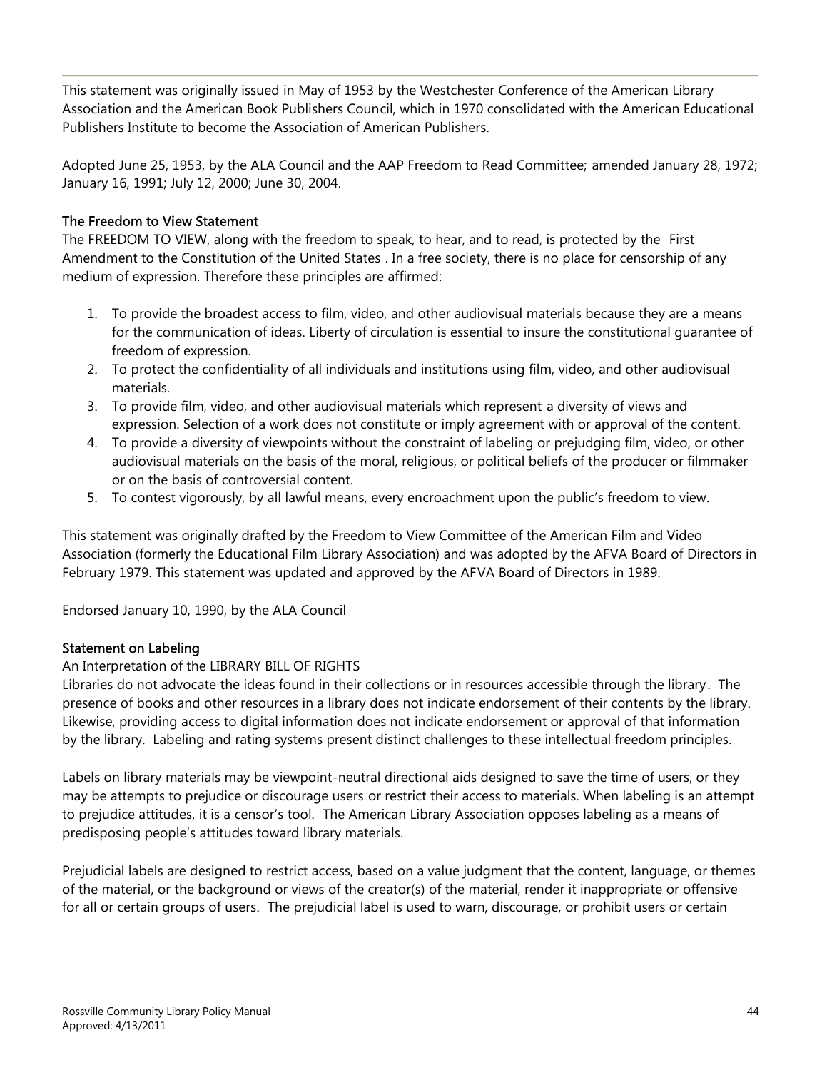This statement was originally issued in May of 1953 by the Westchester Conference of the American Library Association and the American Book Publishers Council, which in 1970 consolidated with the American Educational Publishers Institute to become the Association of American Publishers.

Adopted June 25, 1953, by the ALA Council and the AAP Freedom to Read Committee; amended January 28, 1972; January 16, 1991; July 12, 2000; June 30, 2004.

### The Freedom to View Statement

The FREEDOM TO VIEW, along with the freedom to speak, to hear, and to read, is protected by the First Amendment to the Constitution of the United States . In a free society, there is no place for censorship of any medium of expression. Therefore these principles are affirmed:

1. To provide the broadest access to film, video, and other audiovisual materials because they are a means for the communication of ideas. Liberty of circulation is essential to insure the constitutional guarantee of freedom of expression.
2. To protect the confidentiality of all individuals and institutions using film, video, and other audiovisual materials.
3. To provide film, video, and other audiovisual materials which represent a diversity of views and expression. Selection of a work does not constitute or imply agreement with or approval of the content.
4. To provide a diversity of viewpoints without the constraint of labeling or prejudging film, video, or other audiovisual materials on the basis of the moral, religious, or political beliefs of the producer or filmmaker or on the basis of controversial content.
5. To contest vigorously, by all lawful means, every encroachment upon the public's freedom to view.

This statement was originally drafted by the Freedom to View Committee of the American Film and Video Association (formerly the Educational Film Library Association) and was adopted by the AFVA Board of Directors in February 1979. This statement was updated and approved by the AFVA Board of Directors in 1989.

Endorsed January 10, 1990, by the ALA Council

### Statement on Labeling

An Interpretation of the LIBRARY BILL OF RIGHTS

Libraries do not advocate the ideas found in their collections or in resources accessible through the library. The presence of books and other resources in a library does not indicate endorsement of their contents by the library. Likewise, providing access to digital information does not indicate endorsement or approval of that information by the library. Labeling and rating systems present distinct challenges to these intellectual freedom principles.

Labels on library materials may be viewpoint-neutral directional aids designed to save the time of users, or they may be attempts to prejudice or discourage users or restrict their access to materials. When labeling is an attempt to prejudice attitudes, it is a censor's tool. The American Library Association opposes labeling as a means of predisposing people's attitudes toward library materials.

Prejudicial labels are designed to restrict access, based on a value judgment that the content, language, or themes of the material, or the background or views of the creator(s) of the material, render it inappropriate or offensive for all or certain groups of users. The prejudicial label is used to warn, discourage, or prohibit users or certain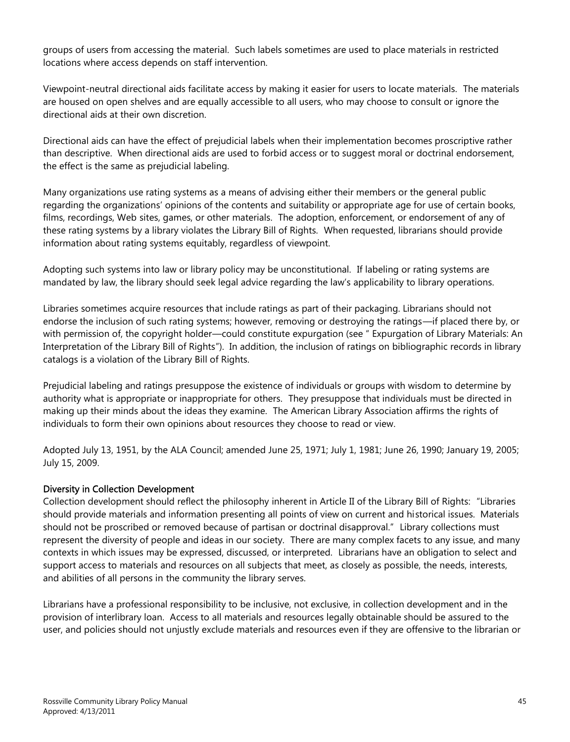groups of users from accessing the material. Such labels sometimes are used to place materials in restricted locations where access depends on staff intervention.

Viewpoint-neutral directional aids facilitate access by making it easier for users to locate materials. The materials are housed on open shelves and are equally accessible to all users, who may choose to consult or ignore the directional aids at their own discretion.

Directional aids can have the effect of prejudicial labels when their implementation becomes proscriptive rather than descriptive. When directional aids are used to forbid access or to suggest moral or doctrinal endorsement, the effect is the same as prejudicial labeling.

Many organizations use rating systems as a means of advising either their members or the general public regarding the organizations' opinions of the contents and suitability or appropriate age for use of certain books, films, recordings, Web sites, games, or other materials. The adoption, enforcement, or endorsement of any of these rating systems by a library violates the Library Bill of Rights. When requested, librarians should provide information about rating systems equitably, regardless of viewpoint.

Adopting such systems into law or library policy may be unconstitutional. If labeling or rating systems are mandated by law, the library should seek legal advice regarding the law's applicability to library operations.

Libraries sometimes acquire resources that include ratings as part of their packaging. Librarians should not endorse the inclusion of such rating systems; however, removing or destroying the ratings—if placed there by, or with permission of, the copyright holder—could constitute expurgation (see " Expurgation of Library Materials: An Interpretation of the Library Bill of Rights"). In addition, the inclusion of ratings on bibliographic records in library catalogs is a violation of the Library Bill of Rights.

Prejudicial labeling and ratings presuppose the existence of individuals or groups with wisdom to determine by authority what is appropriate or inappropriate for others. They presuppose that individuals must be directed in making up their minds about the ideas they examine. The American Library Association affirms the rights of individuals to form their own opinions about resources they choose to read or view.

Adopted July 13, 1951, by the ALA Council; amended June 25, 1971; July 1, 1981; June 26, 1990; January 19, 2005; July 15, 2009.

**Diversity in Collection Development**

Collection development should reflect the philosophy inherent in Article II of the Library Bill of Rights: "Libraries should provide materials and information presenting all points of view on current and historical issues. Materials should not be proscribed or removed because of partisan or doctrinal disapproval." Library collections must represent the diversity of people and ideas in our society. There are many complex facets to any issue, and many contexts in which issues may be expressed, discussed, or interpreted. Librarians have an obligation to select and support access to materials and resources on all subjects that meet, as closely as possible, the needs, interests, and abilities of all persons in the community the library serves.

Librarians have a professional responsibility to be inclusive, not exclusive, in collection development and in the provision of interlibrary loan. Access to all materials and resources legally obtainable should be assured to the user, and policies should not unjustly exclude materials and resources even if they are offensive to the librarian or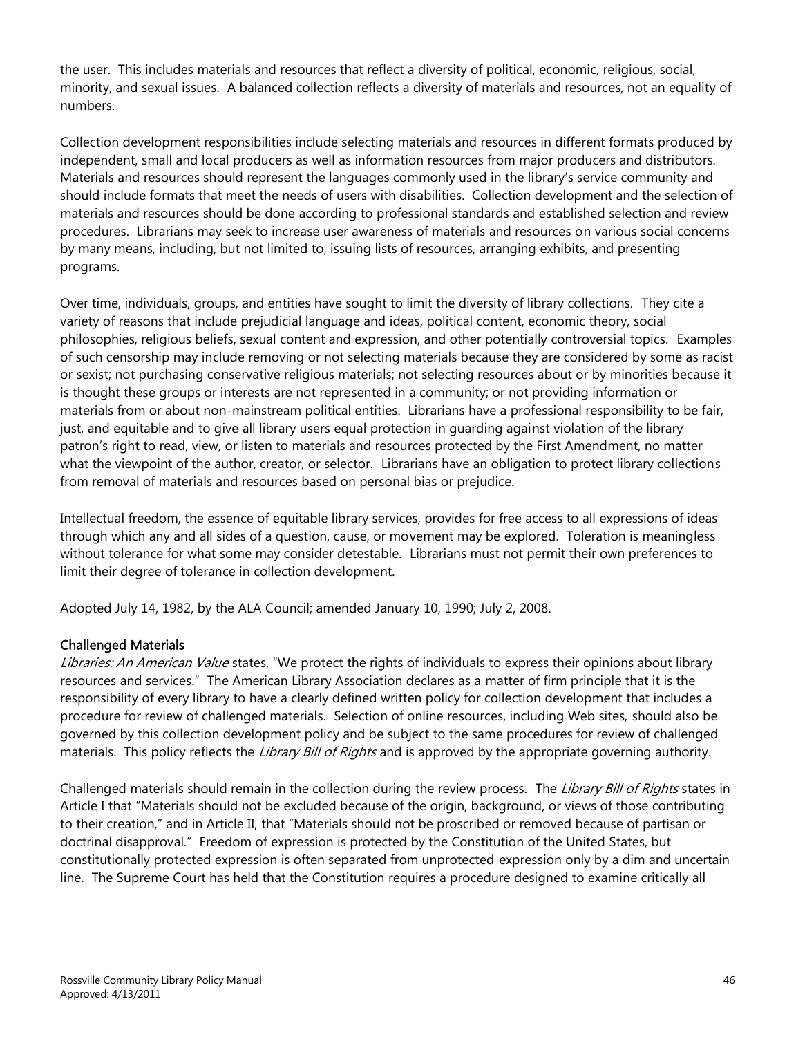the user. This includes materials and resources that reflect a diversity of political, economic, religious, social, minority, and sexual issues. A balanced collection reflects a diversity of materials and resources, not an equality of numbers.

Collection development responsibilities include selecting materials and resources in different formats produced by independent, small and local producers as well as information resources from major producers and distributors. Materials and resources should represent the languages commonly used in the library's service community and should include formats that meet the needs of users with disabilities. Collection development and the selection of materials and resources should be done according to professional standards and established selection and review procedures. Librarians may seek to increase user awareness of materials and resources on various social concerns by many means, including, but not limited to, issuing lists of resources, arranging exhibits, and presenting programs.

Over time, individuals, groups, and entities have sought to limit the diversity of library collections. They cite a variety of reasons that include prejudicial language and ideas, political content, economic theory, social philosophies, religious beliefs, sexual content and expression, and other potentially controversial topics. Examples of such censorship may include removing or not selecting materials because they are considered by some as racist or sexist; not purchasing conservative religious materials; not selecting resources about or by minorities because it is thought these groups or interests are not represented in a community; or not providing information or materials from or about non-mainstream political entities. Librarians have a professional responsibility to be fair, just, and equitable and to give all library users equal protection in guarding against violation of the library patron's right to read, view, or listen to materials and resources protected by the First Amendment, no matter what the viewpoint of the author, creator, or selector. Librarians have an obligation to protect library collections from removal of materials and resources based on personal bias or prejudice.

Intellectual freedom, the essence of equitable library services, provides for free access to all expressions of ideas through which any and all sides of a question, cause, or movement may be explored. Toleration is meaningless without tolerance for what some may consider detestable. Librarians must not permit their own preferences to limit their degree of tolerance in collection development.

Adopted July 14, 1982, by the ALA Council; amended January 10, 1990; July 2, 2008.

### Challenged Materials

*Libraries: An American Value* states, "We protect the rights of individuals to express their opinions about library resources and services." The American Library Association declares as a matter of firm principle that it is the responsibility of every library to have a clearly defined written policy for collection development that includes a procedure for review of challenged materials. Selection of online resources, including Web sites, should also be governed by this collection development policy and be subject to the same procedures for review of challenged materials. This policy reflects the *Library Bill of Rights* and is approved by the appropriate governing authority.

Challenged materials should remain in the collection during the review process. The *Library Bill of Rights* states in Article I that "Materials should not be excluded because of the origin, background, or views of those contributing to their creation," and in Article II, that "Materials should not be proscribed or removed because of partisan or doctrinal disapproval." Freedom of expression is protected by the Constitution of the United States, but constitutionally protected expression is often separated from unprotected expression only by a dim and uncertain line. The Supreme Court has held that the Constitution requires a procedure designed to examine critically all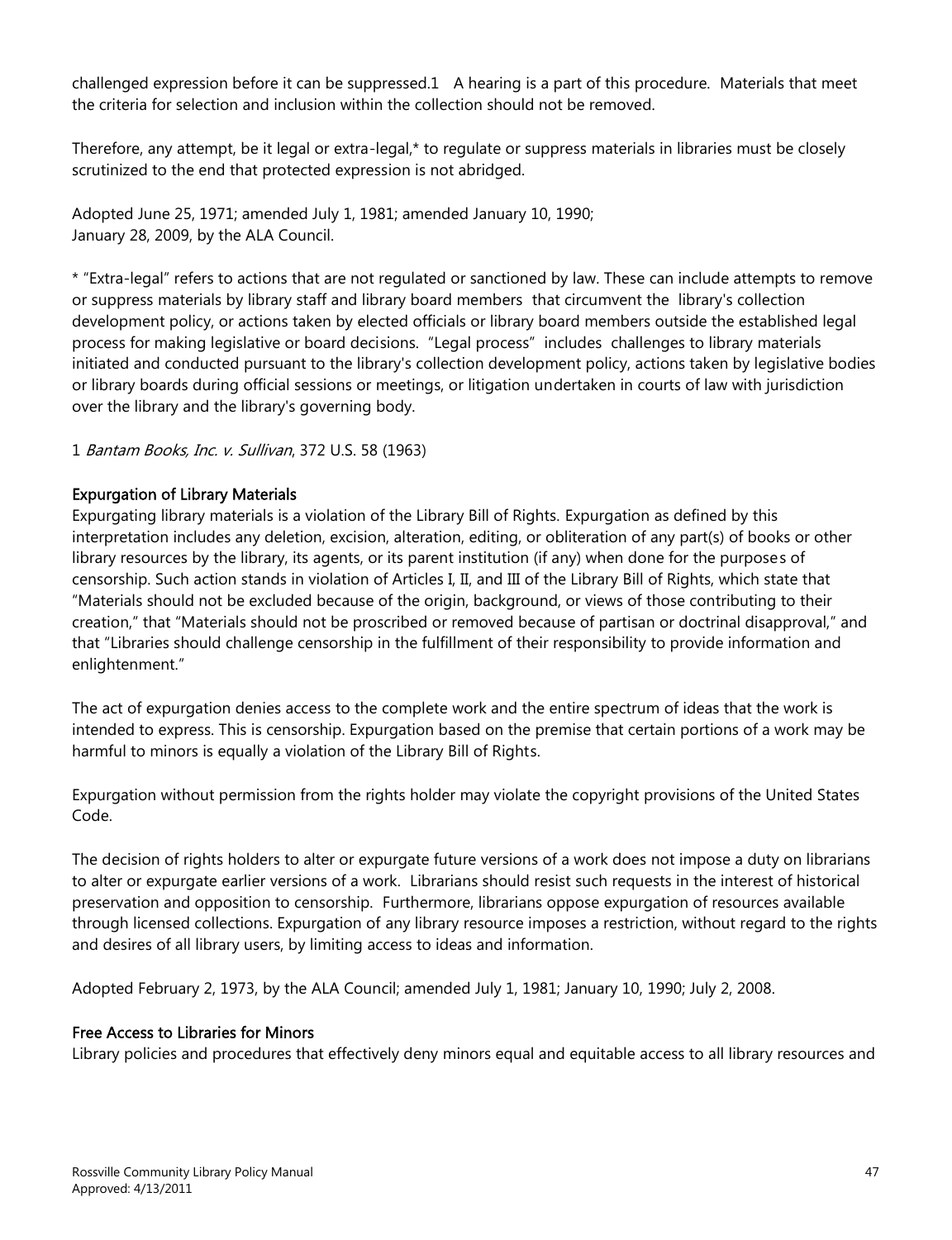challenged expression before it can be suppressed.1 A hearing is a part of this procedure. Materials that meet the criteria for selection and inclusion within the collection should not be removed.

Therefore, any attempt, be it legal or extra-legal,* to regulate or suppress materials in libraries must be closely scrutinized to the end that protected expression is not abridged.

Adopted June 25, 1971; amended July 1, 1981; amended January 10, 1990; January 28, 2009, by the ALA Council.

* "Extra-legal" refers to actions that are not regulated or sanctioned by law. These can include attempts to remove or suppress materials by library staff and library board members that circumvent the library's collection development policy, or actions taken by elected officials or library board members outside the established legal process for making legislative or board decisions. "Legal process" includes challenges to library materials initiated and conducted pursuant to the library's collection development policy, actions taken by legislative bodies or library boards during official sessions or meetings, or litigation undertaken in courts of law with jurisdiction over the library and the library's governing body.

1 *Bantam Books, Inc. v. Sullivan*, 372 U.S. 58 (1963)

**Expurgation of Library Materials**

Expurgating library materials is a violation of the Library Bill of Rights. Expurgation as defined by this interpretation includes any deletion, excision, alteration, editing, or obliteration of any part(s) of books or other library resources by the library, its agents, or its parent institution (if any) when done for the purposes of censorship. Such action stands in violation of Articles I, II, and III of the Library Bill of Rights, which state that "Materials should not be excluded because of the origin, background, or views of those contributing to their creation," that "Materials should not be proscribed or removed because of partisan or doctrinal disapproval," and that "Libraries should challenge censorship in the fulfillment of their responsibility to provide information and enlightenment."

The act of expurgation denies access to the complete work and the entire spectrum of ideas that the work is intended to express. This is censorship. Expurgation based on the premise that certain portions of a work may be harmful to minors is equally a violation of the Library Bill of Rights.

Expurgation without permission from the rights holder may violate the copyright provisions of the United States Code.

The decision of rights holders to alter or expurgate future versions of a work does not impose a duty on librarians to alter or expurgate earlier versions of a work. Librarians should resist such requests in the interest of historical preservation and opposition to censorship. Furthermore, librarians oppose expurgation of resources available through licensed collections. Expurgation of any library resource imposes a restriction, without regard to the rights and desires of all library users, by limiting access to ideas and information.

Adopted February 2, 1973, by the ALA Council; amended July 1, 1981; January 10, 1990; July 2, 2008.

**Free Access to Libraries for Minors**

Library policies and procedures that effectively deny minors equal and equitable access to all library resources and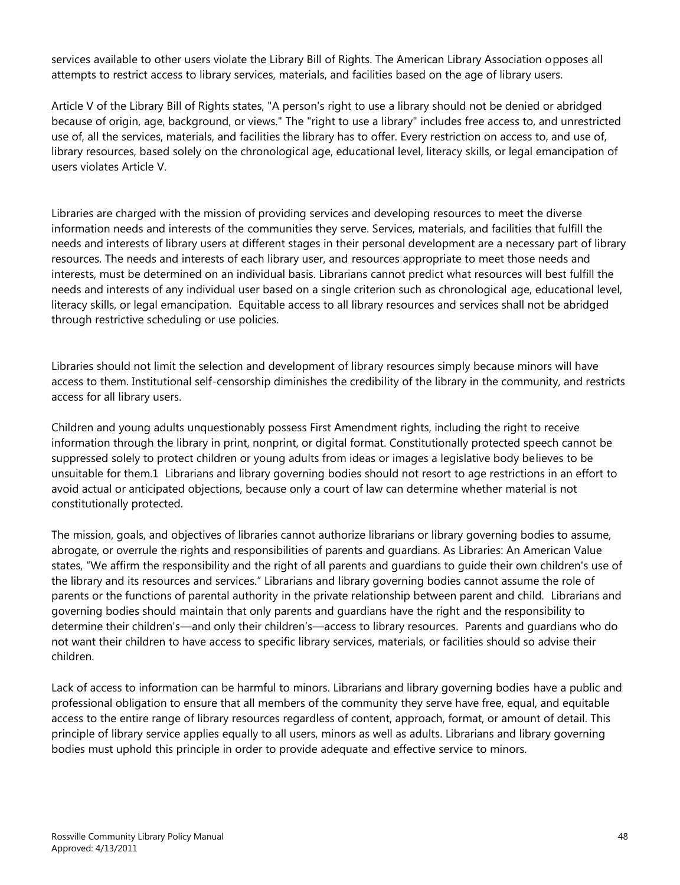services available to other users violate the Library Bill of Rights. The American Library Association opposes all attempts to restrict access to library services, materials, and facilities based on the age of library users.

Article V of the Library Bill of Rights states, "A person's right to use a library should not be denied or abridged because of origin, age, background, or views." The "right to use a library" includes free access to, and unrestricted use of, all the services, materials, and facilities the library has to offer. Every restriction on access to, and use of, library resources, based solely on the chronological age, educational level, literacy skills, or legal emancipation of users violates Article V.

Libraries are charged with the mission of providing services and developing resources to meet the diverse information needs and interests of the communities they serve. Services, materials, and facilities that fulfill the needs and interests of library users at different stages in their personal development are a necessary part of library resources. The needs and interests of each library user, and resources appropriate to meet those needs and interests, must be determined on an individual basis. Librarians cannot predict what resources will best fulfill the needs and interests of any individual user based on a single criterion such as chronological age, educational level, literacy skills, or legal emancipation. Equitable access to all library resources and services shall not be abridged through restrictive scheduling or use policies.

Libraries should not limit the selection and development of library resources simply because minors will have access to them. Institutional self-censorship diminishes the credibility of the library in the community, and restricts access for all library users.

Children and young adults unquestionably possess First Amendment rights, including the right to receive information through the library in print, nonprint, or digital format. Constitutionally protected speech cannot be suppressed solely to protect children or young adults from ideas or images a legislative body believes to be unsuitable for them.[1] Librarians and library governing bodies should not resort to age restrictions in an effort to avoid actual or anticipated objections, because only a court of law can determine whether material is not constitutionally protected.

The mission, goals, and objectives of libraries cannot authorize librarians or library governing bodies to assume, abrogate, or overrule the rights and responsibilities of parents and guardians. As Libraries: An American Value states, "We affirm the responsibility and the right of all parents and guardians to guide their own children's use of the library and its resources and services." Librarians and library governing bodies cannot assume the role of parents or the functions of parental authority in the private relationship between parent and child. Librarians and governing bodies should maintain that only parents and guardians have the right and the responsibility to determine their children's—and only their children's—access to library resources. Parents and guardians who do not want their children to have access to specific library services, materials, or facilities should so advise their children.

Lack of access to information can be harmful to minors. Librarians and library governing bodies have a public and professional obligation to ensure that all members of the community they serve have free, equal, and equitable access to the entire range of library resources regardless of content, approach, format, or amount of detail. This principle of library service applies equally to all users, minors as well as adults. Librarians and library governing bodies must uphold this principle in order to provide adequate and effective service to minors.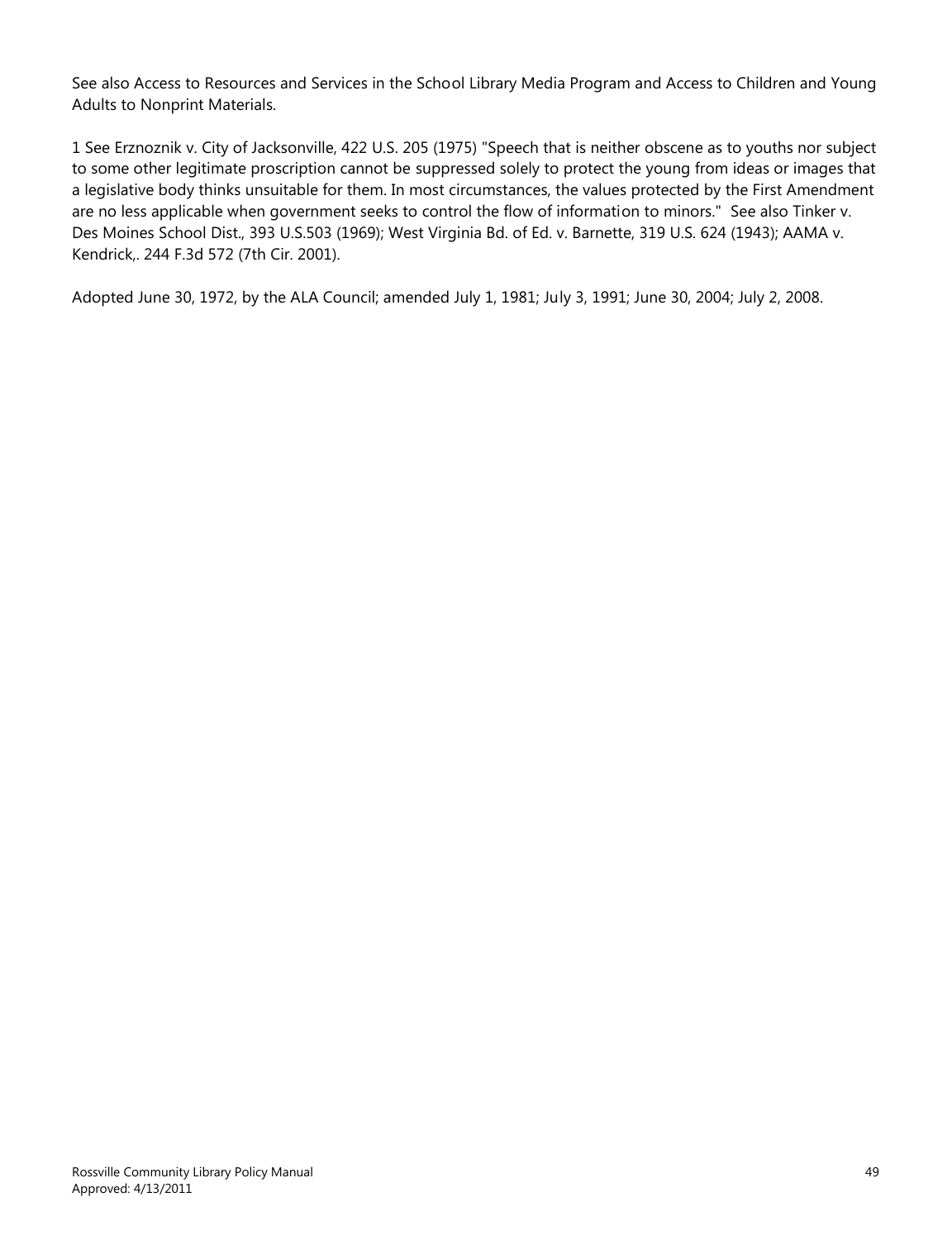See also Access to Resources and Services in the School Library Media Program and Access to Children and Young Adults to Nonprint Materials.

1 See Erznoznik v. City of Jacksonville, 422 U.S. 205 (1975) "Speech that is neither obscene as to youths nor subject to some other legitimate proscription cannot be suppressed solely to protect the young from ideas or images that a legislative body thinks unsuitable for them. In most circumstances, the values protected by the First Amendment are no less applicable when government seeks to control the flow of information to minors." See also Tinker v. Des Moines School Dist., 393 U.S.503 (1969); West Virginia Bd. of Ed. v. Barnette, 319 U.S. 624 (1943); AAMA v. Kendrick,. 244 F.3d 572 (7th Cir. 2001).

Adopted June 30, 1972, by the ALA Council; amended July 1, 1981; July 3, 1991; June 30, 2004; July 2, 2008.